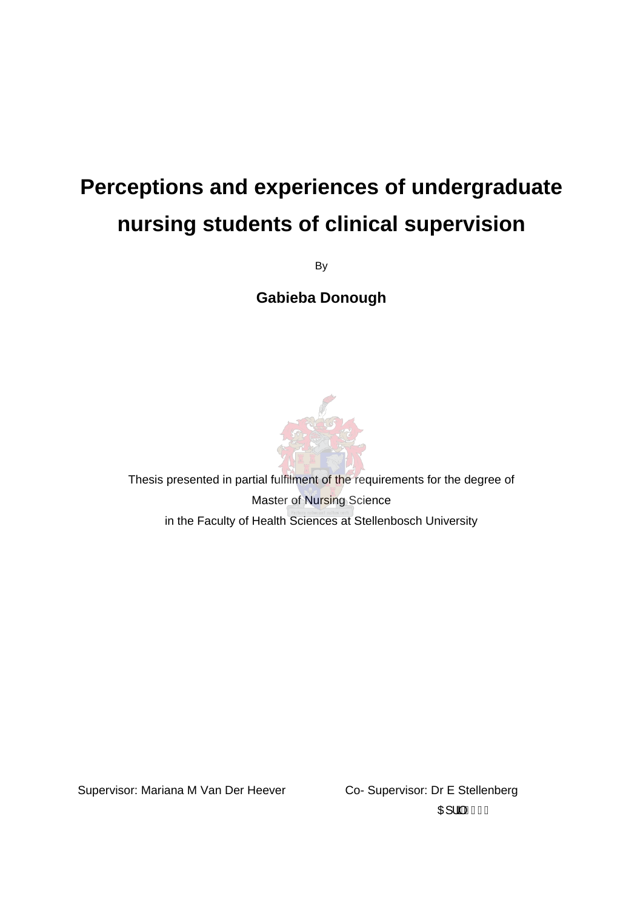# Perceptions and experiences of undergraduate nursing students of clinical supervision

By

**Gabieba Donough**

Thesis presented in partial fulfilment of the requirements for the degree of
Master of Nursing Science
in the Faculty of Health Sciences at Stellenbosch University

Supervisor: Mariana M Van Der Heever

Co- Supervisor: Dr E Stellenberg

April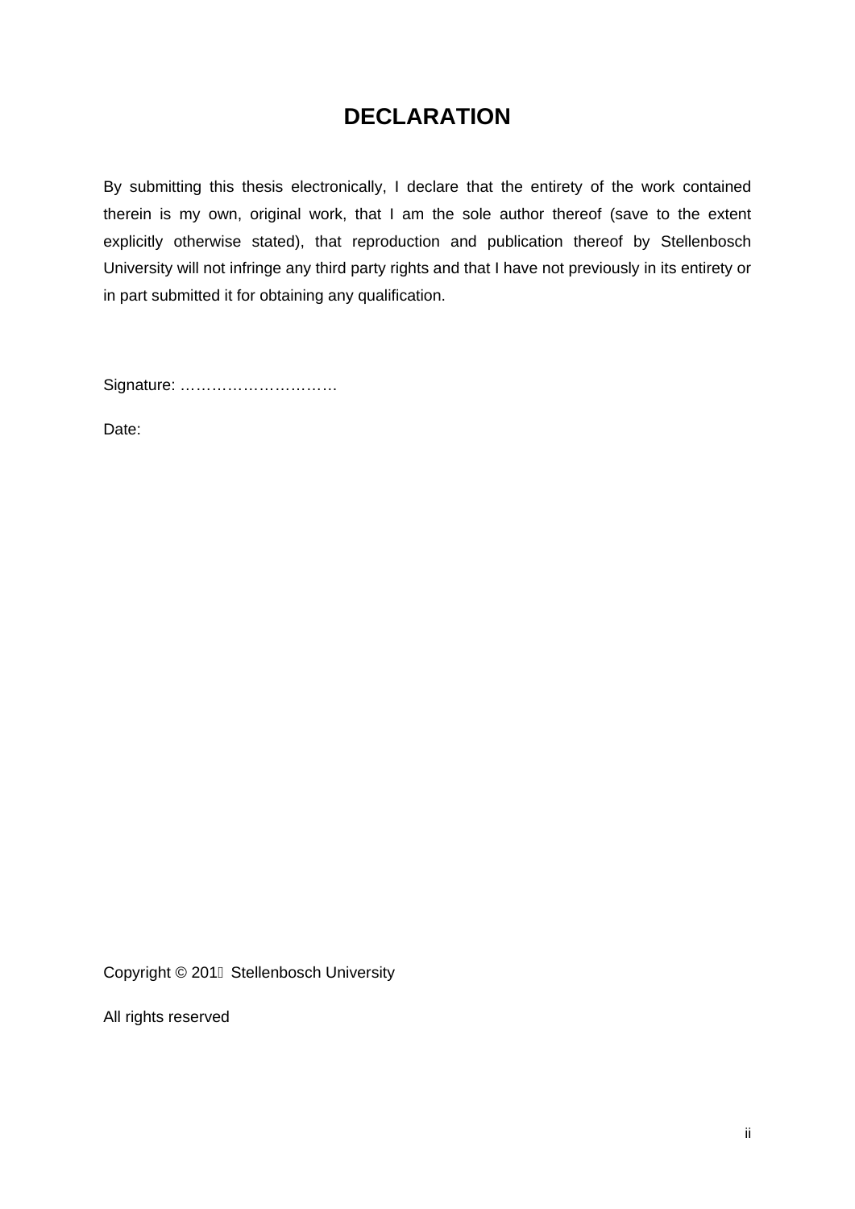# DECLARATION

By submitting this thesis electronically, I declare that the entirety of the work contained therein is my own, original work, that I am the sole author thereof (save to the extent explicitly otherwise stated), that reproduction and publication thereof by Stellenbosch University will not infringe any third party rights and that I have not previously in its entirety or in part submitted it for obtaining any qualification.

Signature: …………………………

Date:

Copyright © 201 Stellenbosch University

All rights reserved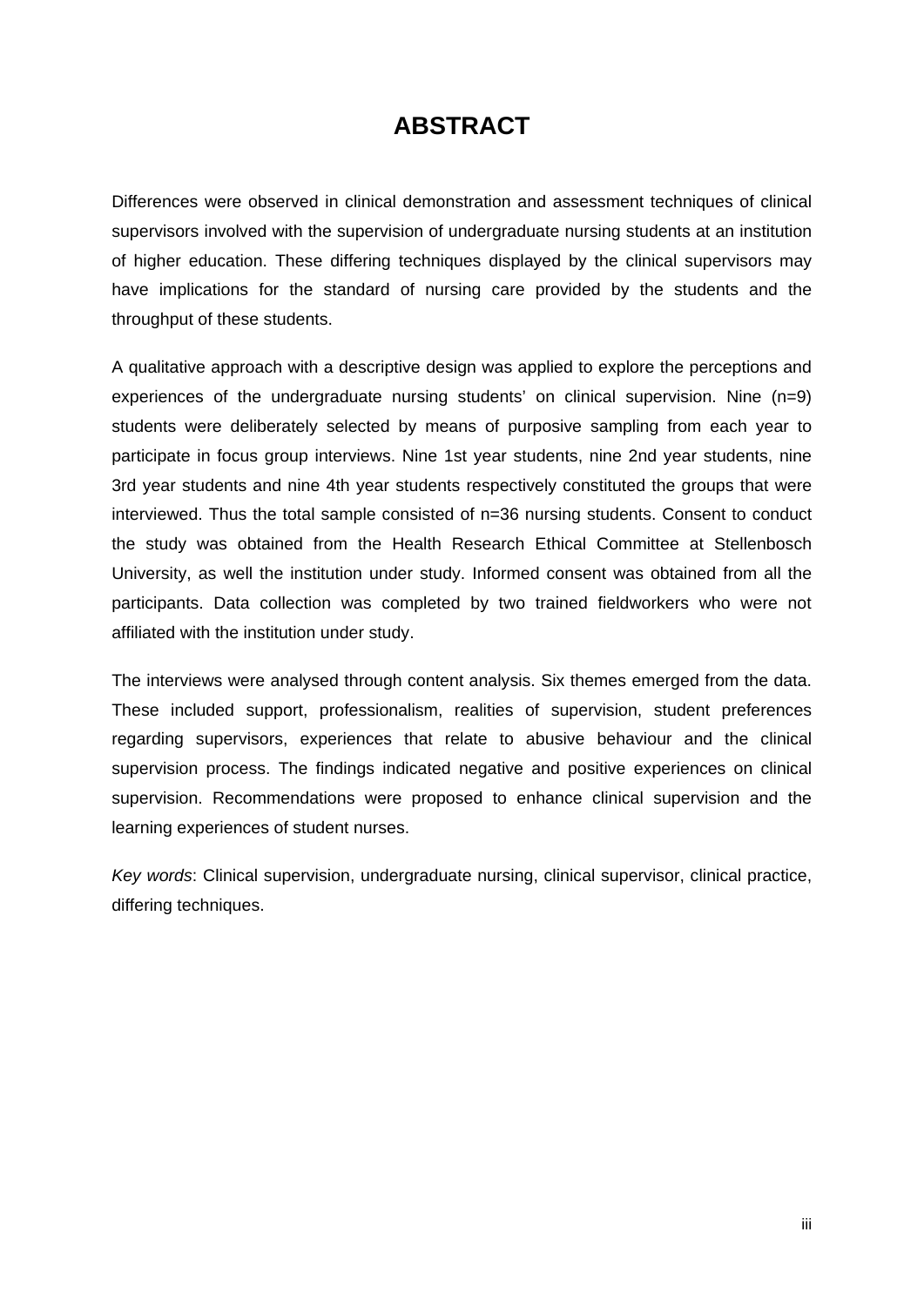# ABSTRACT

Differences were observed in clinical demonstration and assessment techniques of clinical supervisors involved with the supervision of undergraduate nursing students at an institution of higher education. These differing techniques displayed by the clinical supervisors may have implications for the standard of nursing care provided by the students and the throughput of these students.

A qualitative approach with a descriptive design was applied to explore the perceptions and experiences of the undergraduate nursing students' on clinical supervision. Nine (n=9) students were deliberately selected by means of purposive sampling from each year to participate in focus group interviews. Nine 1st year students, nine 2nd year students, nine 3rd year students and nine 4th year students respectively constituted the groups that were interviewed. Thus the total sample consisted of n=36 nursing students. Consent to conduct the study was obtained from the Health Research Ethical Committee at Stellenbosch University, as well the institution under study. Informed consent was obtained from all the participants. Data collection was completed by two trained fieldworkers who were not affiliated with the institution under study.

The interviews were analysed through content analysis. Six themes emerged from the data. These included support, professionalism, realities of supervision, student preferences regarding supervisors, experiences that relate to abusive behaviour and the clinical supervision process. The findings indicated negative and positive experiences on clinical supervision. Recommendations were proposed to enhance clinical supervision and the learning experiences of student nurses.

*Key words*: Clinical supervision, undergraduate nursing, clinical supervisor, clinical practice, differing techniques.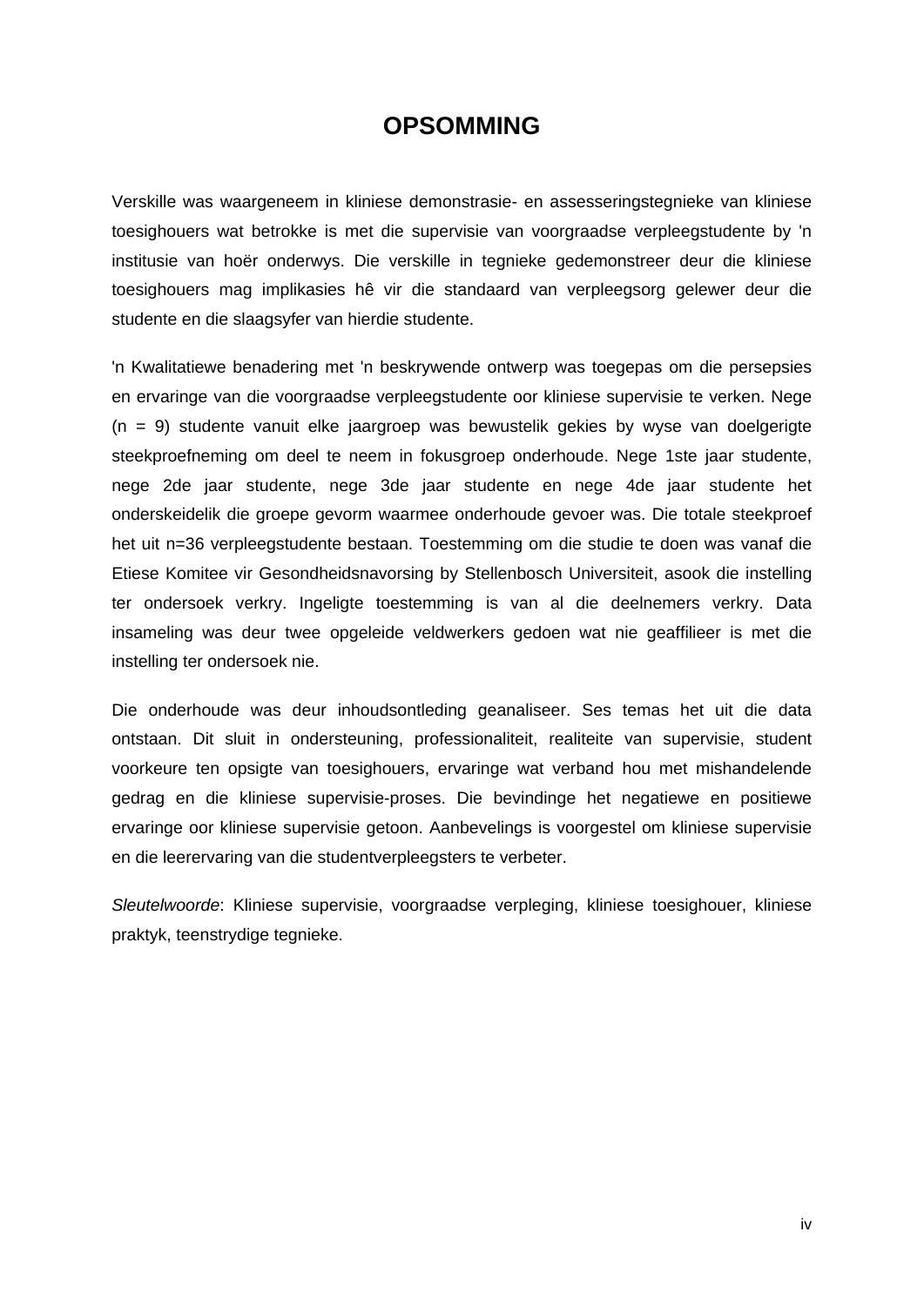# OPSOMMING

Verskille was waargeneem in kliniese demonstrasie- en assesseringstegnieke van kliniese toesighouers wat betrokke is met die supervisie van voorgraadse verpleegstudente by 'n institusie van hoër onderwys. Die verskille in tegnieke gedemonstreer deur die kliniese toesighouers mag implikasies hê vir die standaard van verpleegsorg gelewer deur die studente en die slaagsyfer van hierdie studente.

'n Kwalitatiewe benadering met 'n beskrywende ontwerp was toegepas om die persepsies en ervaringe van die voorgraadse verpleegstudente oor kliniese supervisie te verken. Nege (n = 9) studente vanuit elke jaargroep was bewustelik gekies by wyse van doelgerigte steekproefneming om deel te neem in fokusgroep onderhoude. Nege 1ste jaar studente, nege 2de jaar studente, nege 3de jaar studente en nege 4de jaar studente het onderskeidelik die groepe gevorm waarmee onderhoude gevoer was. Die totale steekproef het uit n=36 verpleegstudente bestaan. Toestemming om die studie te doen was vanaf die Etiese Komitee vir Gesondheidsnavorsing by Stellenbosch Universiteit, asook die instelling ter ondersoek verkry. Ingeligte toestemming is van al die deelnemers verkry. Data insameling was deur twee opgeleide veldwerkers gedoen wat nie geaffilieer is met die instelling ter ondersoek nie.

Die onderhoude was deur inhoudsontleding geanaliseer. Ses temas het uit die data ontstaan. Dit sluit in ondersteuning, professionaliteit, realiteite van supervisie, student voorkeure ten opsigte van toesighouers, ervaringe wat verband hou met mishandelende gedrag en die kliniese supervisie-proses. Die bevindinge het negatiewe en positiewe ervaringe oor kliniese supervisie getoon. Aanbevelings is voorgestel om kliniese supervisie en die leerervaring van die studentverpleegsters te verbeter.

*Sleutelwoorde*: Kliniese supervisie, voorgraadse verpleging, kliniese toesighouer, kliniese praktyk, teenstrydige tegnieke.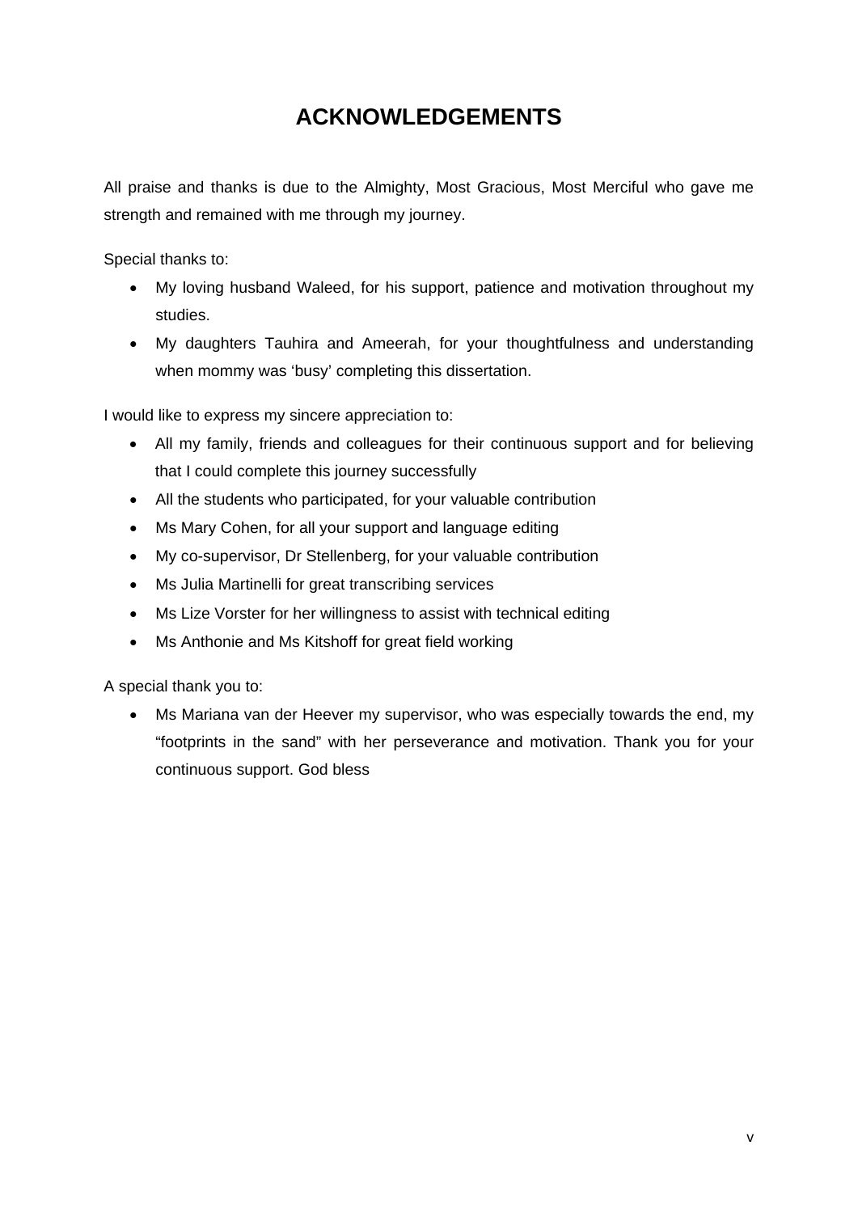# ACKNOWLEDGEMENTS

All praise and thanks is due to the Almighty, Most Gracious, Most Merciful who gave me strength and remained with me through my journey.

Special thanks to:

- My loving husband Waleed, for his support, patience and motivation throughout my studies.
- My daughters Tauhira and Ameerah, for your thoughtfulness and understanding when mommy was 'busy' completing this dissertation.

I would like to express my sincere appreciation to:

- All my family, friends and colleagues for their continuous support and for believing that I could complete this journey successfully
- All the students who participated, for your valuable contribution
- Ms Mary Cohen, for all your support and language editing
- My co-supervisor, Dr Stellenberg, for your valuable contribution
- Ms Julia Martinelli for great transcribing services
- Ms Lize Vorster for her willingness to assist with technical editing
- Ms Anthonie and Ms Kitshoff for great field working

A special thank you to:

- Ms Mariana van der Heever my supervisor, who was especially towards the end, my "footprints in the sand" with her perseverance and motivation. Thank you for your continuous support. God bless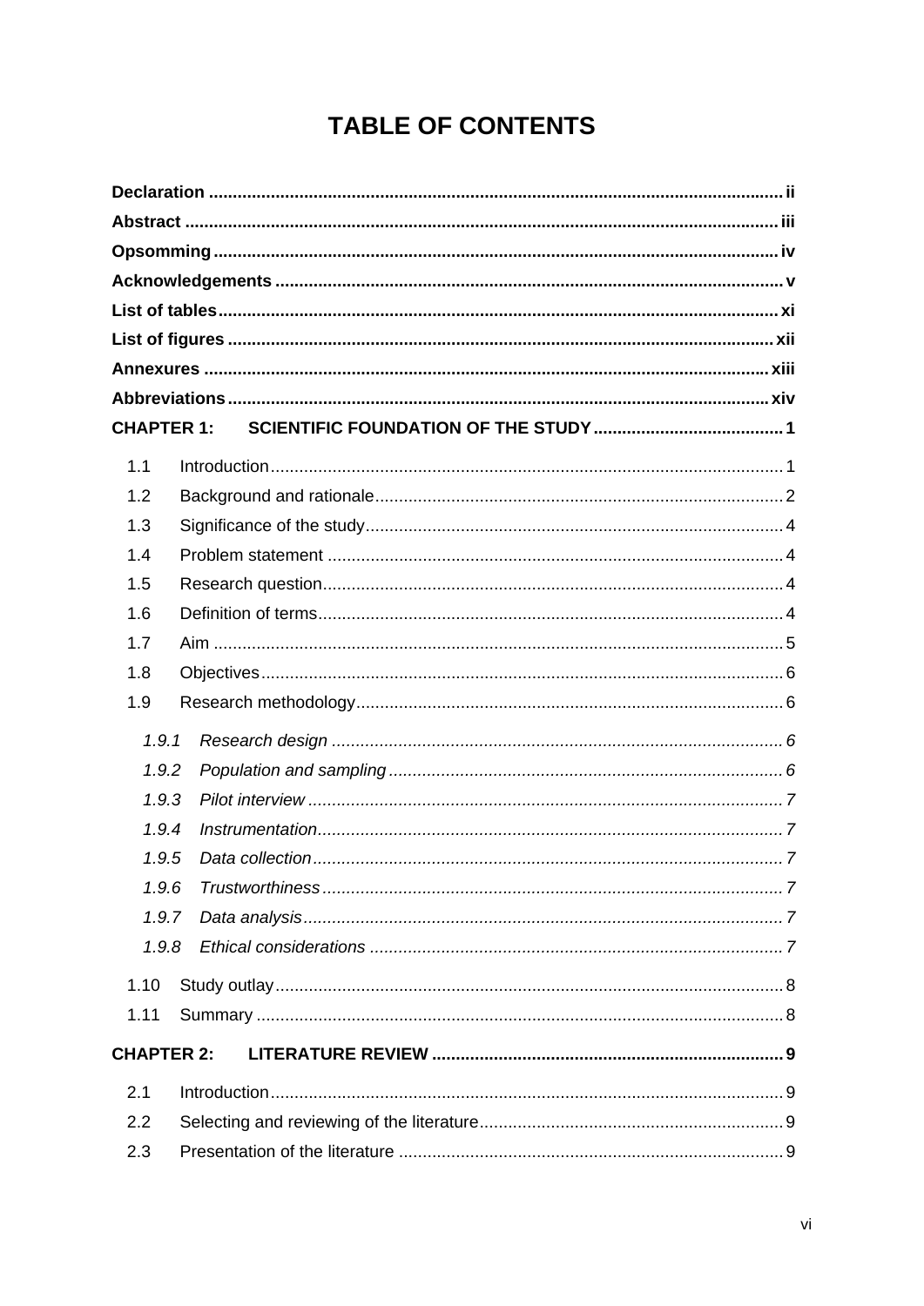# TABLE OF CONTENTS

**Declaration** ..... ii
**Abstract** ..... iii
**Opsomming** ..... iv
**Acknowledgements** ..... v
**List of tables** ..... xi
**List of figures** ..... xii
**Annexures** ..... xiii
**Abbreviations** ..... xiv
**CHAPTER 1: SCIENTIFIC FOUNDATION OF THE STUDY** ..... 1

- 1.1 Introduction ..... 1
- 1.2 Background and rationale ..... 2
- 1.3 Significance of the study ..... 4
- 1.4 Problem statement ..... 4
- 1.5 Research question ..... 4
- 1.6 Definition of terms ..... 4
- 1.7 Aim ..... 5
- 1.8 Objectives ..... 6
- 1.9 Research methodology ..... 6
  - *1.9.1 Research design* ..... 6
  - *1.9.2 Population and sampling* ..... 6
  - *1.9.3 Pilot interview* ..... 7
  - *1.9.4 Instrumentation* ..... 7
  - *1.9.5 Data collection* ..... 7
  - *1.9.6 Trustworthiness* ..... 7
  - *1.9.7 Data analysis* ..... 7
  - *1.9.8 Ethical considerations* ..... 7
- 1.10 Study outlay ..... 8
- 1.11 Summary ..... 8

**CHAPTER 2: LITERATURE REVIEW** ..... 9

- 2.1 Introduction ..... 9
- 2.2 Selecting and reviewing of the literature ..... 9
- 2.3 Presentation of the literature ..... 9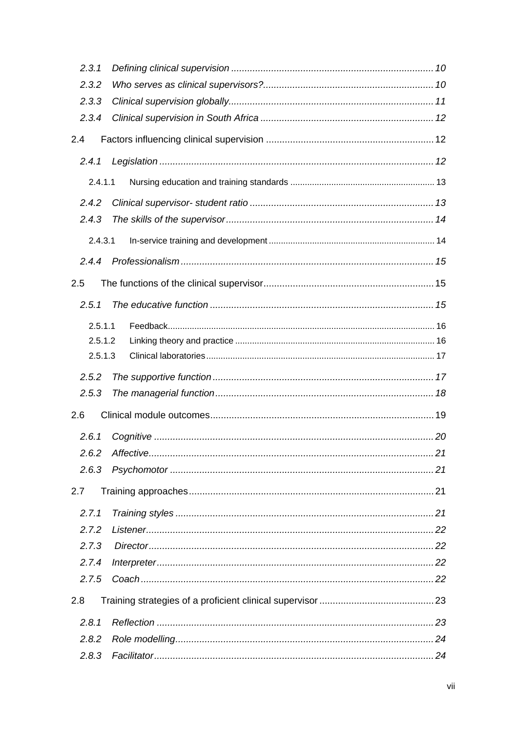2.3.1 *Defining clinical supervision* ... 10

2.3.2 *Who serves as clinical supervisors?* ... 10

2.3.3 *Clinical supervision globally* ... 11

2.3.4 *Clinical supervision in South Africa* ... 12

2.4 Factors influencing clinical supervision ... 12

2.4.1 *Legislation* ... 12

2.4.1.1 Nursing education and training standards ... 13

2.4.2 *Clinical supervisor- student ratio* ... 13

2.4.3 *The skills of the supervisor* ... 14

2.4.3.1 In-service training and development ... 14

2.4.4 *Professionalism* ... 15

2.5 The functions of the clinical supervisor ... 15

2.5.1 *The educative function* ... 15

2.5.1.1 Feedback ... 16

2.5.1.2 Linking theory and practice ... 16

2.5.1.3 Clinical laboratories ... 17

2.5.2 *The supportive function* ... 17

2.5.3 *The managerial function* ... 18

2.6 Clinical module outcomes ... 19

2.6.1 *Cognitive* ... 20

2.6.2 *Affective* ... 21

2.6.3 *Psychomotor* ... 21

2.7 Training approaches ... 21

2.7.1 *Training styles* ... 21

2.7.2 *Listener* ... 22

2.7.3 *Director* ... 22

2.7.4 *Interpreter* ... 22

2.7.5 *Coach* ... 22

2.8 Training strategies of a proficient clinical supervisor ... 23

2.8.1 *Reflection* ... 23

2.8.2 *Role modelling* ... 24

2.8.3 *Facilitator* ... 24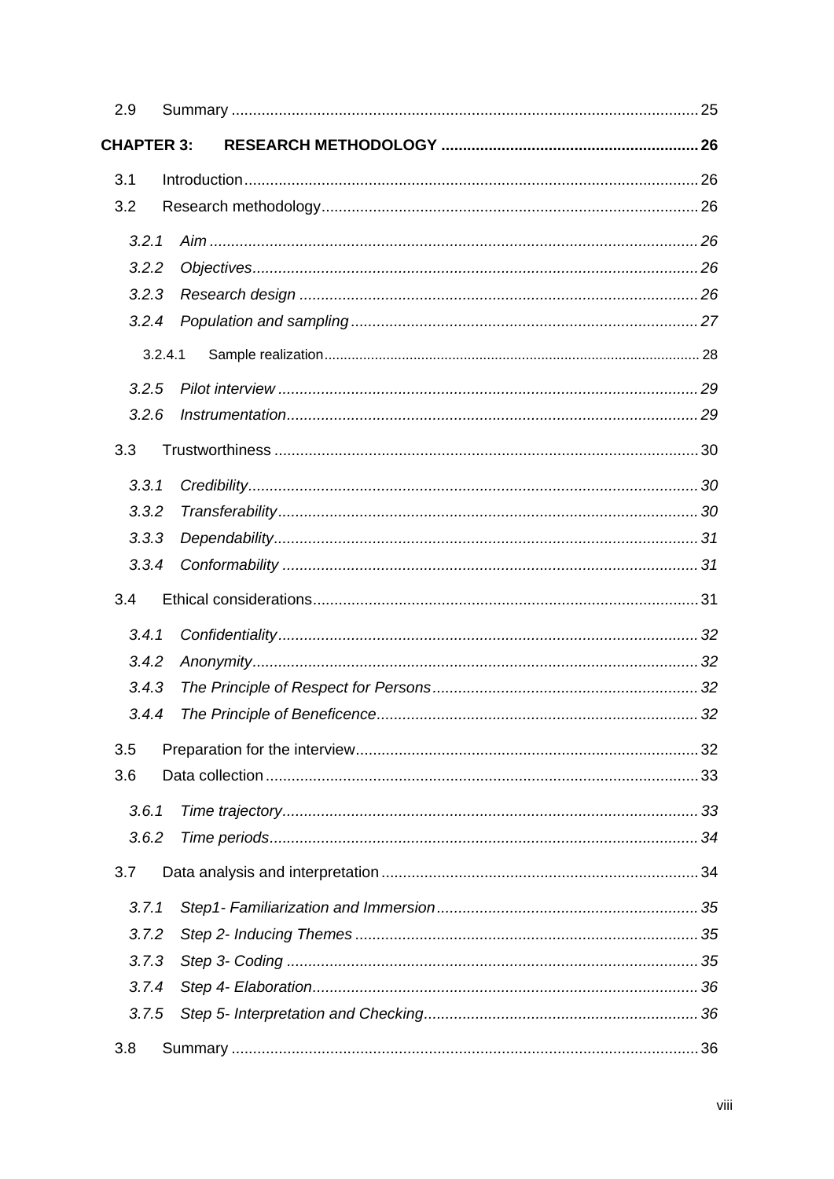2.9 Summary ..... 25

**CHAPTER 3: RESEARCH METHODOLOGY ..... 26**

3.1 Introduction ..... 26

3.2 Research methodology ..... 26

*3.2.1 Aim ..... 26*

*3.2.2 Objectives ..... 26*

*3.2.3 Research design ..... 26*

*3.2.4 Population and sampling ..... 27*

3.2.4.1 Sample realization ..... 28

*3.2.5 Pilot interview ..... 29*

*3.2.6 Instrumentation ..... 29*

3.3 Trustworthiness ..... 30

*3.3.1 Credibility ..... 30*

*3.3.2 Transferability ..... 30*

*3.3.3 Dependability ..... 31*

*3.3.4 Conformability ..... 31*

3.4 Ethical considerations ..... 31

*3.4.1 Confidentiality ..... 32*

*3.4.2 Anonymity ..... 32*

*3.4.3 The Principle of Respect for Persons ..... 32*

*3.4.4 The Principle of Beneficence ..... 32*

3.5 Preparation for the interview ..... 32

3.6 Data collection ..... 33

*3.6.1 Time trajectory ..... 33*

*3.6.2 Time periods ..... 34*

3.7 Data analysis and interpretation ..... 34

*3.7.1 Step1- Familiarization and Immersion ..... 35*

*3.7.2 Step 2- Inducing Themes ..... 35*

*3.7.3 Step 3- Coding ..... 35*

*3.7.4 Step 4- Elaboration ..... 36*

*3.7.5 Step 5- Interpretation and Checking ..... 36*

3.8 Summary ..... 36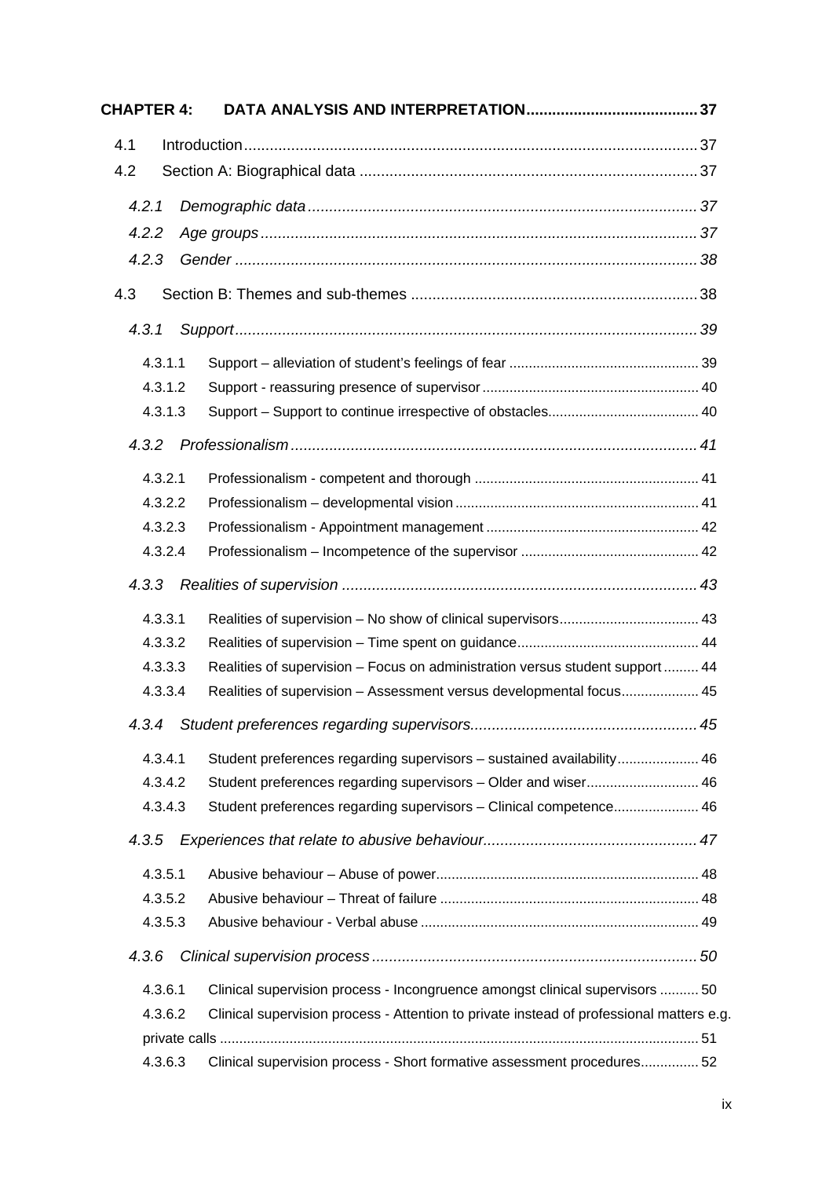**CHAPTER 4: DATA ANALYSIS AND INTERPRETATION....................................... 37**

4.1 Introduction.......................................................................................................... 37

4.2 Section A: Biographical data .............................................................................. 37

*4.2.1 Demographic data.......................................................................................... 37*

*4.2.2 Age groups...................................................................................................... 37*

*4.2.3 Gender ............................................................................................................ 38*

4.3 Section B: Themes and sub-themes .................................................................. 38

*4.3.1 Support............................................................................................................ 39*

4.3.1.1 Support – alleviation of student's feelings of fear ................................................ 39

4.3.1.2 Support - reassuring presence of supervisor ....................................................... 40

4.3.1.3 Support – Support to continue irrespective of obstacles...................................... 40

*4.3.2 Professionalism .............................................................................................. 41*

4.3.2.1 Professionalism - competent and thorough .......................................................... 41

4.3.2.2 Professionalism – developmental vision .............................................................. 41

4.3.2.3 Professionalism - Appointment management ...................................................... 42

4.3.2.4 Professionalism – Incompetence of the supervisor ............................................. 42

*4.3.3 Realities of supervision .................................................................................. 43*

4.3.3.1 Realities of supervision – No show of clinical supervisors.................................... 43

4.3.3.2 Realities of supervision – Time spent on guidance............................................... 44

4.3.3.3 Realities of supervision – Focus on administration versus student support ......... 44

4.3.3.4 Realities of supervision – Assessment versus developmental focus.................... 45

*4.3.4 Student preferences regarding supervisors.................................................... 45*

4.3.4.1 Student preferences regarding supervisors – sustained availability..................... 46

4.3.4.2 Student preferences regarding supervisors – Older and wiser............................. 46

4.3.4.3 Student preferences regarding supervisors – Clinical competence...................... 46

*4.3.5 Experiences that relate to abusive behaviour................................................. 47*

4.3.5.1 Abusive behaviour – Abuse of power................................................................... 48

4.3.5.2 Abusive behaviour – Threat of failure .................................................................. 48

4.3.5.3 Abusive behaviour - Verbal abuse ....................................................................... 49

*4.3.6 Clinical supervision process ........................................................................... 50*

4.3.6.1 Clinical supervision process - Incongruence amongst clinical supervisors .......... 50

4.3.6.2 Clinical supervision process - Attention to private instead of professional matters e.g. private calls .......................................................................................................................... 51

4.3.6.3 Clinical supervision process - Short formative assessment procedures............... 52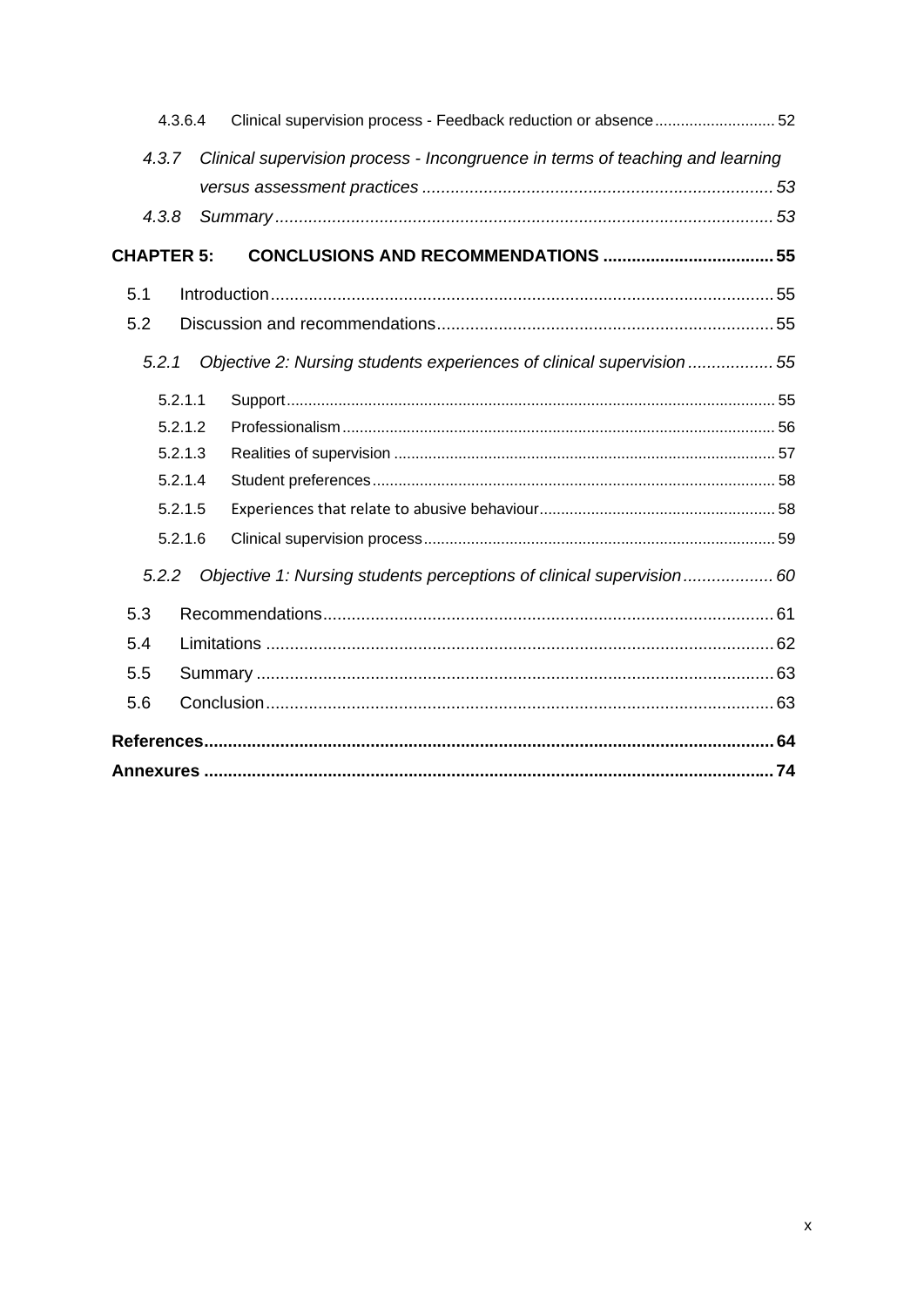4.3.6.4 Clinical supervision process - Feedback reduction or absence ... 52

*4.3.7 Clinical supervision process - Incongruence in terms of teaching and learning versus assessment practices ... 53*

*4.3.8 Summary ... 53*

**CHAPTER 5: CONCLUSIONS AND RECOMMENDATIONS ... 55**

5.1 Introduction ... 55

5.2 Discussion and recommendations ... 55

*5.2.1 Objective 2: Nursing students experiences of clinical supervision ... 55*

5.2.1.1 Support ... 55

5.2.1.2 Professionalism ... 56

5.2.1.3 Realities of supervision ... 57

5.2.1.4 Student preferences ... 58

5.2.1.5 Experiences that relate to abusive behaviour ... 58

5.2.1.6 Clinical supervision process ... 59

*5.2.2 Objective 1: Nursing students perceptions of clinical supervision ... 60*

5.3 Recommendations ... 61

5.4 Limitations ... 62

5.5 Summary ... 63

5.6 Conclusion ... 63

**References ... 64**

**Annexures ... 74**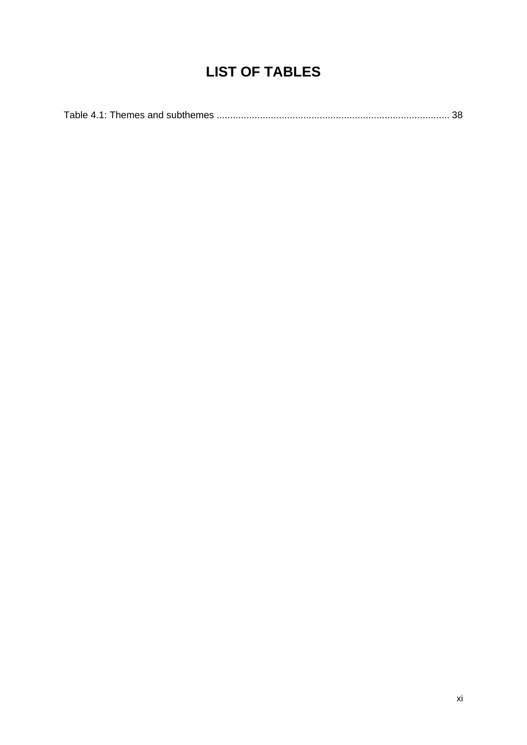# LIST OF TABLES

Table 4.1: Themes and subthemes ..................................................................................... 38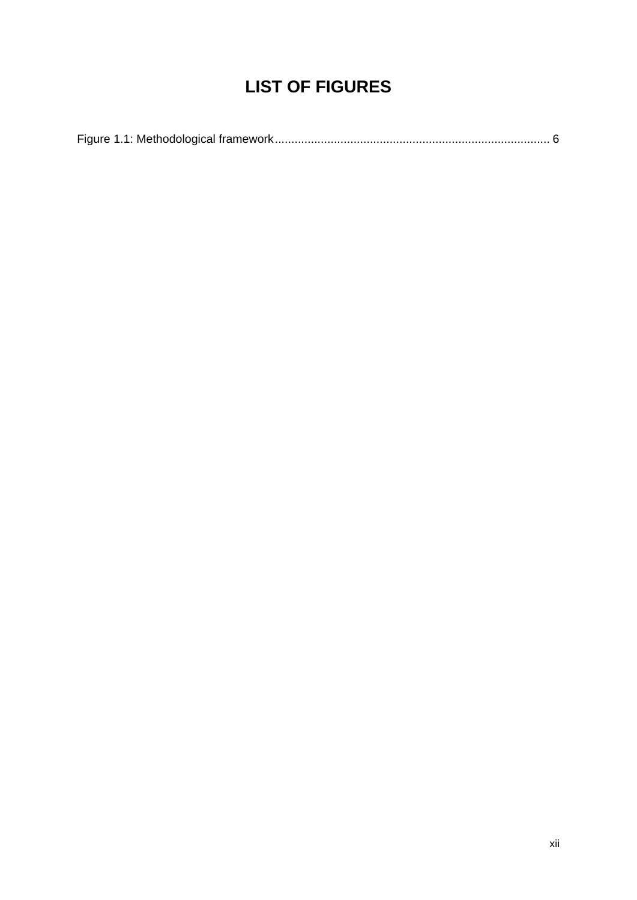# LIST OF FIGURES

Figure 1.1: Methodological framework .................................................................................... 6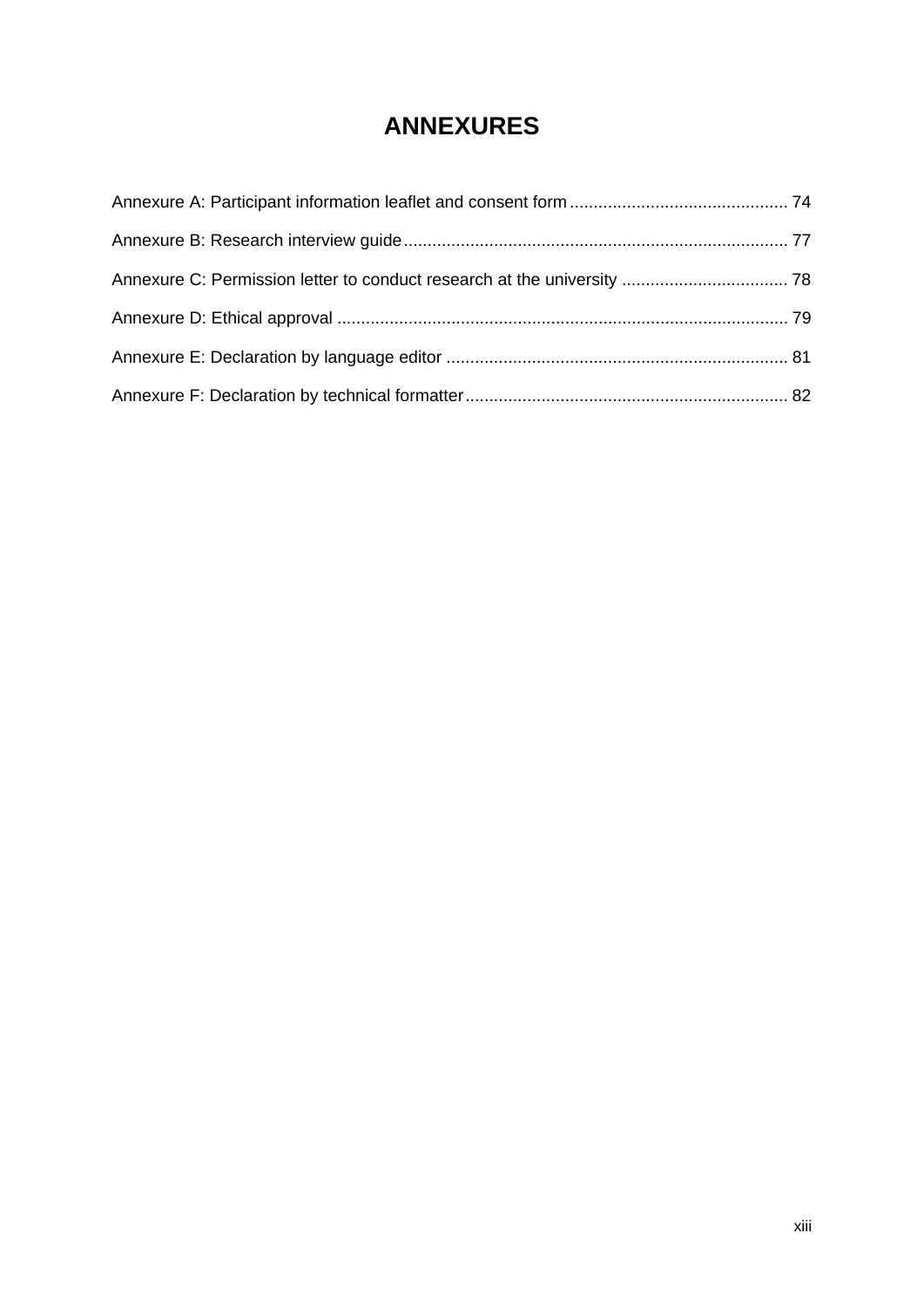# ANNEXURES

Annexure A: Participant information leaflet and consent form ............................................. 74

Annexure B: Research interview guide ................................................................................ 77

Annexure C: Permission letter to conduct research at the university ................................... 78

Annexure D: Ethical approval .............................................................................................. 79

Annexure E: Declaration by language editor ....................................................................... 81

Annexure F: Declaration by technical formatter ................................................................... 82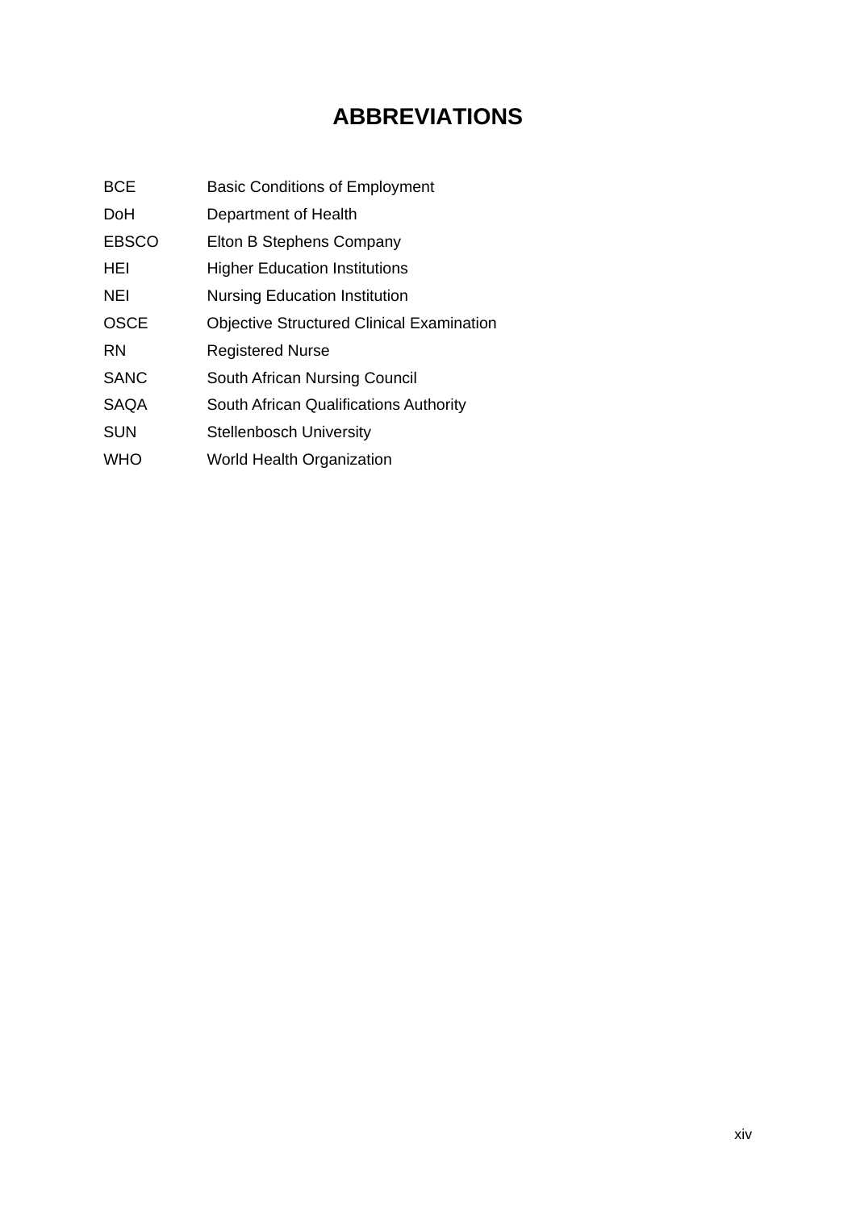# ABBREVIATIONS

| | |
|---|---|
| BCE | Basic Conditions of Employment |
| DoH | Department of Health |
| EBSCO | Elton B Stephens Company |
| HEI | Higher Education Institutions |
| NEI | Nursing Education Institution |
| OSCE | Objective Structured Clinical Examination |
| RN | Registered Nurse |
| SANC | South African Nursing Council |
| SAQA | South African Qualifications Authority |
| SUN | Stellenbosch University |
| WHO | World Health Organization |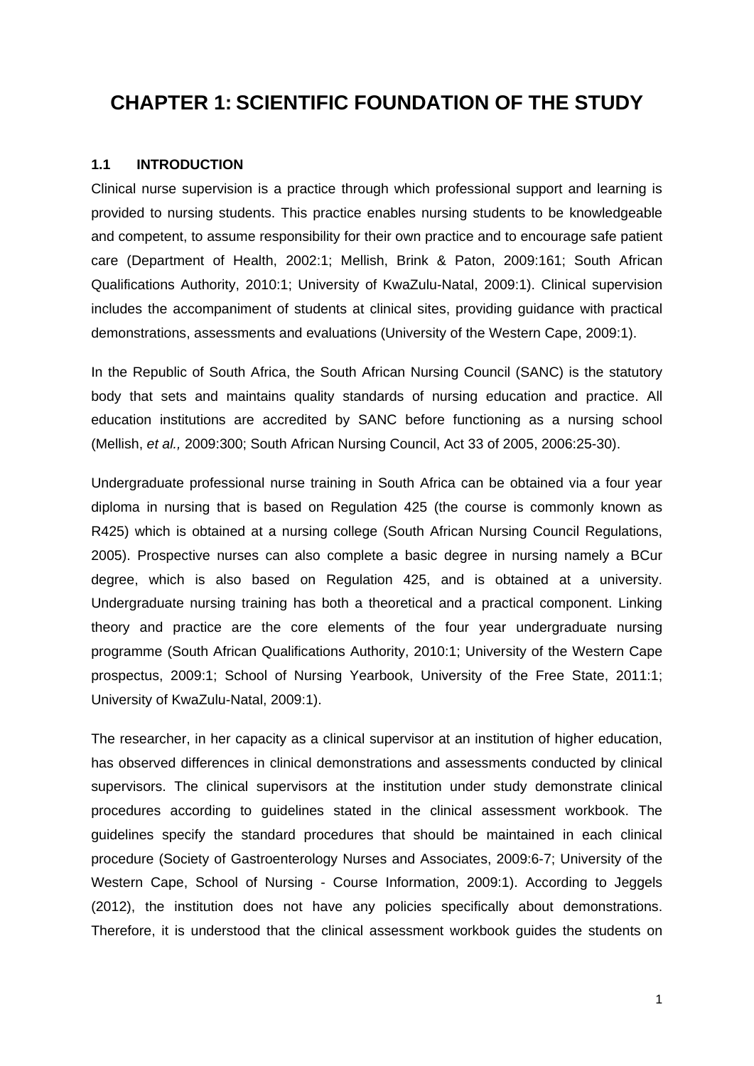# CHAPTER 1: SCIENTIFIC FOUNDATION OF THE STUDY

## 1.1 INTRODUCTION

Clinical nurse supervision is a practice through which professional support and learning is provided to nursing students. This practice enables nursing students to be knowledgeable and competent, to assume responsibility for their own practice and to encourage safe patient care (Department of Health, 2002:1; Mellish, Brink & Paton, 2009:161; South African Qualifications Authority, 2010:1; University of KwaZulu-Natal, 2009:1). Clinical supervision includes the accompaniment of students at clinical sites, providing guidance with practical demonstrations, assessments and evaluations (University of the Western Cape, 2009:1).

In the Republic of South Africa, the South African Nursing Council (SANC) is the statutory body that sets and maintains quality standards of nursing education and practice. All education institutions are accredited by SANC before functioning as a nursing school (Mellish, *et al.,* 2009:300; South African Nursing Council, Act 33 of 2005, 2006:25-30).

Undergraduate professional nurse training in South Africa can be obtained via a four year diploma in nursing that is based on Regulation 425 (the course is commonly known as R425) which is obtained at a nursing college (South African Nursing Council Regulations, 2005). Prospective nurses can also complete a basic degree in nursing namely a BCur degree, which is also based on Regulation 425, and is obtained at a university. Undergraduate nursing training has both a theoretical and a practical component. Linking theory and practice are the core elements of the four year undergraduate nursing programme (South African Qualifications Authority, 2010:1; University of the Western Cape prospectus, 2009:1; School of Nursing Yearbook, University of the Free State, 2011:1; University of KwaZulu-Natal, 2009:1).

The researcher, in her capacity as a clinical supervisor at an institution of higher education, has observed differences in clinical demonstrations and assessments conducted by clinical supervisors. The clinical supervisors at the institution under study demonstrate clinical procedures according to guidelines stated in the clinical assessment workbook. The guidelines specify the standard procedures that should be maintained in each clinical procedure (Society of Gastroenterology Nurses and Associates, 2009:6-7; University of the Western Cape, School of Nursing - Course Information, 2009:1). According to Jeggels (2012), the institution does not have any policies specifically about demonstrations. Therefore, it is understood that the clinical assessment workbook guides the students on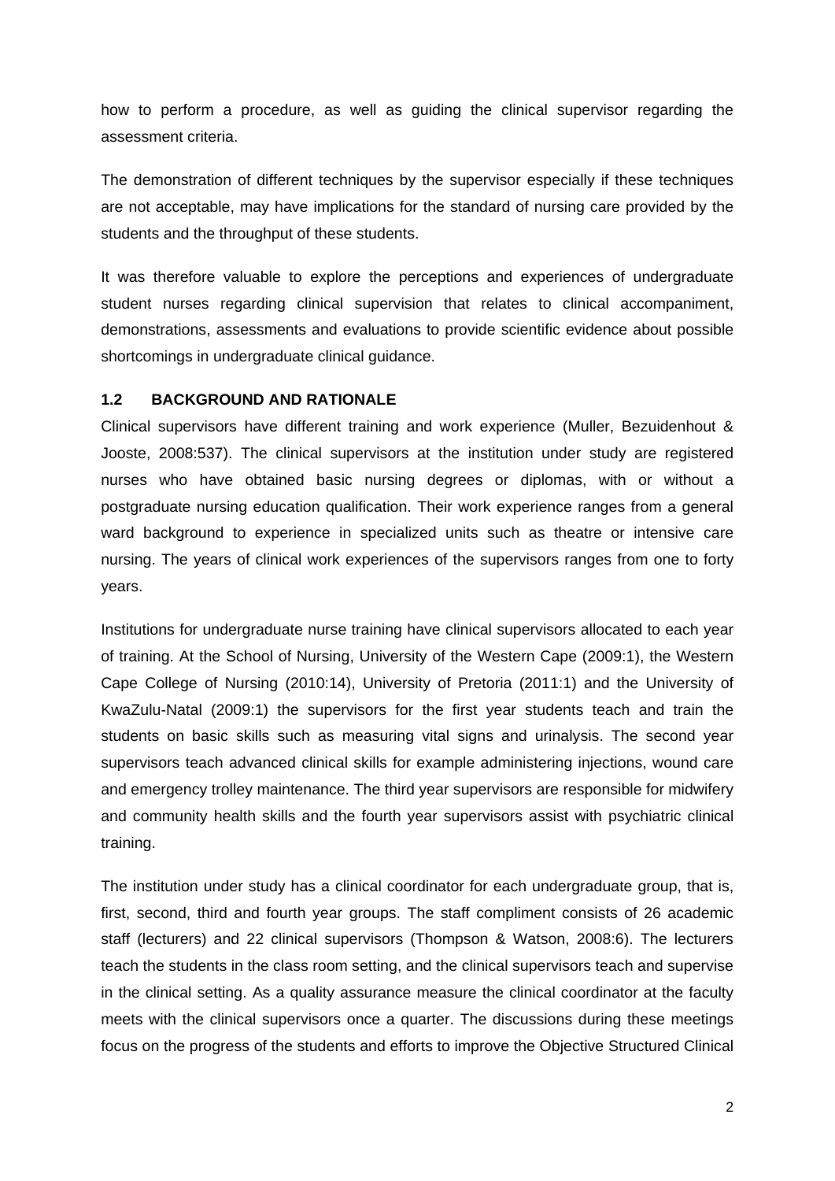how to perform a procedure, as well as guiding the clinical supervisor regarding the assessment criteria.

The demonstration of different techniques by the supervisor especially if these techniques are not acceptable, may have implications for the standard of nursing care provided by the students and the throughput of these students.

It was therefore valuable to explore the perceptions and experiences of undergraduate student nurses regarding clinical supervision that relates to clinical accompaniment, demonstrations, assessments and evaluations to provide scientific evidence about possible shortcomings in undergraduate clinical guidance.

### 1.2 BACKGROUND AND RATIONALE

Clinical supervisors have different training and work experience (Muller, Bezuidenhout & Jooste, 2008:537). The clinical supervisors at the institution under study are registered nurses who have obtained basic nursing degrees or diplomas, with or without a postgraduate nursing education qualification. Their work experience ranges from a general ward background to experience in specialized units such as theatre or intensive care nursing. The years of clinical work experiences of the supervisors ranges from one to forty years.

Institutions for undergraduate nurse training have clinical supervisors allocated to each year of training. At the School of Nursing, University of the Western Cape (2009:1), the Western Cape College of Nursing (2010:14), University of Pretoria (2011:1) and the University of KwaZulu-Natal (2009:1) the supervisors for the first year students teach and train the students on basic skills such as measuring vital signs and urinalysis. The second year supervisors teach advanced clinical skills for example administering injections, wound care and emergency trolley maintenance. The third year supervisors are responsible for midwifery and community health skills and the fourth year supervisors assist with psychiatric clinical training.

The institution under study has a clinical coordinator for each undergraduate group, that is, first, second, third and fourth year groups. The staff compliment consists of 26 academic staff (lecturers) and 22 clinical supervisors (Thompson & Watson, 2008:6). The lecturers teach the students in the class room setting, and the clinical supervisors teach and supervise in the clinical setting. As a quality assurance measure the clinical coordinator at the faculty meets with the clinical supervisors once a quarter. The discussions during these meetings focus on the progress of the students and efforts to improve the Objective Structured Clinical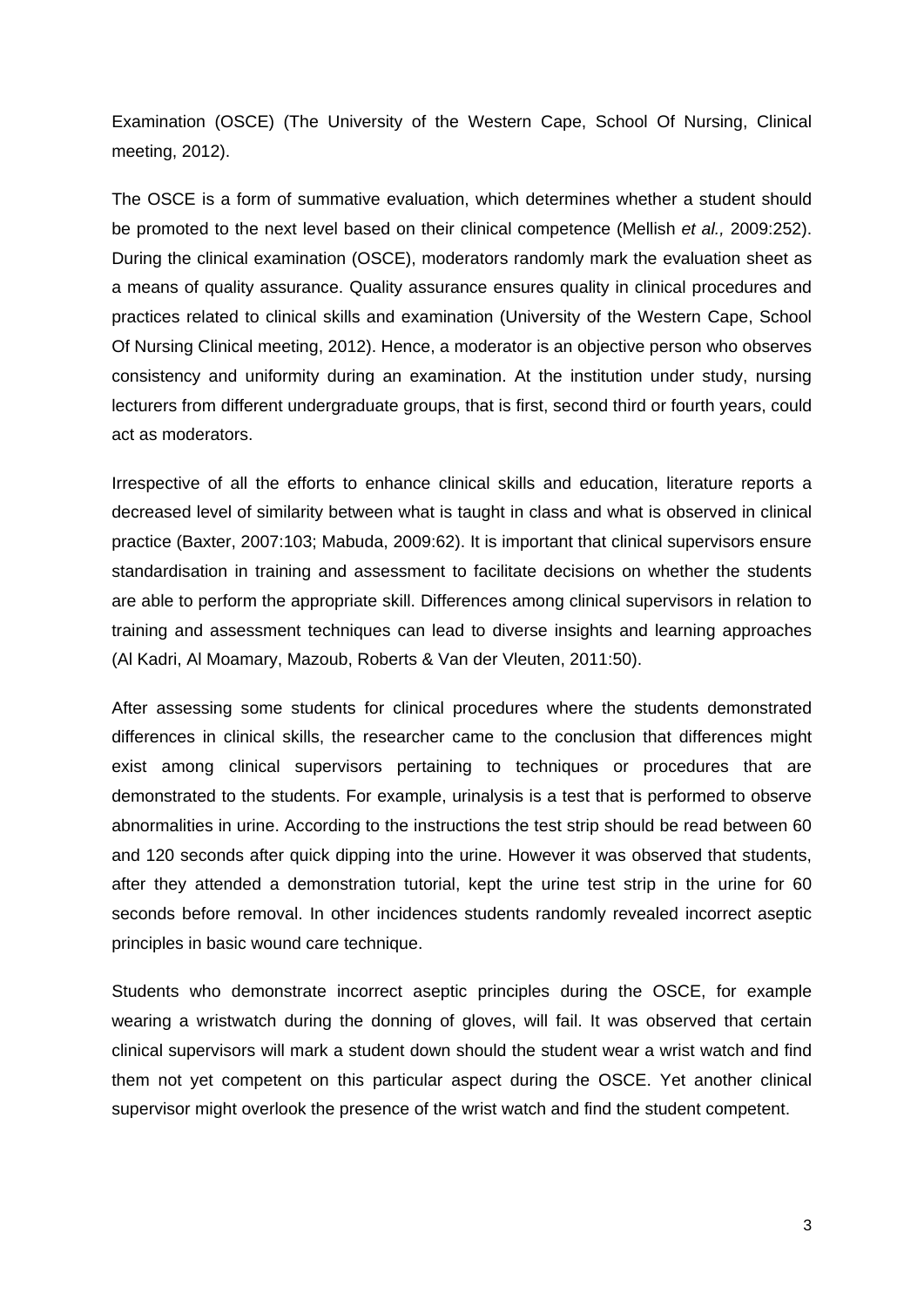Examination (OSCE) (The University of the Western Cape, School Of Nursing, Clinical meeting, 2012).

The OSCE is a form of summative evaluation, which determines whether a student should be promoted to the next level based on their clinical competence (Mellish *et al.,* 2009:252). During the clinical examination (OSCE), moderators randomly mark the evaluation sheet as a means of quality assurance. Quality assurance ensures quality in clinical procedures and practices related to clinical skills and examination (University of the Western Cape, School Of Nursing Clinical meeting, 2012). Hence, a moderator is an objective person who observes consistency and uniformity during an examination. At the institution under study, nursing lecturers from different undergraduate groups, that is first, second third or fourth years, could act as moderators.

Irrespective of all the efforts to enhance clinical skills and education, literature reports a decreased level of similarity between what is taught in class and what is observed in clinical practice (Baxter, 2007:103; Mabuda, 2009:62). It is important that clinical supervisors ensure standardisation in training and assessment to facilitate decisions on whether the students are able to perform the appropriate skill. Differences among clinical supervisors in relation to training and assessment techniques can lead to diverse insights and learning approaches (Al Kadri, Al Moamary, Mazoub, Roberts & Van der Vleuten, 2011:50).

After assessing some students for clinical procedures where the students demonstrated differences in clinical skills, the researcher came to the conclusion that differences might exist among clinical supervisors pertaining to techniques or procedures that are demonstrated to the students. For example, urinalysis is a test that is performed to observe abnormalities in urine. According to the instructions the test strip should be read between 60 and 120 seconds after quick dipping into the urine. However it was observed that students, after they attended a demonstration tutorial, kept the urine test strip in the urine for 60 seconds before removal. In other incidences students randomly revealed incorrect aseptic principles in basic wound care technique.

Students who demonstrate incorrect aseptic principles during the OSCE, for example wearing a wristwatch during the donning of gloves, will fail. It was observed that certain clinical supervisors will mark a student down should the student wear a wrist watch and find them not yet competent on this particular aspect during the OSCE. Yet another clinical supervisor might overlook the presence of the wrist watch and find the student competent.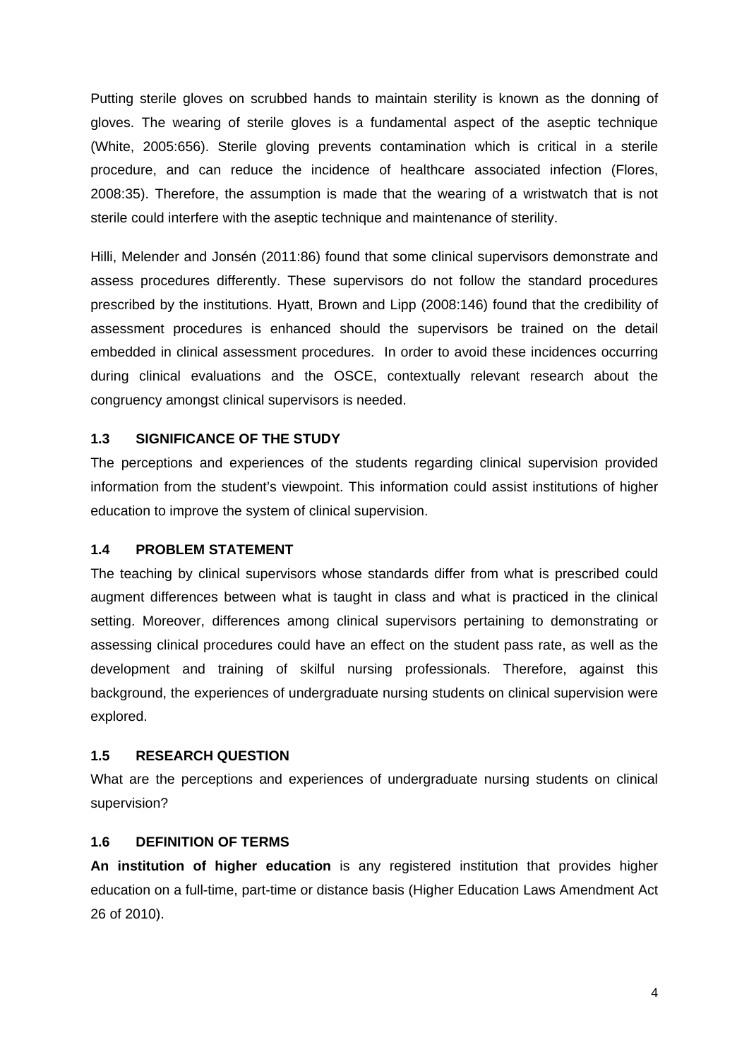Putting sterile gloves on scrubbed hands to maintain sterility is known as the donning of gloves. The wearing of sterile gloves is a fundamental aspect of the aseptic technique (White, 2005:656). Sterile gloving prevents contamination which is critical in a sterile procedure, and can reduce the incidence of healthcare associated infection (Flores, 2008:35). Therefore, the assumption is made that the wearing of a wristwatch that is not sterile could interfere with the aseptic technique and maintenance of sterility.

Hilli, Melender and Jonsén (2011:86) found that some clinical supervisors demonstrate and assess procedures differently. These supervisors do not follow the standard procedures prescribed by the institutions. Hyatt, Brown and Lipp (2008:146) found that the credibility of assessment procedures is enhanced should the supervisors be trained on the detail embedded in clinical assessment procedures. In order to avoid these incidences occurring during clinical evaluations and the OSCE, contextually relevant research about the congruency amongst clinical supervisors is needed.

## 1.3 SIGNIFICANCE OF THE STUDY

The perceptions and experiences of the students regarding clinical supervision provided information from the student's viewpoint. This information could assist institutions of higher education to improve the system of clinical supervision.

## 1.4 PROBLEM STATEMENT

The teaching by clinical supervisors whose standards differ from what is prescribed could augment differences between what is taught in class and what is practiced in the clinical setting. Moreover, differences among clinical supervisors pertaining to demonstrating or assessing clinical procedures could have an effect on the student pass rate, as well as the development and training of skilful nursing professionals. Therefore, against this background, the experiences of undergraduate nursing students on clinical supervision were explored.

## 1.5 RESEARCH QUESTION

What are the perceptions and experiences of undergraduate nursing students on clinical supervision?

## 1.6 DEFINITION OF TERMS

**An institution of higher education** is any registered institution that provides higher education on a full-time, part-time or distance basis (Higher Education Laws Amendment Act 26 of 2010).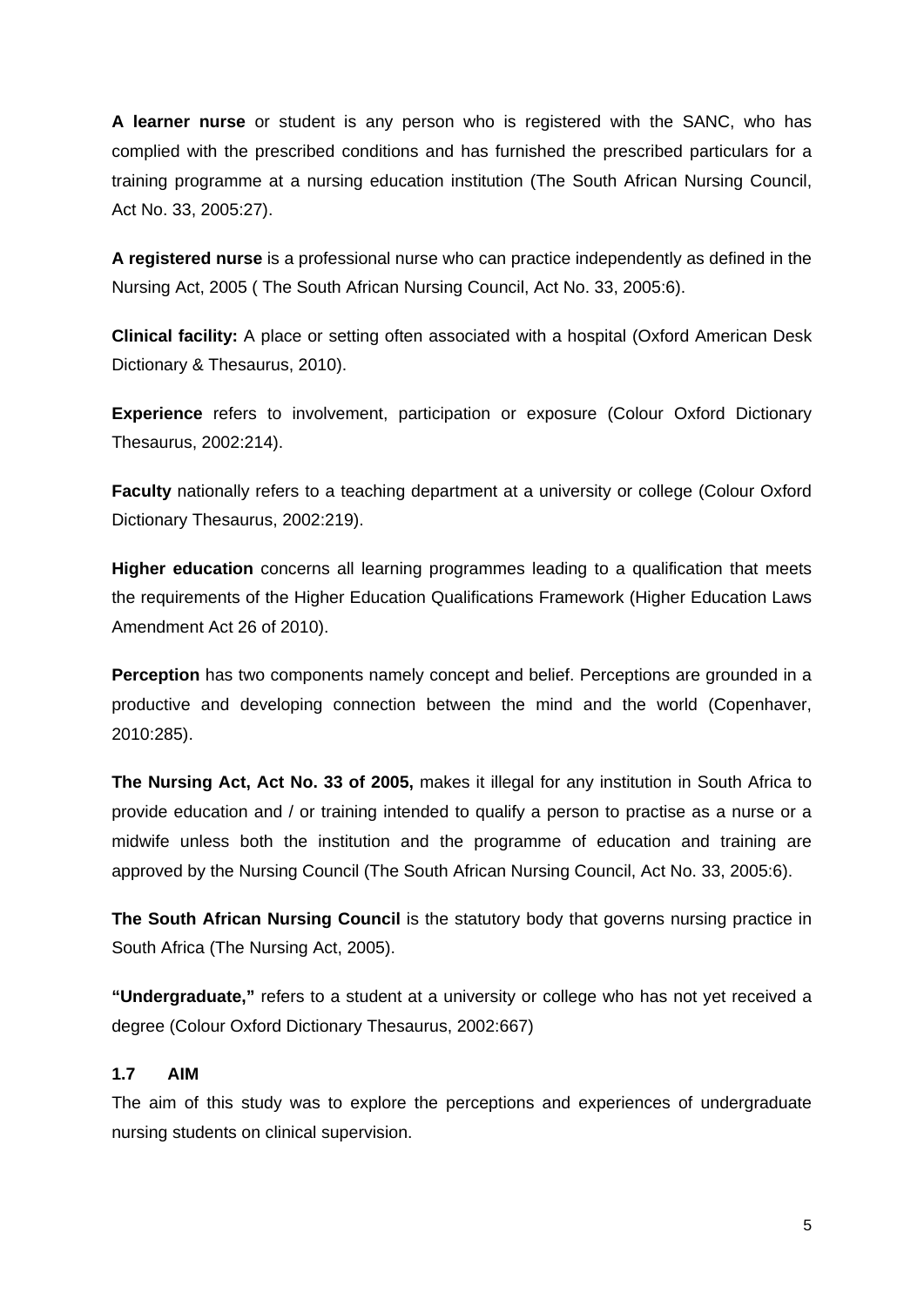**A learner nurse** or student is any person who is registered with the SANC, who has complied with the prescribed conditions and has furnished the prescribed particulars for a training programme at a nursing education institution (The South African Nursing Council, Act No. 33, 2005:27).

**A registered nurse** is a professional nurse who can practice independently as defined in the Nursing Act, 2005 ( The South African Nursing Council, Act No. 33, 2005:6).

**Clinical facility:** A place or setting often associated with a hospital (Oxford American Desk Dictionary & Thesaurus, 2010).

**Experience** refers to involvement, participation or exposure (Colour Oxford Dictionary Thesaurus, 2002:214).

**Faculty** nationally refers to a teaching department at a university or college (Colour Oxford Dictionary Thesaurus, 2002:219).

**Higher education** concerns all learning programmes leading to a qualification that meets the requirements of the Higher Education Qualifications Framework (Higher Education Laws Amendment Act 26 of 2010).

**Perception** has two components namely concept and belief. Perceptions are grounded in a productive and developing connection between the mind and the world (Copenhaver, 2010:285).

**The Nursing Act, Act No. 33 of 2005,** makes it illegal for any institution in South Africa to provide education and / or training intended to qualify a person to practise as a nurse or a midwife unless both the institution and the programme of education and training are approved by the Nursing Council (The South African Nursing Council, Act No. 33, 2005:6).

**The South African Nursing Council** is the statutory body that governs nursing practice in South Africa (The Nursing Act, 2005).

**"Undergraduate,"** refers to a student at a university or college who has not yet received a degree (Colour Oxford Dictionary Thesaurus, 2002:667)

### 1.7 AIM

The aim of this study was to explore the perceptions and experiences of undergraduate nursing students on clinical supervision.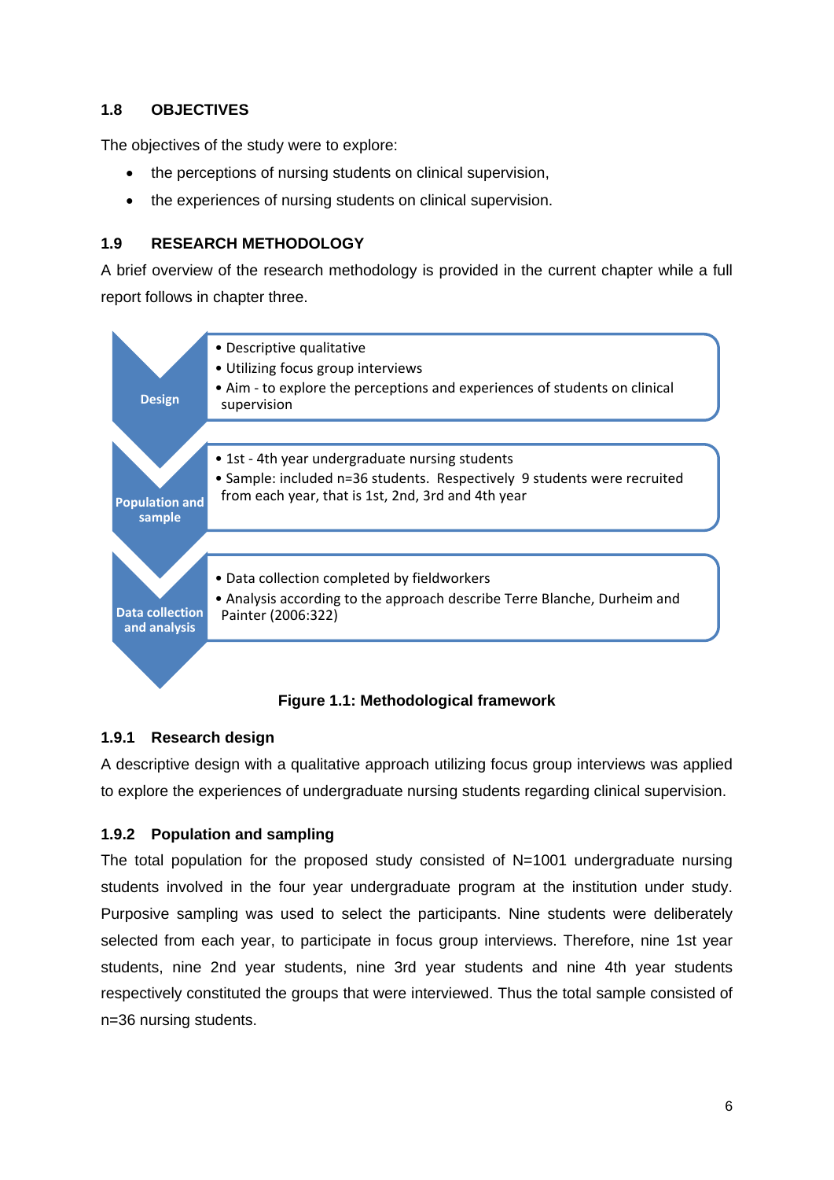## 1.8 OBJECTIVES

The objectives of the study were to explore:

- the perceptions of nursing students on clinical supervision,
- the experiences of nursing students on clinical supervision.

## 1.9 RESEARCH METHODOLOGY

A brief overview of the research methodology is provided in the current chapter while a full report follows in chapter three.

**Design**
- Descriptive qualitative
- Utilizing focus group interviews
- Aim - to explore the perceptions and experiences of students on clinical supervision

**Population and sample**
- 1st - 4th year undergraduate nursing students
- Sample: included n=36 students. Respectively 9 students were recruited from each year, that is 1st, 2nd, 3rd and 4th year

**Data collection and analysis**
- Data collection completed by fieldworkers
- Analysis according to the approach describe Terre Blanche, Durheim and Painter (2006:322)

**Figure 1.1: Methodological framework**

### 1.9.1 Research design

A descriptive design with a qualitative approach utilizing focus group interviews was applied to explore the experiences of undergraduate nursing students regarding clinical supervision.

### 1.9.2 Population and sampling

The total population for the proposed study consisted of N=1001 undergraduate nursing students involved in the four year undergraduate program at the institution under study. Purposive sampling was used to select the participants. Nine students were deliberately selected from each year, to participate in focus group interviews. Therefore, nine 1st year students, nine 2nd year students, nine 3rd year students and nine 4th year students respectively constituted the groups that were interviewed. Thus the total sample consisted of n=36 nursing students.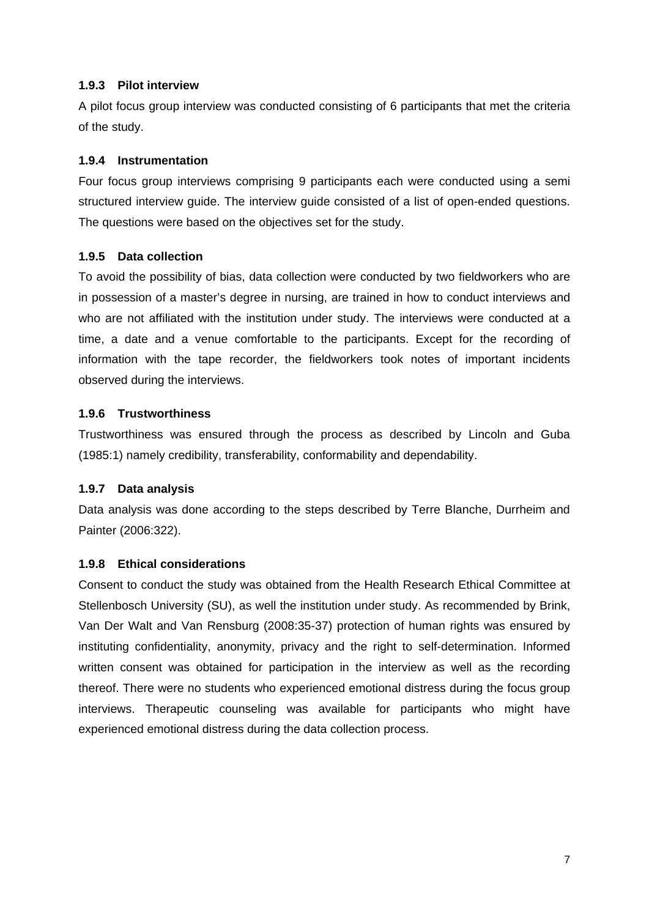### 1.9.3 Pilot interview

A pilot focus group interview was conducted consisting of 6 participants that met the criteria of the study.

### 1.9.4 Instrumentation

Four focus group interviews comprising 9 participants each were conducted using a semi structured interview guide. The interview guide consisted of a list of open-ended questions. The questions were based on the objectives set for the study.

### 1.9.5 Data collection

To avoid the possibility of bias, data collection were conducted by two fieldworkers who are in possession of a master's degree in nursing, are trained in how to conduct interviews and who are not affiliated with the institution under study. The interviews were conducted at a time, a date and a venue comfortable to the participants. Except for the recording of information with the tape recorder, the fieldworkers took notes of important incidents observed during the interviews.

### 1.9.6 Trustworthiness

Trustworthiness was ensured through the process as described by Lincoln and Guba (1985:1) namely credibility, transferability, conformability and dependability.

### 1.9.7 Data analysis

Data analysis was done according to the steps described by Terre Blanche, Durrheim and Painter (2006:322).

### 1.9.8 Ethical considerations

Consent to conduct the study was obtained from the Health Research Ethical Committee at Stellenbosch University (SU), as well the institution under study. As recommended by Brink, Van Der Walt and Van Rensburg (2008:35-37) protection of human rights was ensured by instituting confidentiality, anonymity, privacy and the right to self-determination. Informed written consent was obtained for participation in the interview as well as the recording thereof. There were no students who experienced emotional distress during the focus group interviews. Therapeutic counseling was available for participants who might have experienced emotional distress during the data collection process.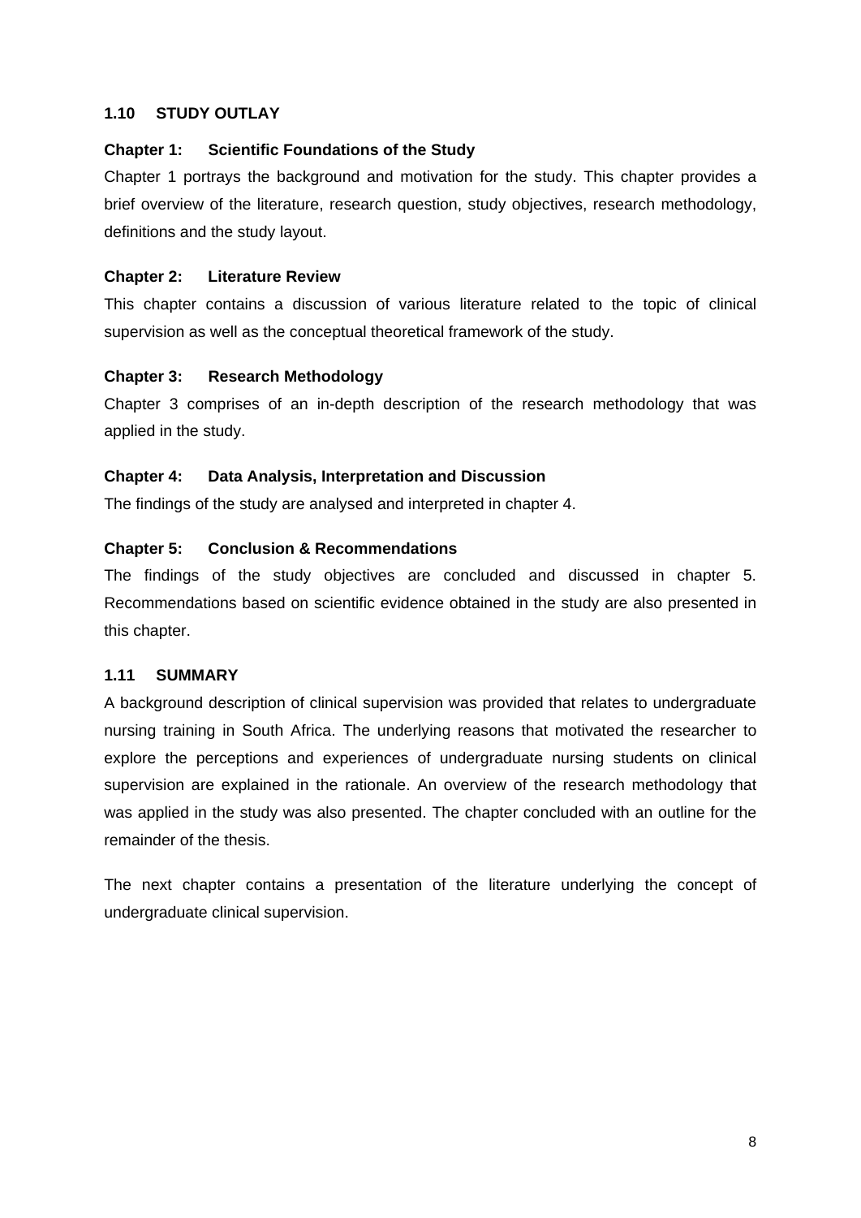## 1.10 STUDY OUTLAY

### Chapter 1: Scientific Foundations of the Study

Chapter 1 portrays the background and motivation for the study. This chapter provides a brief overview of the literature, research question, study objectives, research methodology, definitions and the study layout.

### Chapter 2: Literature Review

This chapter contains a discussion of various literature related to the topic of clinical supervision as well as the conceptual theoretical framework of the study.

### Chapter 3: Research Methodology

Chapter 3 comprises of an in-depth description of the research methodology that was applied in the study.

### Chapter 4: Data Analysis, Interpretation and Discussion

The findings of the study are analysed and interpreted in chapter 4.

### Chapter 5: Conclusion & Recommendations

The findings of the study objectives are concluded and discussed in chapter 5. Recommendations based on scientific evidence obtained in the study are also presented in this chapter.

## 1.11 SUMMARY

A background description of clinical supervision was provided that relates to undergraduate nursing training in South Africa. The underlying reasons that motivated the researcher to explore the perceptions and experiences of undergraduate nursing students on clinical supervision are explained in the rationale. An overview of the research methodology that was applied in the study was also presented. The chapter concluded with an outline for the remainder of the thesis.

The next chapter contains a presentation of the literature underlying the concept of undergraduate clinical supervision.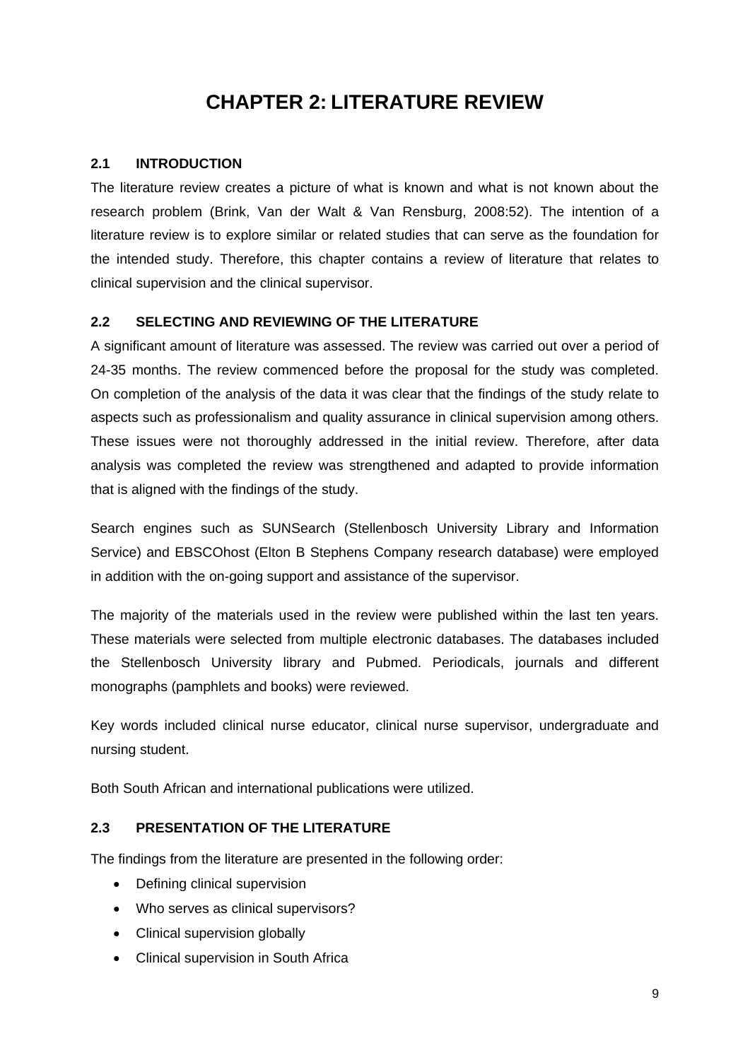# CHAPTER 2: LITERATURE REVIEW

## 2.1 INTRODUCTION

The literature review creates a picture of what is known and what is not known about the research problem (Brink, Van der Walt & Van Rensburg, 2008:52). The intention of a literature review is to explore similar or related studies that can serve as the foundation for the intended study. Therefore, this chapter contains a review of literature that relates to clinical supervision and the clinical supervisor.

## 2.2 SELECTING AND REVIEWING OF THE LITERATURE

A significant amount of literature was assessed. The review was carried out over a period of 24-35 months. The review commenced before the proposal for the study was completed. On completion of the analysis of the data it was clear that the findings of the study relate to aspects such as professionalism and quality assurance in clinical supervision among others. These issues were not thoroughly addressed in the initial review. Therefore, after data analysis was completed the review was strengthened and adapted to provide information that is aligned with the findings of the study.

Search engines such as SUNSearch (Stellenbosch University Library and Information Service) and EBSCOhost (Elton B Stephens Company research database) were employed in addition with the on-going support and assistance of the supervisor.

The majority of the materials used in the review were published within the last ten years. These materials were selected from multiple electronic databases. The databases included the Stellenbosch University library and Pubmed. Periodicals, journals and different monographs (pamphlets and books) were reviewed.

Key words included clinical nurse educator, clinical nurse supervisor, undergraduate and nursing student.

Both South African and international publications were utilized.

## 2.3 PRESENTATION OF THE LITERATURE

The findings from the literature are presented in the following order:

- Defining clinical supervision
- Who serves as clinical supervisors?
- Clinical supervision globally
- Clinical supervision in South Africa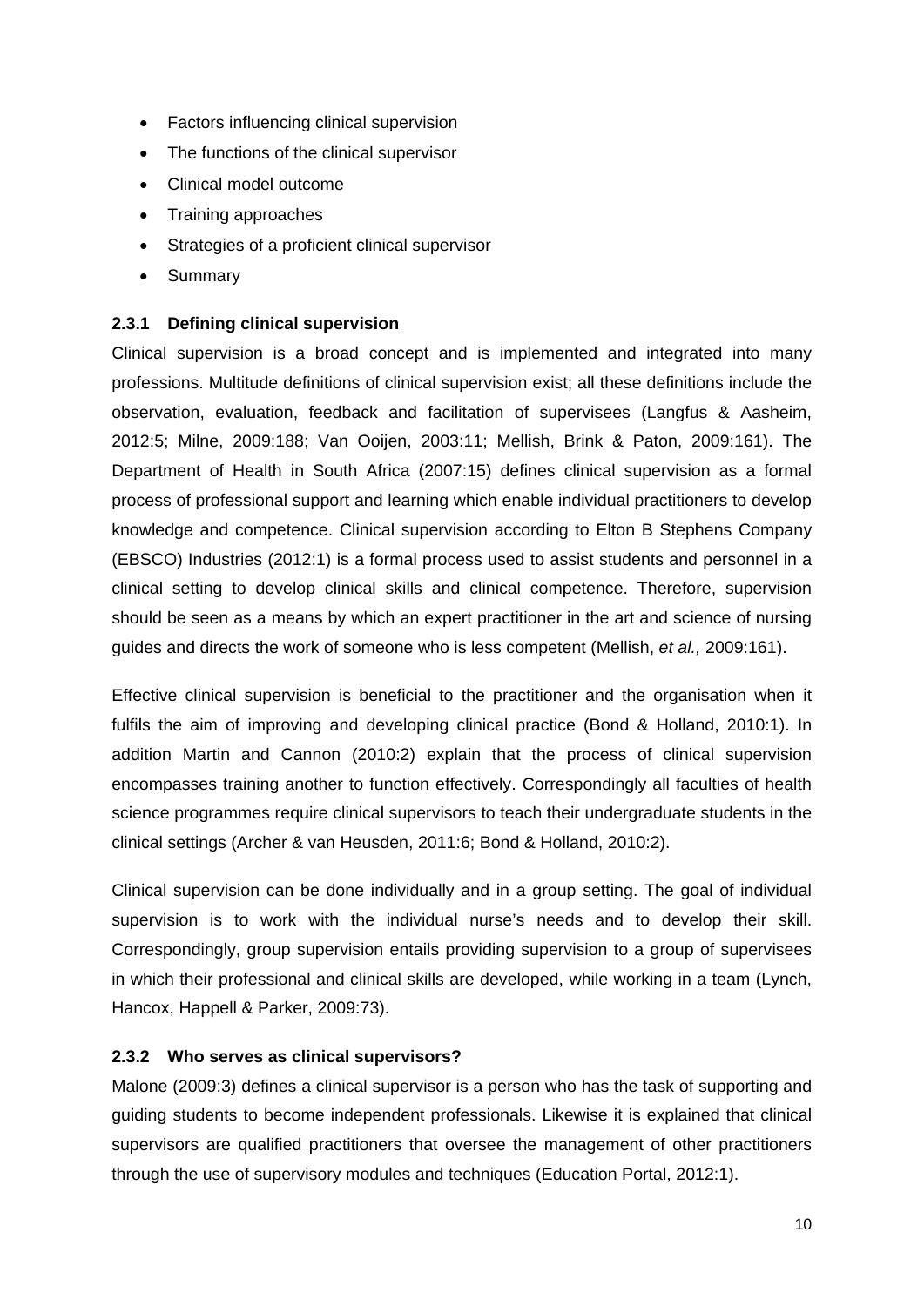- Factors influencing clinical supervision
- The functions of the clinical supervisor
- Clinical model outcome
- Training approaches
- Strategies of a proficient clinical supervisor
- Summary

### 2.3.1 Defining clinical supervision

Clinical supervision is a broad concept and is implemented and integrated into many professions. Multitude definitions of clinical supervision exist; all these definitions include the observation, evaluation, feedback and facilitation of supervisees (Langfus & Aasheim, 2012:5; Milne, 2009:188; Van Ooijen, 2003:11; Mellish, Brink & Paton, 2009:161). The Department of Health in South Africa (2007:15) defines clinical supervision as a formal process of professional support and learning which enable individual practitioners to develop knowledge and competence. Clinical supervision according to Elton B Stephens Company (EBSCO) Industries (2012:1) is a formal process used to assist students and personnel in a clinical setting to develop clinical skills and clinical competence. Therefore, supervision should be seen as a means by which an expert practitioner in the art and science of nursing guides and directs the work of someone who is less competent (Mellish, *et al.,* 2009:161).

Effective clinical supervision is beneficial to the practitioner and the organisation when it fulfils the aim of improving and developing clinical practice (Bond & Holland, 2010:1). In addition Martin and Cannon (2010:2) explain that the process of clinical supervision encompasses training another to function effectively. Correspondingly all faculties of health science programmes require clinical supervisors to teach their undergraduate students in the clinical settings (Archer & van Heusden, 2011:6; Bond & Holland, 2010:2).

Clinical supervision can be done individually and in a group setting. The goal of individual supervision is to work with the individual nurse's needs and to develop their skill. Correspondingly, group supervision entails providing supervision to a group of supervisees in which their professional and clinical skills are developed, while working in a team (Lynch, Hancox, Happell & Parker, 2009:73).

### 2.3.2 Who serves as clinical supervisors?

Malone (2009:3) defines a clinical supervisor is a person who has the task of supporting and guiding students to become independent professionals. Likewise it is explained that clinical supervisors are qualified practitioners that oversee the management of other practitioners through the use of supervisory modules and techniques (Education Portal, 2012:1).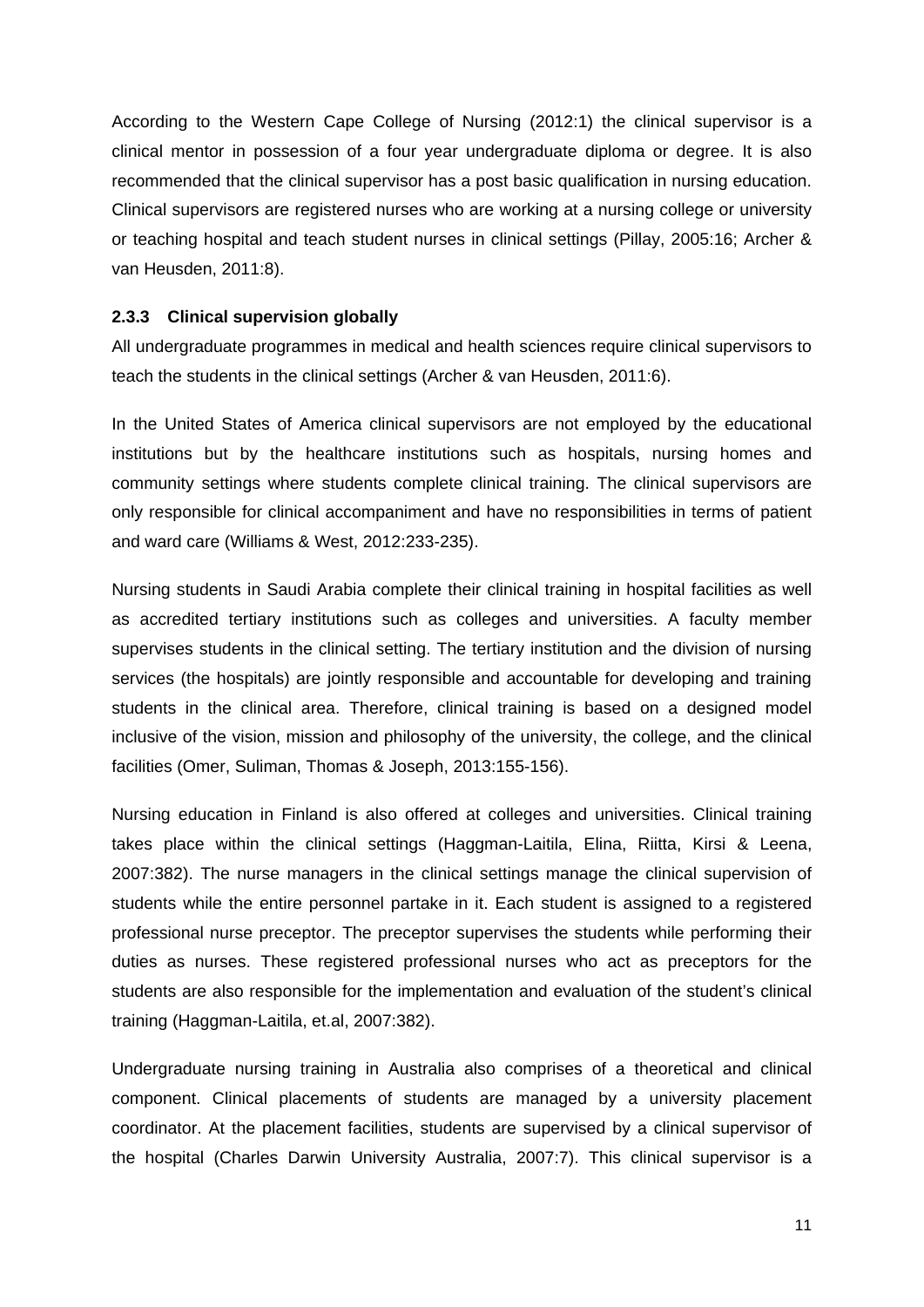According to the Western Cape College of Nursing (2012:1) the clinical supervisor is a clinical mentor in possession of a four year undergraduate diploma or degree. It is also recommended that the clinical supervisor has a post basic qualification in nursing education. Clinical supervisors are registered nurses who are working at a nursing college or university or teaching hospital and teach student nurses in clinical settings (Pillay, 2005:16; Archer & van Heusden, 2011:8).

### 2.3.3 Clinical supervision globally

All undergraduate programmes in medical and health sciences require clinical supervisors to teach the students in the clinical settings (Archer & van Heusden, 2011:6).

In the United States of America clinical supervisors are not employed by the educational institutions but by the healthcare institutions such as hospitals, nursing homes and community settings where students complete clinical training. The clinical supervisors are only responsible for clinical accompaniment and have no responsibilities in terms of patient and ward care (Williams & West, 2012:233-235).

Nursing students in Saudi Arabia complete their clinical training in hospital facilities as well as accredited tertiary institutions such as colleges and universities. A faculty member supervises students in the clinical setting. The tertiary institution and the division of nursing services (the hospitals) are jointly responsible and accountable for developing and training students in the clinical area. Therefore, clinical training is based on a designed model inclusive of the vision, mission and philosophy of the university, the college, and the clinical facilities (Omer, Suliman, Thomas & Joseph, 2013:155-156).

Nursing education in Finland is also offered at colleges and universities. Clinical training takes place within the clinical settings (Haggman-Laitila, Elina, Riitta, Kirsi & Leena, 2007:382). The nurse managers in the clinical settings manage the clinical supervision of students while the entire personnel partake in it. Each student is assigned to a registered professional nurse preceptor. The preceptor supervises the students while performing their duties as nurses. These registered professional nurses who act as preceptors for the students are also responsible for the implementation and evaluation of the student's clinical training (Haggman-Laitila, et.al, 2007:382).

Undergraduate nursing training in Australia also comprises of a theoretical and clinical component. Clinical placements of students are managed by a university placement coordinator. At the placement facilities, students are supervised by a clinical supervisor of the hospital (Charles Darwin University Australia, 2007:7). This clinical supervisor is a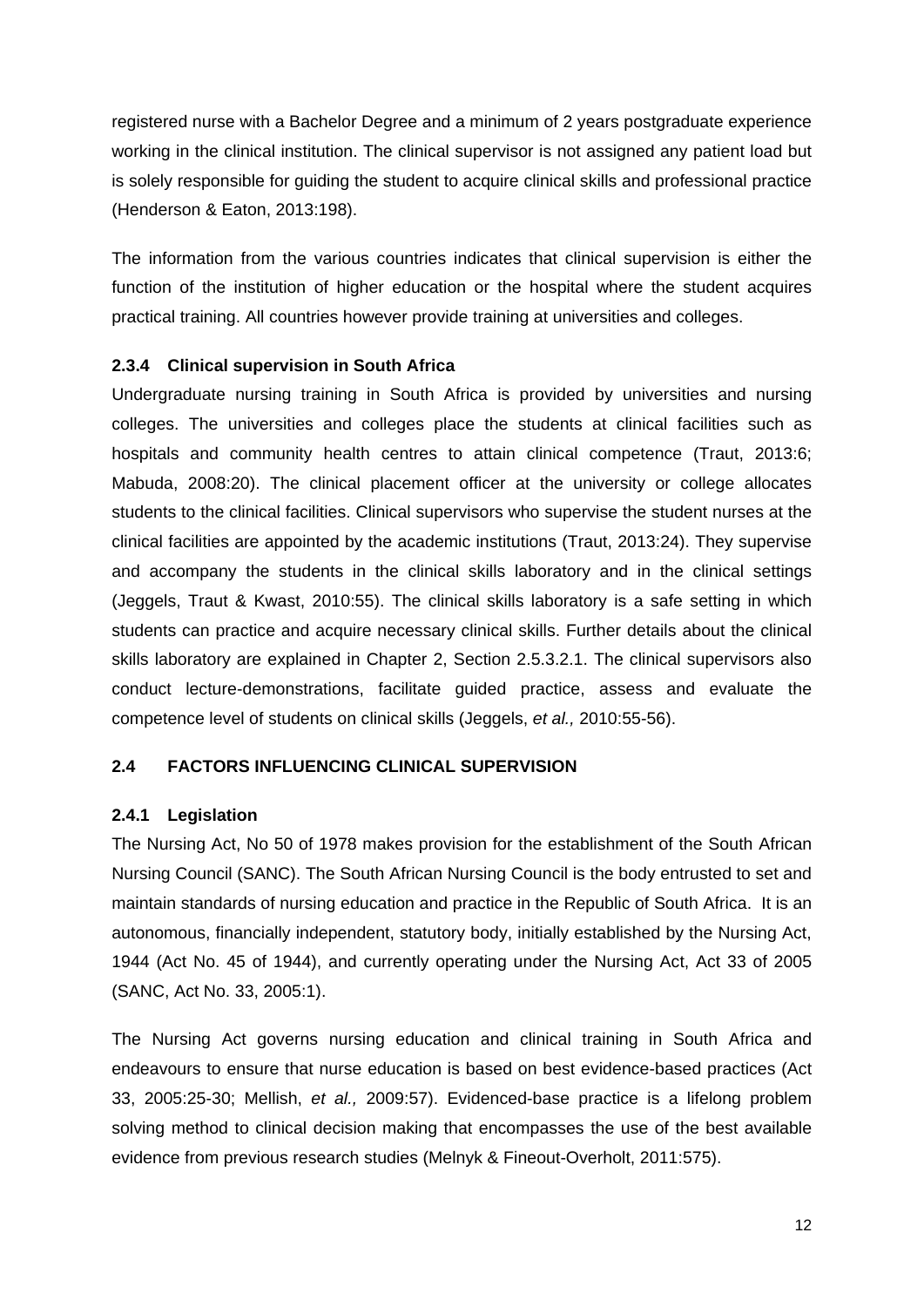registered nurse with a Bachelor Degree and a minimum of 2 years postgraduate experience working in the clinical institution. The clinical supervisor is not assigned any patient load but is solely responsible for guiding the student to acquire clinical skills and professional practice (Henderson & Eaton, 2013:198).

The information from the various countries indicates that clinical supervision is either the function of the institution of higher education or the hospital where the student acquires practical training. All countries however provide training at universities and colleges.

### 2.3.4 Clinical supervision in South Africa

Undergraduate nursing training in South Africa is provided by universities and nursing colleges. The universities and colleges place the students at clinical facilities such as hospitals and community health centres to attain clinical competence (Traut, 2013:6; Mabuda, 2008:20). The clinical placement officer at the university or college allocates students to the clinical facilities. Clinical supervisors who supervise the student nurses at the clinical facilities are appointed by the academic institutions (Traut, 2013:24). They supervise and accompany the students in the clinical skills laboratory and in the clinical settings (Jeggels, Traut & Kwast, 2010:55). The clinical skills laboratory is a safe setting in which students can practice and acquire necessary clinical skills. Further details about the clinical skills laboratory are explained in Chapter 2, Section 2.5.3.2.1. The clinical supervisors also conduct lecture-demonstrations, facilitate guided practice, assess and evaluate the competence level of students on clinical skills (Jeggels, *et al.,* 2010:55-56).

## 2.4 FACTORS INFLUENCING CLINICAL SUPERVISION

### 2.4.1 Legislation

The Nursing Act, No 50 of 1978 makes provision for the establishment of the South African Nursing Council (SANC). The South African Nursing Council is the body entrusted to set and maintain standards of nursing education and practice in the Republic of South Africa. It is an autonomous, financially independent, statutory body, initially established by the Nursing Act, 1944 (Act No. 45 of 1944), and currently operating under the Nursing Act, Act 33 of 2005 (SANC, Act No. 33, 2005:1).

The Nursing Act governs nursing education and clinical training in South Africa and endeavours to ensure that nurse education is based on best evidence-based practices (Act 33, 2005:25-30; Mellish, *et al.,* 2009:57). Evidenced-base practice is a lifelong problem solving method to clinical decision making that encompasses the use of the best available evidence from previous research studies (Melnyk & Fineout-Overholt, 2011:575).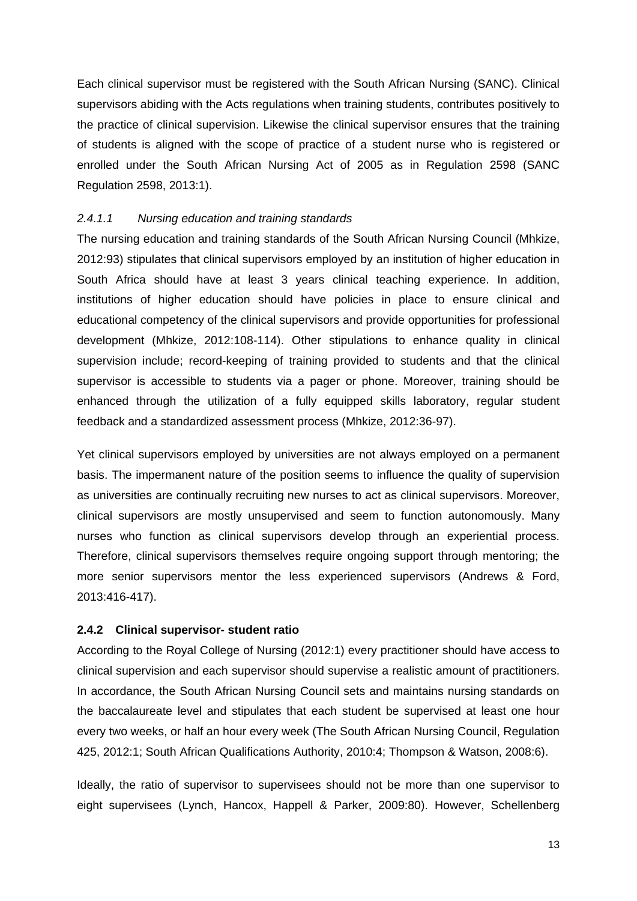Each clinical supervisor must be registered with the South African Nursing (SANC). Clinical supervisors abiding with the Acts regulations when training students, contributes positively to the practice of clinical supervision. Likewise the clinical supervisor ensures that the training of students is aligned with the scope of practice of a student nurse who is registered or enrolled under the South African Nursing Act of 2005 as in Regulation 2598 (SANC Regulation 2598, 2013:1).

#### *2.4.1.1 Nursing education and training standards*

The nursing education and training standards of the South African Nursing Council (Mhkize, 2012:93) stipulates that clinical supervisors employed by an institution of higher education in South Africa should have at least 3 years clinical teaching experience. In addition, institutions of higher education should have policies in place to ensure clinical and educational competency of the clinical supervisors and provide opportunities for professional development (Mhkize, 2012:108-114). Other stipulations to enhance quality in clinical supervision include; record-keeping of training provided to students and that the clinical supervisor is accessible to students via a pager or phone. Moreover, training should be enhanced through the utilization of a fully equipped skills laboratory, regular student feedback and a standardized assessment process (Mhkize, 2012:36-97).

Yet clinical supervisors employed by universities are not always employed on a permanent basis. The impermanent nature of the position seems to influence the quality of supervision as universities are continually recruiting new nurses to act as clinical supervisors. Moreover, clinical supervisors are mostly unsupervised and seem to function autonomously. Many nurses who function as clinical supervisors develop through an experiential process. Therefore, clinical supervisors themselves require ongoing support through mentoring; the more senior supervisors mentor the less experienced supervisors (Andrews & Ford, 2013:416-417).

### **2.4.2 Clinical supervisor- student ratio**

According to the Royal College of Nursing (2012:1) every practitioner should have access to clinical supervision and each supervisor should supervise a realistic amount of practitioners. In accordance, the South African Nursing Council sets and maintains nursing standards on the baccalaureate level and stipulates that each student be supervised at least one hour every two weeks, or half an hour every week (The South African Nursing Council, Regulation 425, 2012:1; South African Qualifications Authority, 2010:4; Thompson & Watson, 2008:6).

Ideally, the ratio of supervisor to supervisees should not be more than one supervisor to eight supervisees (Lynch, Hancox, Happell & Parker, 2009:80). However, Schellenberg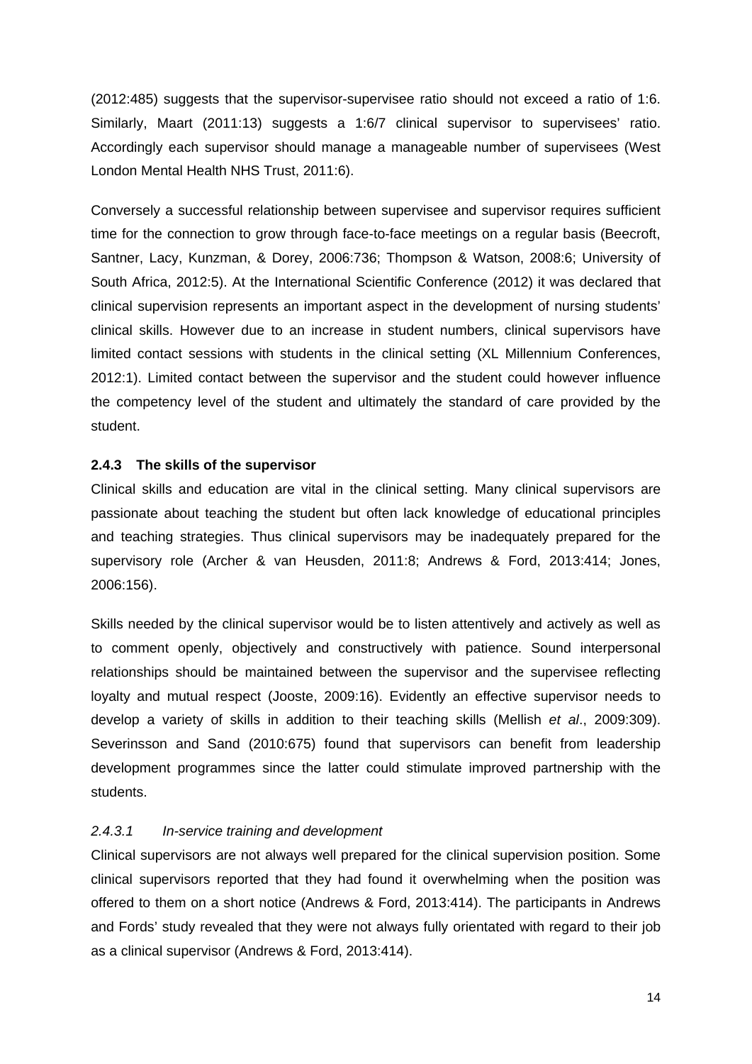(2012:485) suggests that the supervisor-supervisee ratio should not exceed a ratio of 1:6. Similarly, Maart (2011:13) suggests a 1:6/7 clinical supervisor to supervisees' ratio. Accordingly each supervisor should manage a manageable number of supervisees (West London Mental Health NHS Trust, 2011:6).

Conversely a successful relationship between supervisee and supervisor requires sufficient time for the connection to grow through face-to-face meetings on a regular basis (Beecroft, Santner, Lacy, Kunzman, & Dorey, 2006:736; Thompson & Watson, 2008:6; University of South Africa, 2012:5). At the International Scientific Conference (2012) it was declared that clinical supervision represents an important aspect in the development of nursing students' clinical skills. However due to an increase in student numbers, clinical supervisors have limited contact sessions with students in the clinical setting (XL Millennium Conferences, 2012:1). Limited contact between the supervisor and the student could however influence the competency level of the student and ultimately the standard of care provided by the student.

### 2.4.3 The skills of the supervisor

Clinical skills and education are vital in the clinical setting. Many clinical supervisors are passionate about teaching the student but often lack knowledge of educational principles and teaching strategies. Thus clinical supervisors may be inadequately prepared for the supervisory role (Archer & van Heusden, 2011:8; Andrews & Ford, 2013:414; Jones, 2006:156).

Skills needed by the clinical supervisor would be to listen attentively and actively as well as to comment openly, objectively and constructively with patience. Sound interpersonal relationships should be maintained between the supervisor and the supervisee reflecting loyalty and mutual respect (Jooste, 2009:16). Evidently an effective supervisor needs to develop a variety of skills in addition to their teaching skills (Mellish *et al*., 2009:309). Severinsson and Sand (2010:675) found that supervisors can benefit from leadership development programmes since the latter could stimulate improved partnership with the students.

#### *2.4.3.1 In-service training and development*

Clinical supervisors are not always well prepared for the clinical supervision position. Some clinical supervisors reported that they had found it overwhelming when the position was offered to them on a short notice (Andrews & Ford, 2013:414). The participants in Andrews and Fords' study revealed that they were not always fully orientated with regard to their job as a clinical supervisor (Andrews & Ford, 2013:414).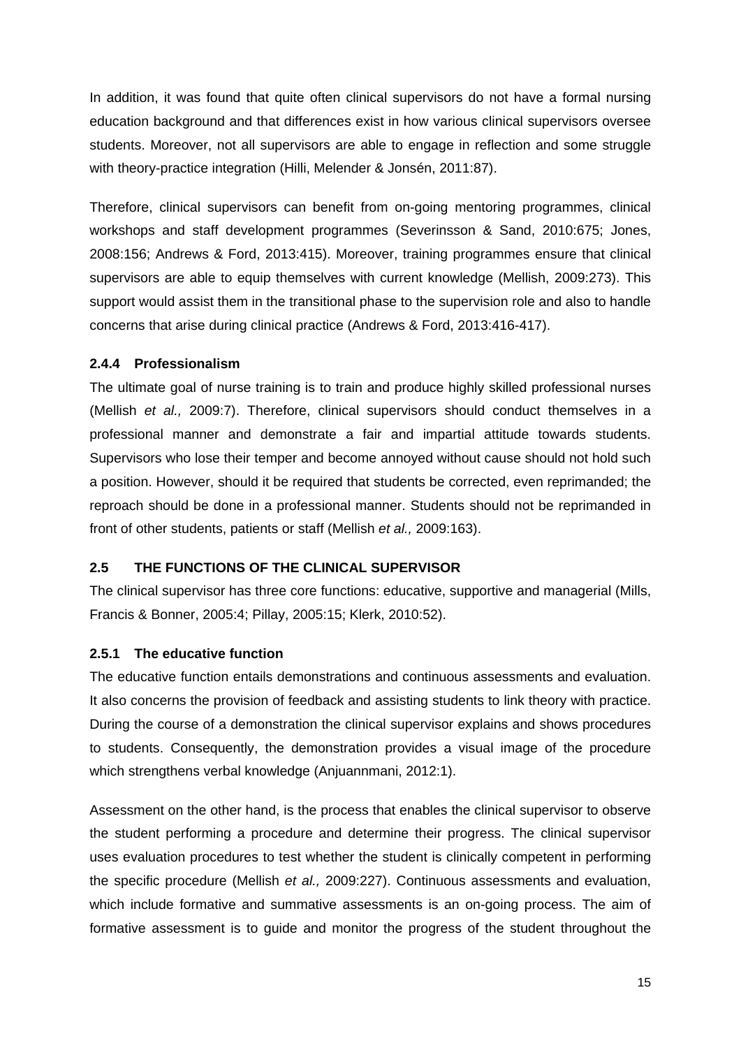In addition, it was found that quite often clinical supervisors do not have a formal nursing education background and that differences exist in how various clinical supervisors oversee students. Moreover, not all supervisors are able to engage in reflection and some struggle with theory-practice integration (Hilli, Melender & Jonsén, 2011:87).

Therefore, clinical supervisors can benefit from on-going mentoring programmes, clinical workshops and staff development programmes (Severinsson & Sand, 2010:675; Jones, 2008:156; Andrews & Ford, 2013:415). Moreover, training programmes ensure that clinical supervisors are able to equip themselves with current knowledge (Mellish, 2009:273). This support would assist them in the transitional phase to the supervision role and also to handle concerns that arise during clinical practice (Andrews & Ford, 2013:416-417).

### 2.4.4 Professionalism

The ultimate goal of nurse training is to train and produce highly skilled professional nurses (Mellish *et al.,* 2009:7). Therefore, clinical supervisors should conduct themselves in a professional manner and demonstrate a fair and impartial attitude towards students. Supervisors who lose their temper and become annoyed without cause should not hold such a position. However, should it be required that students be corrected, even reprimanded; the reproach should be done in a professional manner. Students should not be reprimanded in front of other students, patients or staff (Mellish *et al.,* 2009:163).

## 2.5 THE FUNCTIONS OF THE CLINICAL SUPERVISOR

The clinical supervisor has three core functions: educative, supportive and managerial (Mills, Francis & Bonner, 2005:4; Pillay, 2005:15; Klerk, 2010:52).

### 2.5.1 The educative function

The educative function entails demonstrations and continuous assessments and evaluation. It also concerns the provision of feedback and assisting students to link theory with practice. During the course of a demonstration the clinical supervisor explains and shows procedures to students. Consequently, the demonstration provides a visual image of the procedure which strengthens verbal knowledge (Anjuannmani, 2012:1).

Assessment on the other hand, is the process that enables the clinical supervisor to observe the student performing a procedure and determine their progress. The clinical supervisor uses evaluation procedures to test whether the student is clinically competent in performing the specific procedure (Mellish *et al.,* 2009:227). Continuous assessments and evaluation, which include formative and summative assessments is an on-going process. The aim of formative assessment is to guide and monitor the progress of the student throughout the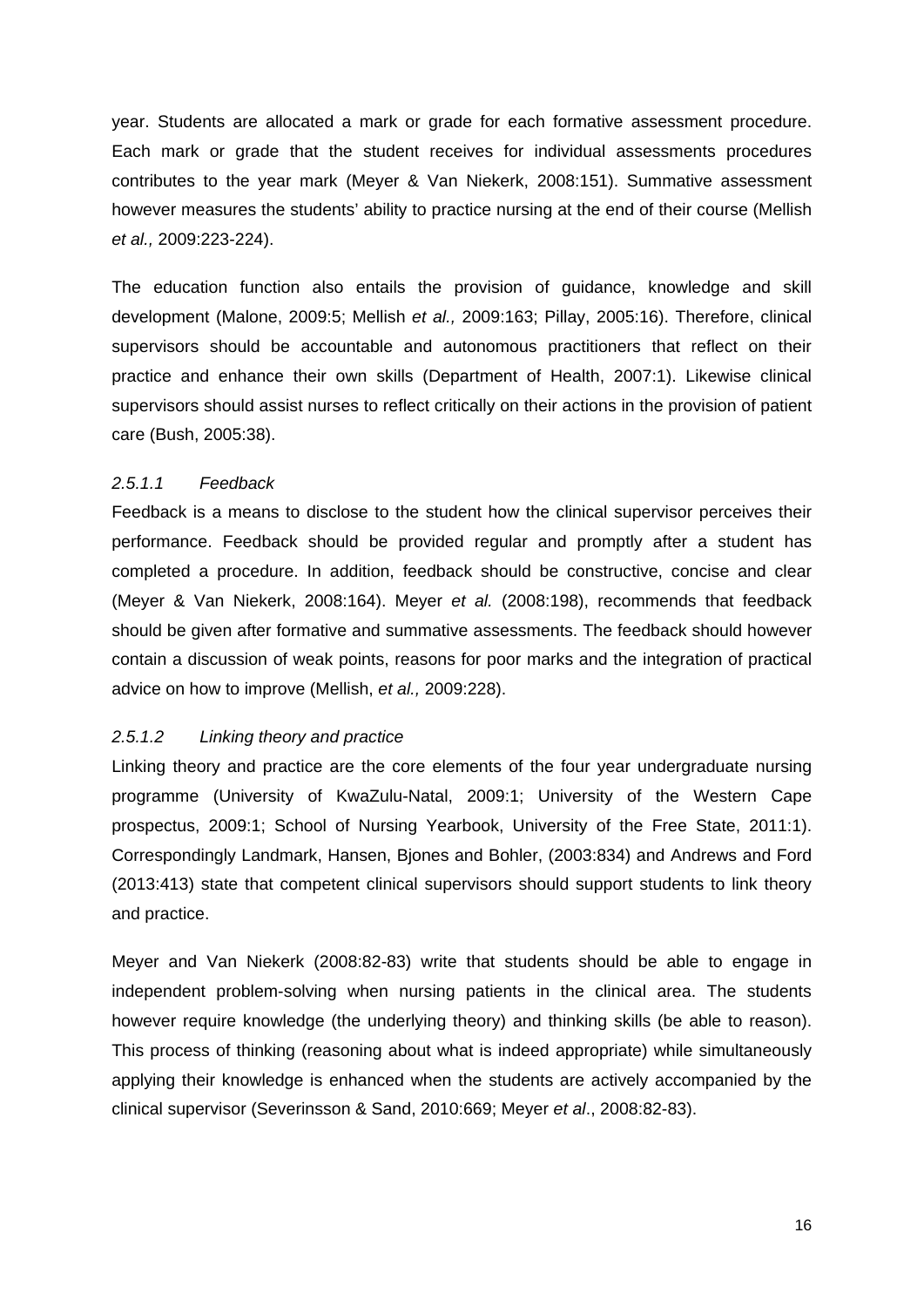year. Students are allocated a mark or grade for each formative assessment procedure. Each mark or grade that the student receives for individual assessments procedures contributes to the year mark (Meyer & Van Niekerk, 2008:151). Summative assessment however measures the students' ability to practice nursing at the end of their course (Mellish *et al.,* 2009:223-224).

The education function also entails the provision of guidance, knowledge and skill development (Malone, 2009:5; Mellish *et al.,* 2009:163; Pillay, 2005:16). Therefore, clinical supervisors should be accountable and autonomous practitioners that reflect on their practice and enhance their own skills (Department of Health, 2007:1). Likewise clinical supervisors should assist nurses to reflect critically on their actions in the provision of patient care (Bush, 2005:38).

#### *2.5.1.1 Feedback*

Feedback is a means to disclose to the student how the clinical supervisor perceives their performance. Feedback should be provided regular and promptly after a student has completed a procedure. In addition, feedback should be constructive, concise and clear (Meyer & Van Niekerk, 2008:164). Meyer *et al.* (2008:198), recommends that feedback should be given after formative and summative assessments. The feedback should however contain a discussion of weak points, reasons for poor marks and the integration of practical advice on how to improve (Mellish, *et al.,* 2009:228).

#### *2.5.1.2 Linking theory and practice*

Linking theory and practice are the core elements of the four year undergraduate nursing programme (University of KwaZulu-Natal, 2009:1; University of the Western Cape prospectus, 2009:1; School of Nursing Yearbook, University of the Free State, 2011:1). Correspondingly Landmark, Hansen, Bjones and Bohler, (2003:834) and Andrews and Ford (2013:413) state that competent clinical supervisors should support students to link theory and practice.

Meyer and Van Niekerk (2008:82-83) write that students should be able to engage in independent problem-solving when nursing patients in the clinical area. The students however require knowledge (the underlying theory) and thinking skills (be able to reason). This process of thinking (reasoning about what is indeed appropriate) while simultaneously applying their knowledge is enhanced when the students are actively accompanied by the clinical supervisor (Severinsson & Sand, 2010:669; Meyer *et al*., 2008:82-83).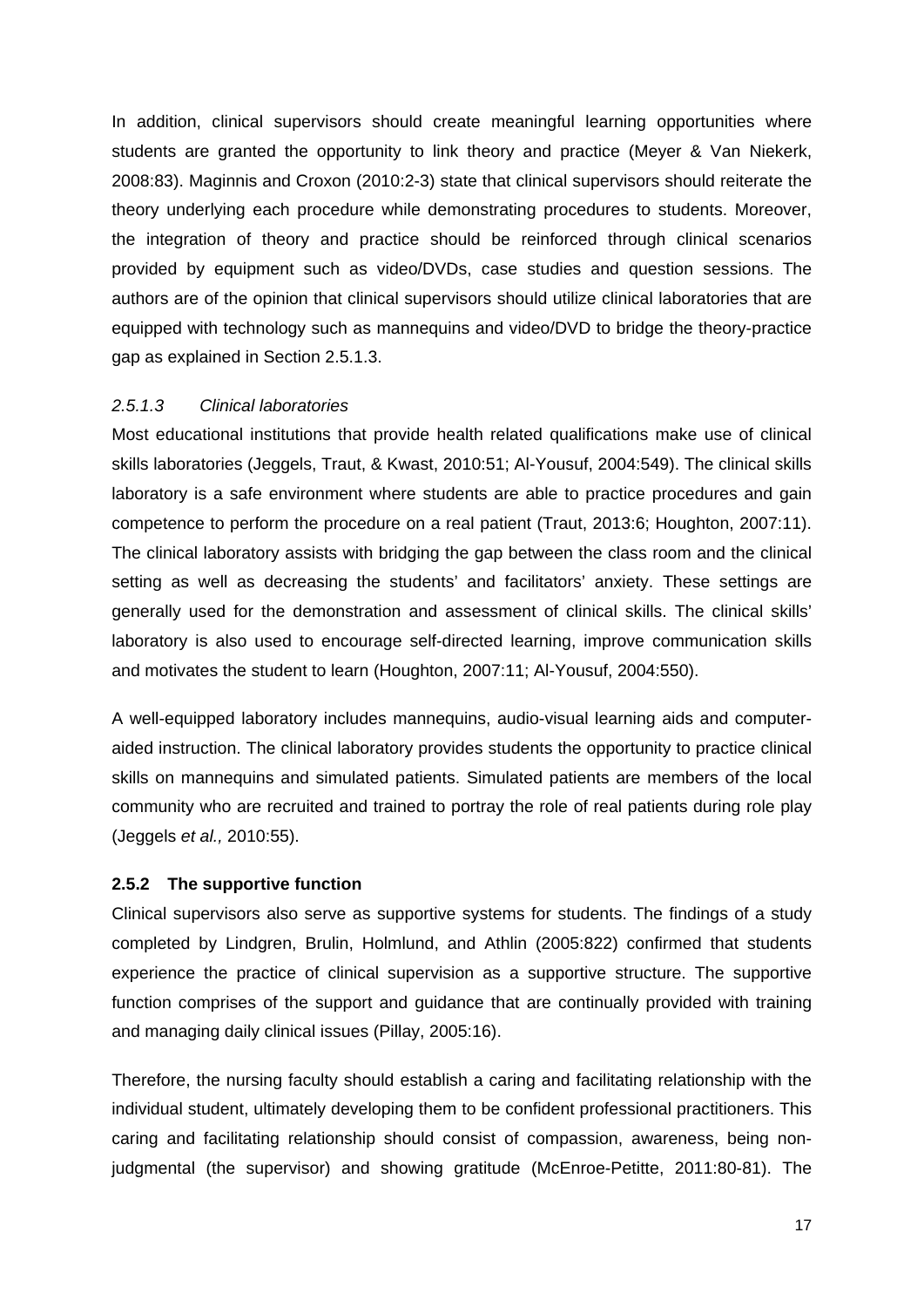In addition, clinical supervisors should create meaningful learning opportunities where students are granted the opportunity to link theory and practice (Meyer & Van Niekerk, 2008:83). Maginnis and Croxon (2010:2-3) state that clinical supervisors should reiterate the theory underlying each procedure while demonstrating procedures to students. Moreover, the integration of theory and practice should be reinforced through clinical scenarios provided by equipment such as video/DVDs, case studies and question sessions. The authors are of the opinion that clinical supervisors should utilize clinical laboratories that are equipped with technology such as mannequins and video/DVD to bridge the theory-practice gap as explained in Section 2.5.1.3.

#### *2.5.1.3 Clinical laboratories*

Most educational institutions that provide health related qualifications make use of clinical skills laboratories (Jeggels, Traut, & Kwast, 2010:51; Al-Yousuf, 2004:549). The clinical skills laboratory is a safe environment where students are able to practice procedures and gain competence to perform the procedure on a real patient (Traut, 2013:6; Houghton, 2007:11). The clinical laboratory assists with bridging the gap between the class room and the clinical setting as well as decreasing the students' and facilitators' anxiety. These settings are generally used for the demonstration and assessment of clinical skills. The clinical skills' laboratory is also used to encourage self-directed learning, improve communication skills and motivates the student to learn (Houghton, 2007:11; Al-Yousuf, 2004:550).

A well-equipped laboratory includes mannequins, audio-visual learning aids and computer-aided instruction. The clinical laboratory provides students the opportunity to practice clinical skills on mannequins and simulated patients. Simulated patients are members of the local community who are recruited and trained to portray the role of real patients during role play (Jeggels *et al.,* 2010:55).

### **2.5.2 The supportive function**

Clinical supervisors also serve as supportive systems for students. The findings of a study completed by Lindgren, Brulin, Holmlund, and Athlin (2005:822) confirmed that students experience the practice of clinical supervision as a supportive structure. The supportive function comprises of the support and guidance that are continually provided with training and managing daily clinical issues (Pillay, 2005:16).

Therefore, the nursing faculty should establish a caring and facilitating relationship with the individual student, ultimately developing them to be confident professional practitioners. This caring and facilitating relationship should consist of compassion, awareness, being non-judgmental (the supervisor) and showing gratitude (McEnroe-Petitte, 2011:80-81). The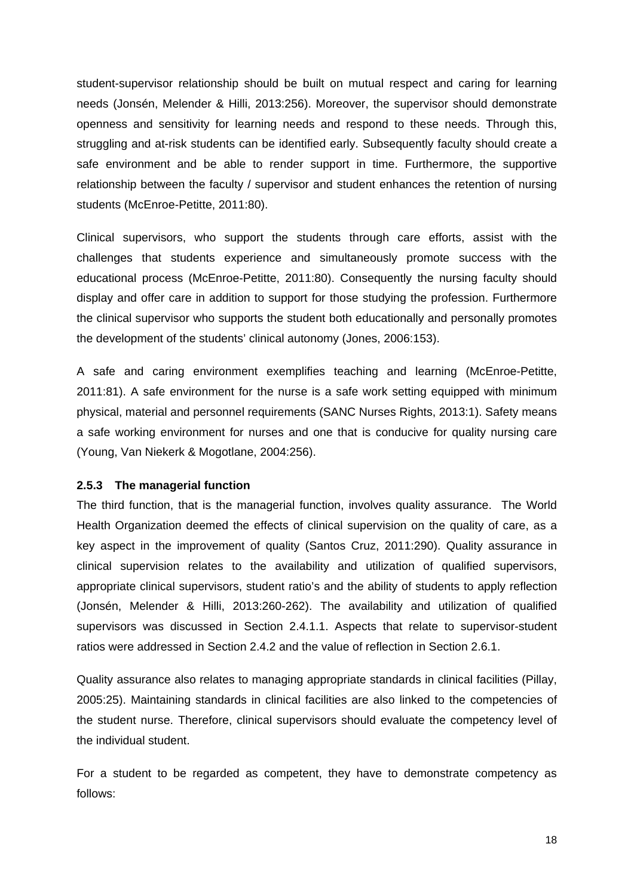student-supervisor relationship should be built on mutual respect and caring for learning needs (Jonsén, Melender & Hilli, 2013:256). Moreover, the supervisor should demonstrate openness and sensitivity for learning needs and respond to these needs. Through this, struggling and at-risk students can be identified early. Subsequently faculty should create a safe environment and be able to render support in time. Furthermore, the supportive relationship between the faculty / supervisor and student enhances the retention of nursing students (McEnroe-Petitte, 2011:80).

Clinical supervisors, who support the students through care efforts, assist with the challenges that students experience and simultaneously promote success with the educational process (McEnroe-Petitte, 2011:80). Consequently the nursing faculty should display and offer care in addition to support for those studying the profession. Furthermore the clinical supervisor who supports the student both educationally and personally promotes the development of the students' clinical autonomy (Jones, 2006:153).

A safe and caring environment exemplifies teaching and learning (McEnroe-Petitte, 2011:81). A safe environment for the nurse is a safe work setting equipped with minimum physical, material and personnel requirements (SANC Nurses Rights, 2013:1). Safety means a safe working environment for nurses and one that is conducive for quality nursing care (Young, Van Niekerk & Mogotlane, 2004:256).

### 2.5.3 The managerial function

The third function, that is the managerial function, involves quality assurance. The World Health Organization deemed the effects of clinical supervision on the quality of care, as a key aspect in the improvement of quality (Santos Cruz, 2011:290). Quality assurance in clinical supervision relates to the availability and utilization of qualified supervisors, appropriate clinical supervisors, student ratio's and the ability of students to apply reflection (Jonsén, Melender & Hilli, 2013:260-262). The availability and utilization of qualified supervisors was discussed in Section 2.4.1.1. Aspects that relate to supervisor-student ratios were addressed in Section 2.4.2 and the value of reflection in Section 2.6.1.

Quality assurance also relates to managing appropriate standards in clinical facilities (Pillay, 2005:25). Maintaining standards in clinical facilities are also linked to the competencies of the student nurse. Therefore, clinical supervisors should evaluate the competency level of the individual student.

For a student to be regarded as competent, they have to demonstrate competency as follows: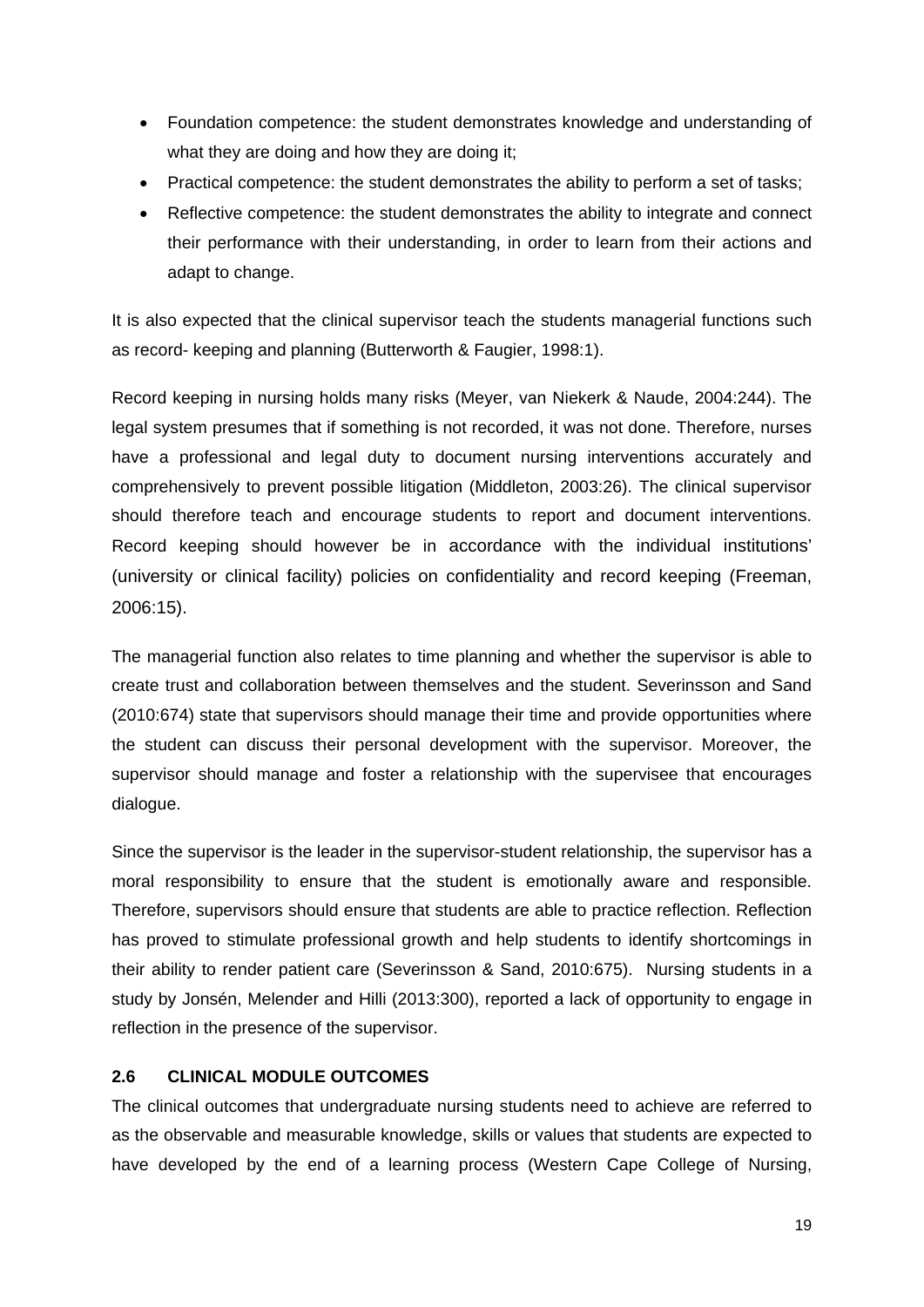- Foundation competence: the student demonstrates knowledge and understanding of what they are doing and how they are doing it;
- Practical competence: the student demonstrates the ability to perform a set of tasks;
- Reflective competence: the student demonstrates the ability to integrate and connect their performance with their understanding, in order to learn from their actions and adapt to change.

It is also expected that the clinical supervisor teach the students managerial functions such as record- keeping and planning (Butterworth & Faugier, 1998:1).

Record keeping in nursing holds many risks (Meyer, van Niekerk & Naude, 2004:244). The legal system presumes that if something is not recorded, it was not done. Therefore, nurses have a professional and legal duty to document nursing interventions accurately and comprehensively to prevent possible litigation (Middleton, 2003:26). The clinical supervisor should therefore teach and encourage students to report and document interventions. Record keeping should however be in accordance with the individual institutions' (university or clinical facility) policies on confidentiality and record keeping (Freeman, 2006:15).

The managerial function also relates to time planning and whether the supervisor is able to create trust and collaboration between themselves and the student. Severinsson and Sand (2010:674) state that supervisors should manage their time and provide opportunities where the student can discuss their personal development with the supervisor. Moreover, the supervisor should manage and foster a relationship with the supervisee that encourages dialogue.

Since the supervisor is the leader in the supervisor-student relationship, the supervisor has a moral responsibility to ensure that the student is emotionally aware and responsible. Therefore, supervisors should ensure that students are able to practice reflection. Reflection has proved to stimulate professional growth and help students to identify shortcomings in their ability to render patient care (Severinsson & Sand, 2010:675). Nursing students in a study by Jonsén, Melender and Hilli (2013:300), reported a lack of opportunity to engage in reflection in the presence of the supervisor.

## 2.6 CLINICAL MODULE OUTCOMES

The clinical outcomes that undergraduate nursing students need to achieve are referred to as the observable and measurable knowledge, skills or values that students are expected to have developed by the end of a learning process (Western Cape College of Nursing,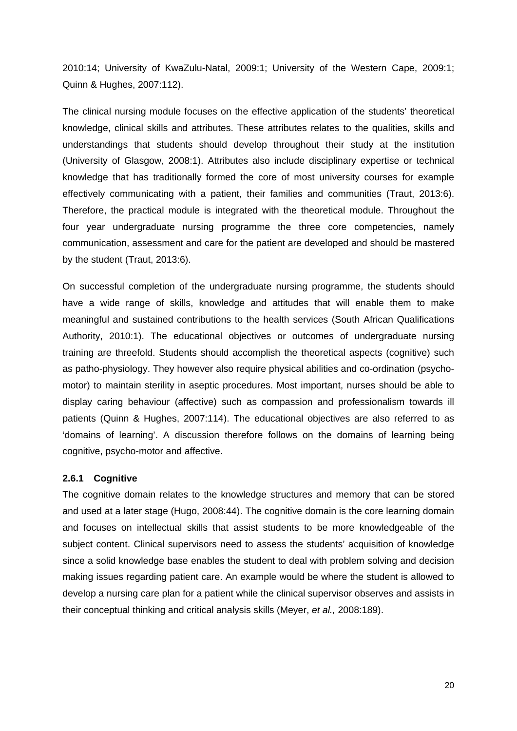2010:14; University of KwaZulu-Natal, 2009:1; University of the Western Cape, 2009:1; Quinn & Hughes, 2007:112).

The clinical nursing module focuses on the effective application of the students' theoretical knowledge, clinical skills and attributes. These attributes relates to the qualities, skills and understandings that students should develop throughout their study at the institution (University of Glasgow, 2008:1). Attributes also include disciplinary expertise or technical knowledge that has traditionally formed the core of most university courses for example effectively communicating with a patient, their families and communities (Traut, 2013:6). Therefore, the practical module is integrated with the theoretical module. Throughout the four year undergraduate nursing programme the three core competencies, namely communication, assessment and care for the patient are developed and should be mastered by the student (Traut, 2013:6).

On successful completion of the undergraduate nursing programme, the students should have a wide range of skills, knowledge and attitudes that will enable them to make meaningful and sustained contributions to the health services (South African Qualifications Authority, 2010:1). The educational objectives or outcomes of undergraduate nursing training are threefold. Students should accomplish the theoretical aspects (cognitive) such as patho-physiology. They however also require physical abilities and co-ordination (psycho-motor) to maintain sterility in aseptic procedures. Most important, nurses should be able to display caring behaviour (affective) such as compassion and professionalism towards ill patients (Quinn & Hughes, 2007:114). The educational objectives are also referred to as 'domains of learning'. A discussion therefore follows on the domains of learning being cognitive, psycho-motor and affective.

### 2.6.1 Cognitive

The cognitive domain relates to the knowledge structures and memory that can be stored and used at a later stage (Hugo, 2008:44). The cognitive domain is the core learning domain and focuses on intellectual skills that assist students to be more knowledgeable of the subject content. Clinical supervisors need to assess the students' acquisition of knowledge since a solid knowledge base enables the student to deal with problem solving and decision making issues regarding patient care. An example would be where the student is allowed to develop a nursing care plan for a patient while the clinical supervisor observes and assists in their conceptual thinking and critical analysis skills (Meyer, *et al.,* 2008:189).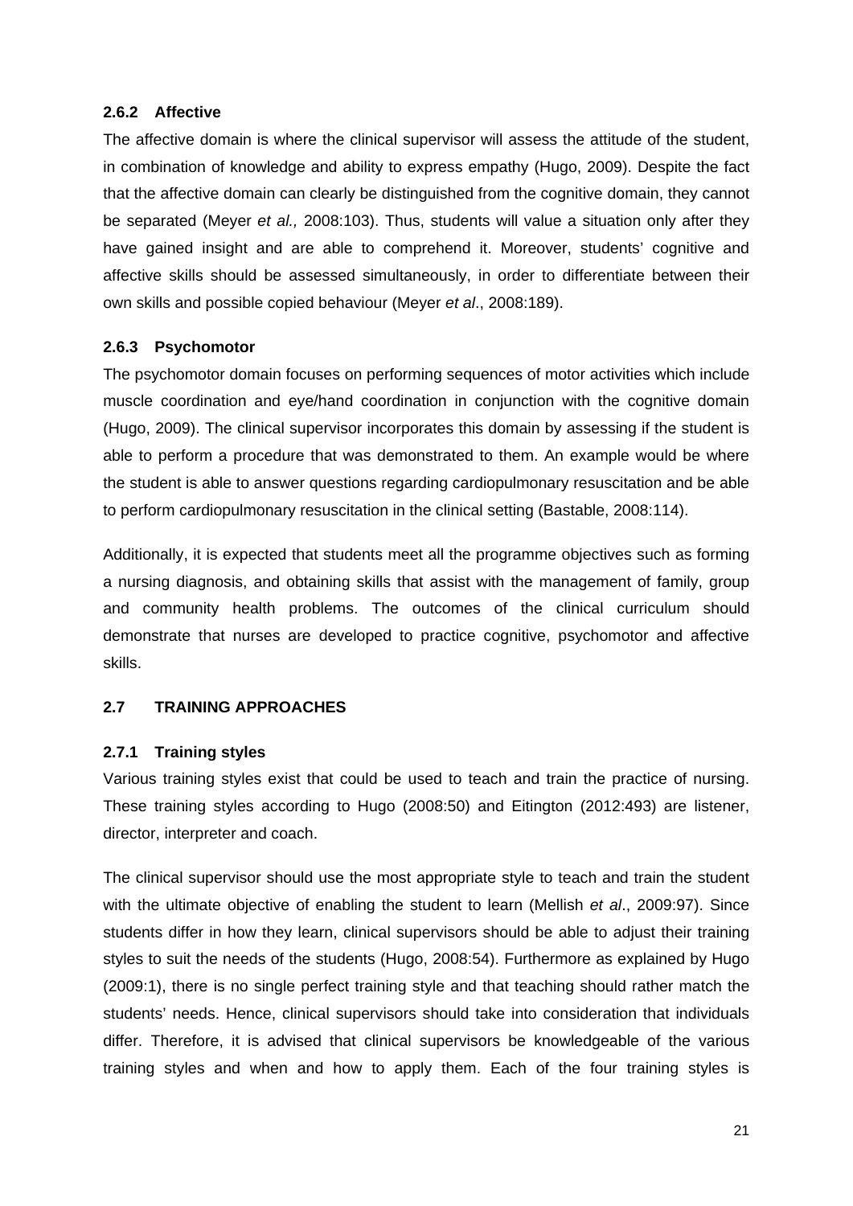### 2.6.2 Affective

The affective domain is where the clinical supervisor will assess the attitude of the student, in combination of knowledge and ability to express empathy (Hugo, 2009). Despite the fact that the affective domain can clearly be distinguished from the cognitive domain, they cannot be separated (Meyer *et al.,* 2008:103). Thus, students will value a situation only after they have gained insight and are able to comprehend it. Moreover, students' cognitive and affective skills should be assessed simultaneously, in order to differentiate between their own skills and possible copied behaviour (Meyer *et al*., 2008:189).

### 2.6.3 Psychomotor

The psychomotor domain focuses on performing sequences of motor activities which include muscle coordination and eye/hand coordination in conjunction with the cognitive domain (Hugo, 2009). The clinical supervisor incorporates this domain by assessing if the student is able to perform a procedure that was demonstrated to them. An example would be where the student is able to answer questions regarding cardiopulmonary resuscitation and be able to perform cardiopulmonary resuscitation in the clinical setting (Bastable, 2008:114).

Additionally, it is expected that students meet all the programme objectives such as forming a nursing diagnosis, and obtaining skills that assist with the management of family, group and community health problems. The outcomes of the clinical curriculum should demonstrate that nurses are developed to practice cognitive, psychomotor and affective skills.

## 2.7 TRAINING APPROACHES

### 2.7.1 Training styles

Various training styles exist that could be used to teach and train the practice of nursing. These training styles according to Hugo (2008:50) and Eitington (2012:493) are listener, director, interpreter and coach.

The clinical supervisor should use the most appropriate style to teach and train the student with the ultimate objective of enabling the student to learn (Mellish *et al*., 2009:97). Since students differ in how they learn, clinical supervisors should be able to adjust their training styles to suit the needs of the students (Hugo, 2008:54). Furthermore as explained by Hugo (2009:1), there is no single perfect training style and that teaching should rather match the students' needs. Hence, clinical supervisors should take into consideration that individuals differ. Therefore, it is advised that clinical supervisors be knowledgeable of the various training styles and when and how to apply them. Each of the four training styles is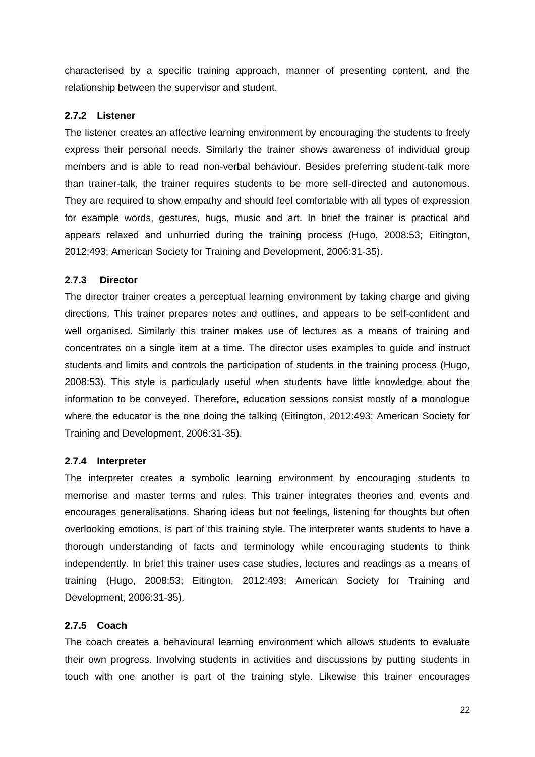characterised by a specific training approach, manner of presenting content, and the relationship between the supervisor and student.

### 2.7.2 Listener

The listener creates an affective learning environment by encouraging the students to freely express their personal needs. Similarly the trainer shows awareness of individual group members and is able to read non-verbal behaviour. Besides preferring student-talk more than trainer-talk, the trainer requires students to be more self-directed and autonomous. They are required to show empathy and should feel comfortable with all types of expression for example words, gestures, hugs, music and art. In brief the trainer is practical and appears relaxed and unhurried during the training process (Hugo, 2008:53; Eitington, 2012:493; American Society for Training and Development, 2006:31-35).

### 2.7.3 Director

The director trainer creates a perceptual learning environment by taking charge and giving directions. This trainer prepares notes and outlines, and appears to be self-confident and well organised. Similarly this trainer makes use of lectures as a means of training and concentrates on a single item at a time. The director uses examples to guide and instruct students and limits and controls the participation of students in the training process (Hugo, 2008:53). This style is particularly useful when students have little knowledge about the information to be conveyed. Therefore, education sessions consist mostly of a monologue where the educator is the one doing the talking (Eitington, 2012:493; American Society for Training and Development, 2006:31-35).

### 2.7.4 Interpreter

The interpreter creates a symbolic learning environment by encouraging students to memorise and master terms and rules. This trainer integrates theories and events and encourages generalisations. Sharing ideas but not feelings, listening for thoughts but often overlooking emotions, is part of this training style. The interpreter wants students to have a thorough understanding of facts and terminology while encouraging students to think independently. In brief this trainer uses case studies, lectures and readings as a means of training (Hugo, 2008:53; Eitington, 2012:493; American Society for Training and Development, 2006:31-35).

### 2.7.5 Coach

The coach creates a behavioural learning environment which allows students to evaluate their own progress. Involving students in activities and discussions by putting students in touch with one another is part of the training style. Likewise this trainer encourages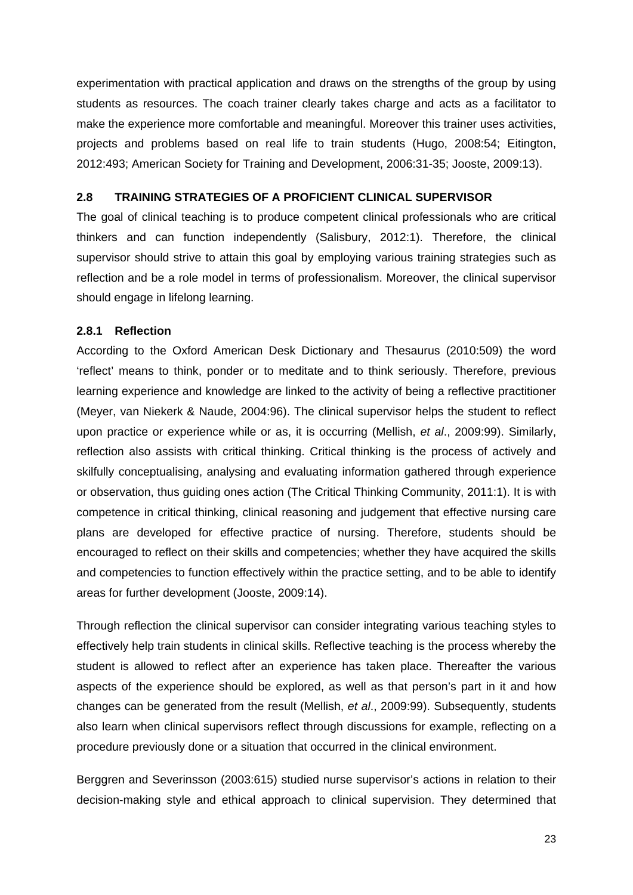experimentation with practical application and draws on the strengths of the group by using students as resources. The coach trainer clearly takes charge and acts as a facilitator to make the experience more comfortable and meaningful. Moreover this trainer uses activities, projects and problems based on real life to train students (Hugo, 2008:54; Eitington, 2012:493; American Society for Training and Development, 2006:31-35; Jooste, 2009:13).

## 2.8 TRAINING STRATEGIES OF A PROFICIENT CLINICAL SUPERVISOR

The goal of clinical teaching is to produce competent clinical professionals who are critical thinkers and can function independently (Salisbury, 2012:1). Therefore, the clinical supervisor should strive to attain this goal by employing various training strategies such as reflection and be a role model in terms of professionalism. Moreover, the clinical supervisor should engage in lifelong learning.

### 2.8.1 Reflection

According to the Oxford American Desk Dictionary and Thesaurus (2010:509) the word 'reflect' means to think, ponder or to meditate and to think seriously. Therefore, previous learning experience and knowledge are linked to the activity of being a reflective practitioner (Meyer, van Niekerk & Naude, 2004:96). The clinical supervisor helps the student to reflect upon practice or experience while or as, it is occurring (Mellish, *et al*., 2009:99). Similarly, reflection also assists with critical thinking. Critical thinking is the process of actively and skilfully conceptualising, analysing and evaluating information gathered through experience or observation, thus guiding ones action (The Critical Thinking Community, 2011:1). It is with competence in critical thinking, clinical reasoning and judgement that effective nursing care plans are developed for effective practice of nursing. Therefore, students should be encouraged to reflect on their skills and competencies; whether they have acquired the skills and competencies to function effectively within the practice setting, and to be able to identify areas for further development (Jooste, 2009:14).

Through reflection the clinical supervisor can consider integrating various teaching styles to effectively help train students in clinical skills. Reflective teaching is the process whereby the student is allowed to reflect after an experience has taken place. Thereafter the various aspects of the experience should be explored, as well as that person's part in it and how changes can be generated from the result (Mellish, *et al*., 2009:99). Subsequently, students also learn when clinical supervisors reflect through discussions for example, reflecting on a procedure previously done or a situation that occurred in the clinical environment.

Berggren and Severinsson (2003:615) studied nurse supervisor's actions in relation to their decision-making style and ethical approach to clinical supervision. They determined that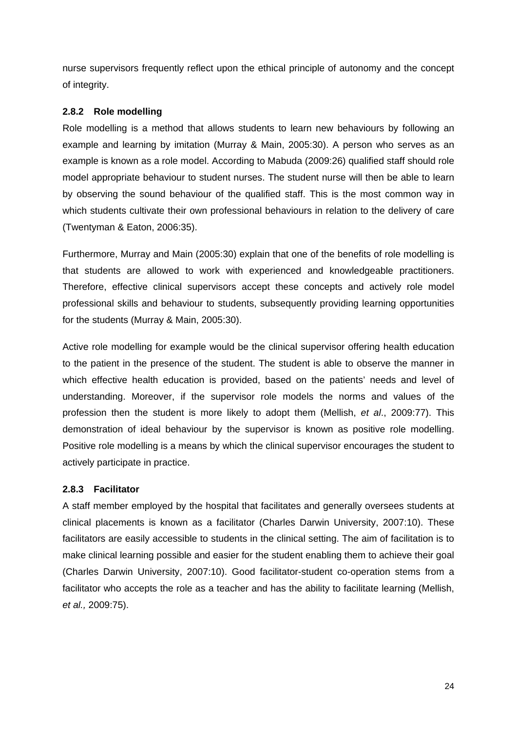nurse supervisors frequently reflect upon the ethical principle of autonomy and the concept of integrity.

### 2.8.2 Role modelling

Role modelling is a method that allows students to learn new behaviours by following an example and learning by imitation (Murray & Main, 2005:30). A person who serves as an example is known as a role model. According to Mabuda (2009:26) qualified staff should role model appropriate behaviour to student nurses. The student nurse will then be able to learn by observing the sound behaviour of the qualified staff. This is the most common way in which students cultivate their own professional behaviours in relation to the delivery of care (Twentyman & Eaton, 2006:35).

Furthermore, Murray and Main (2005:30) explain that one of the benefits of role modelling is that students are allowed to work with experienced and knowledgeable practitioners. Therefore, effective clinical supervisors accept these concepts and actively role model professional skills and behaviour to students, subsequently providing learning opportunities for the students (Murray & Main, 2005:30).

Active role modelling for example would be the clinical supervisor offering health education to the patient in the presence of the student. The student is able to observe the manner in which effective health education is provided, based on the patients' needs and level of understanding. Moreover, if the supervisor role models the norms and values of the profession then the student is more likely to adopt them (Mellish, *et al*., 2009:77). This demonstration of ideal behaviour by the supervisor is known as positive role modelling. Positive role modelling is a means by which the clinical supervisor encourages the student to actively participate in practice.

### 2.8.3 Facilitator

A staff member employed by the hospital that facilitates and generally oversees students at clinical placements is known as a facilitator (Charles Darwin University, 2007:10). These facilitators are easily accessible to students in the clinical setting. The aim of facilitation is to make clinical learning possible and easier for the student enabling them to achieve their goal (Charles Darwin University, 2007:10). Good facilitator-student co-operation stems from a facilitator who accepts the role as a teacher and has the ability to facilitate learning (Mellish, *et al.,* 2009:75).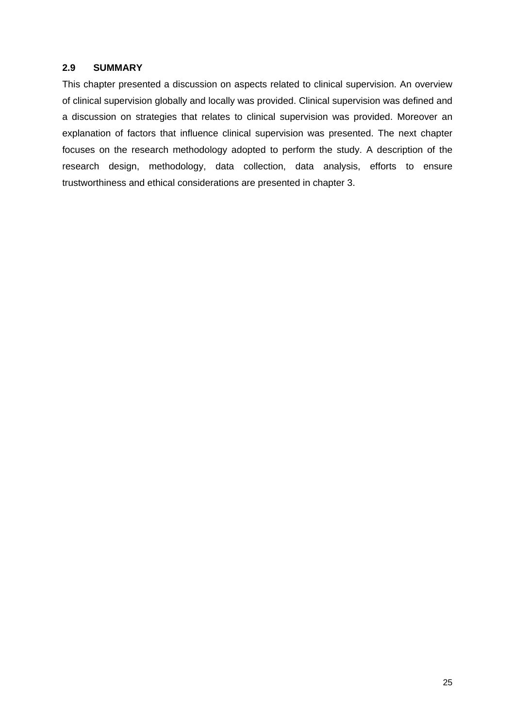## 2.9 SUMMARY

This chapter presented a discussion on aspects related to clinical supervision. An overview of clinical supervision globally and locally was provided. Clinical supervision was defined and a discussion on strategies that relates to clinical supervision was provided. Moreover an explanation of factors that influence clinical supervision was presented. The next chapter focuses on the research methodology adopted to perform the study. A description of the research design, methodology, data collection, data analysis, efforts to ensure trustworthiness and ethical considerations are presented in chapter 3.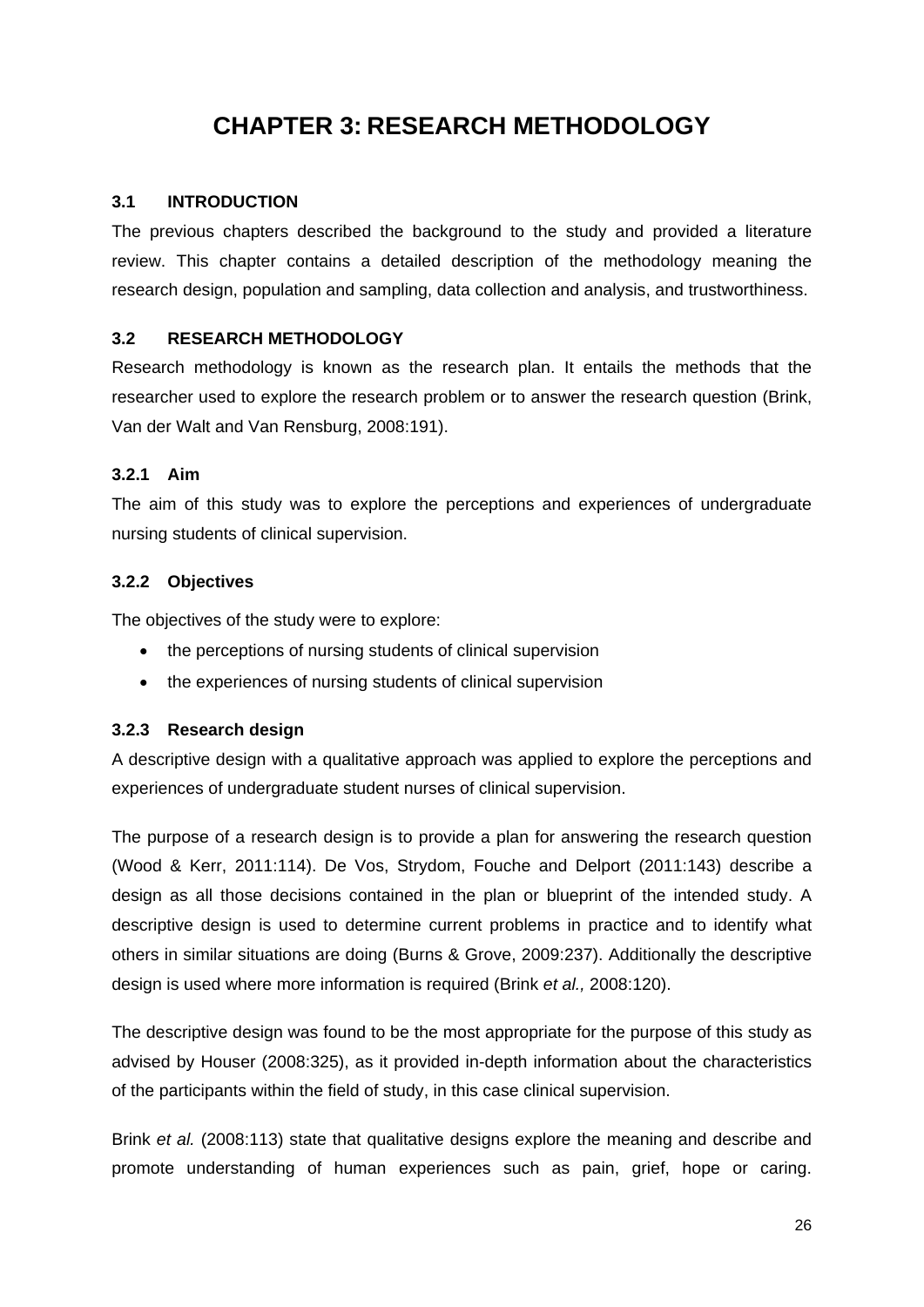# CHAPTER 3: RESEARCH METHODOLOGY

## 3.1 INTRODUCTION

The previous chapters described the background to the study and provided a literature review. This chapter contains a detailed description of the methodology meaning the research design, population and sampling, data collection and analysis, and trustworthiness.

## 3.2 RESEARCH METHODOLOGY

Research methodology is known as the research plan. It entails the methods that the researcher used to explore the research problem or to answer the research question (Brink, Van der Walt and Van Rensburg, 2008:191).

### 3.2.1 Aim

The aim of this study was to explore the perceptions and experiences of undergraduate nursing students of clinical supervision.

### 3.2.2 Objectives

The objectives of the study were to explore:

- the perceptions of nursing students of clinical supervision
- the experiences of nursing students of clinical supervision

### 3.2.3 Research design

A descriptive design with a qualitative approach was applied to explore the perceptions and experiences of undergraduate student nurses of clinical supervision.

The purpose of a research design is to provide a plan for answering the research question (Wood & Kerr, 2011:114). De Vos, Strydom, Fouche and Delport (2011:143) describe a design as all those decisions contained in the plan or blueprint of the intended study. A descriptive design is used to determine current problems in practice and to identify what others in similar situations are doing (Burns & Grove, 2009:237). Additionally the descriptive design is used where more information is required (Brink *et al.,* 2008:120).

The descriptive design was found to be the most appropriate for the purpose of this study as advised by Houser (2008:325), as it provided in-depth information about the characteristics of the participants within the field of study, in this case clinical supervision.

Brink *et al.* (2008:113) state that qualitative designs explore the meaning and describe and promote understanding of human experiences such as pain, grief, hope or caring.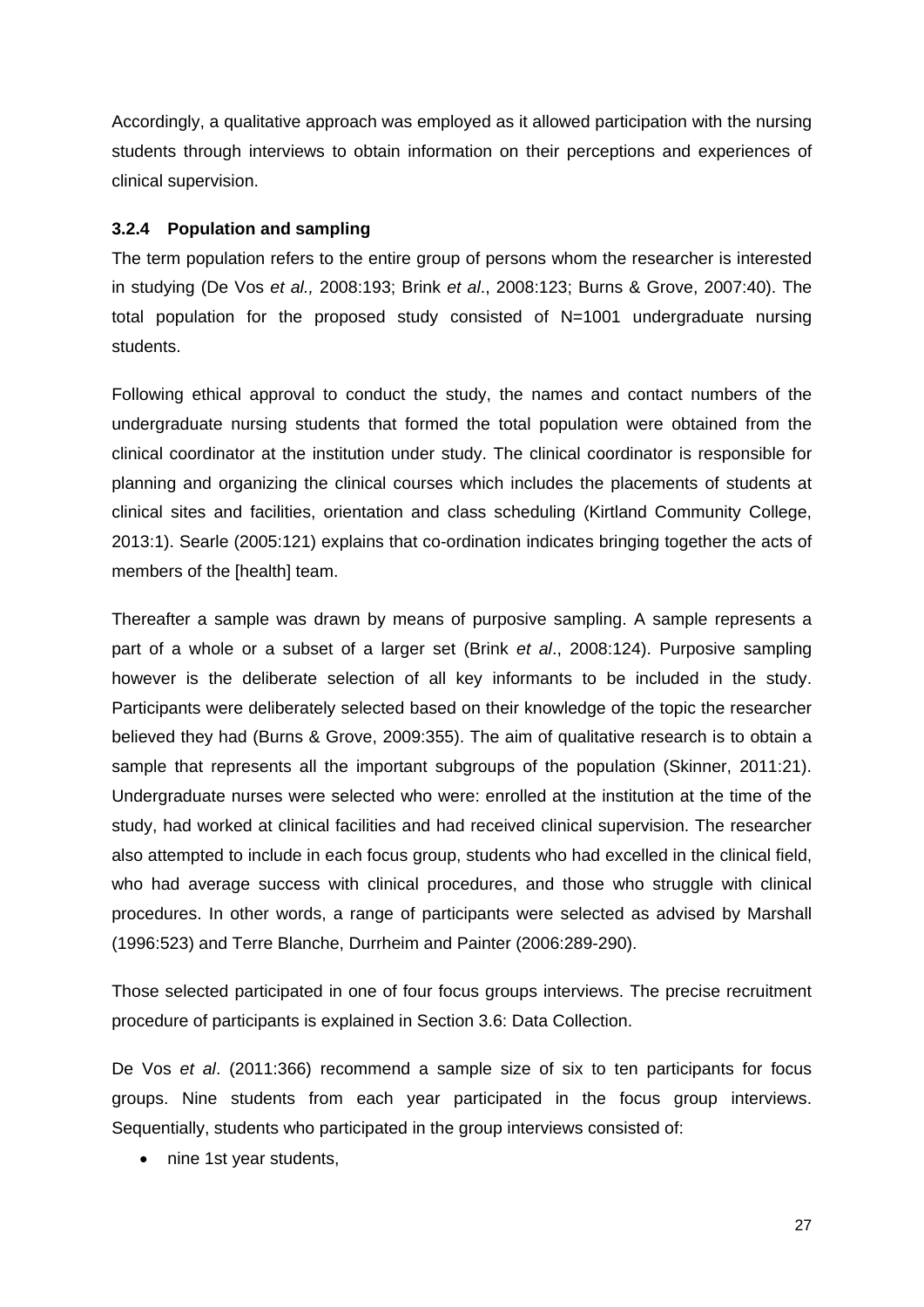Accordingly, a qualitative approach was employed as it allowed participation with the nursing students through interviews to obtain information on their perceptions and experiences of clinical supervision.

### 3.2.4 Population and sampling

The term population refers to the entire group of persons whom the researcher is interested in studying (De Vos *et al.,* 2008:193; Brink *et al*., 2008:123; Burns & Grove, 2007:40). The total population for the proposed study consisted of N=1001 undergraduate nursing students.

Following ethical approval to conduct the study, the names and contact numbers of the undergraduate nursing students that formed the total population were obtained from the clinical coordinator at the institution under study. The clinical coordinator is responsible for planning and organizing the clinical courses which includes the placements of students at clinical sites and facilities, orientation and class scheduling (Kirtland Community College, 2013:1). Searle (2005:121) explains that co-ordination indicates bringing together the acts of members of the [health] team.

Thereafter a sample was drawn by means of purposive sampling. A sample represents a part of a whole or a subset of a larger set (Brink *et al*., 2008:124). Purposive sampling however is the deliberate selection of all key informants to be included in the study. Participants were deliberately selected based on their knowledge of the topic the researcher believed they had (Burns & Grove, 2009:355). The aim of qualitative research is to obtain a sample that represents all the important subgroups of the population (Skinner, 2011:21). Undergraduate nurses were selected who were: enrolled at the institution at the time of the study, had worked at clinical facilities and had received clinical supervision. The researcher also attempted to include in each focus group, students who had excelled in the clinical field, who had average success with clinical procedures, and those who struggle with clinical procedures. In other words, a range of participants were selected as advised by Marshall (1996:523) and Terre Blanche, Durrheim and Painter (2006:289-290).

Those selected participated in one of four focus groups interviews. The precise recruitment procedure of participants is explained in Section 3.6: Data Collection.

De Vos *et al*. (2011:366) recommend a sample size of six to ten participants for focus groups. Nine students from each year participated in the focus group interviews. Sequentially, students who participated in the group interviews consisted of:

- nine 1st year students,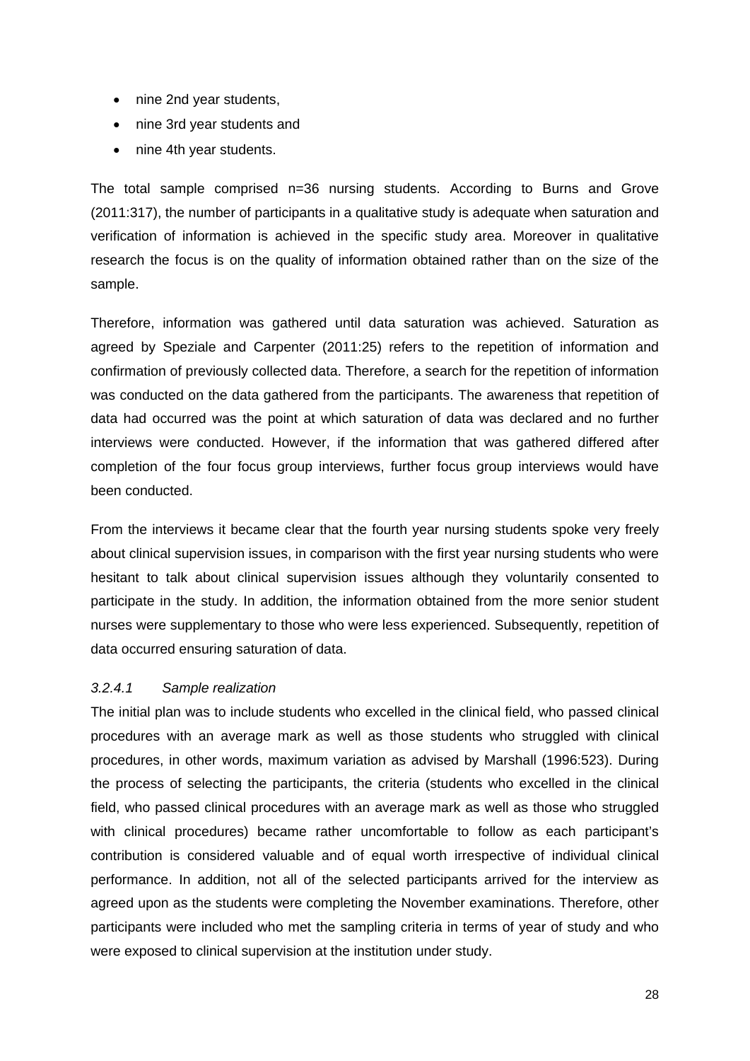- nine 2nd year students,
- nine 3rd year students and
- nine 4th year students.

The total sample comprised n=36 nursing students. According to Burns and Grove (2011:317), the number of participants in a qualitative study is adequate when saturation and verification of information is achieved in the specific study area. Moreover in qualitative research the focus is on the quality of information obtained rather than on the size of the sample.

Therefore, information was gathered until data saturation was achieved. Saturation as agreed by Speziale and Carpenter (2011:25) refers to the repetition of information and confirmation of previously collected data. Therefore, a search for the repetition of information was conducted on the data gathered from the participants. The awareness that repetition of data had occurred was the point at which saturation of data was declared and no further interviews were conducted. However, if the information that was gathered differed after completion of the four focus group interviews, further focus group interviews would have been conducted.

From the interviews it became clear that the fourth year nursing students spoke very freely about clinical supervision issues, in comparison with the first year nursing students who were hesitant to talk about clinical supervision issues although they voluntarily consented to participate in the study. In addition, the information obtained from the more senior student nurses were supplementary to those who were less experienced. Subsequently, repetition of data occurred ensuring saturation of data.

#### *3.2.4.1 Sample realization*

The initial plan was to include students who excelled in the clinical field, who passed clinical procedures with an average mark as well as those students who struggled with clinical procedures, in other words, maximum variation as advised by Marshall (1996:523). During the process of selecting the participants, the criteria (students who excelled in the clinical field, who passed clinical procedures with an average mark as well as those who struggled with clinical procedures) became rather uncomfortable to follow as each participant's contribution is considered valuable and of equal worth irrespective of individual clinical performance. In addition, not all of the selected participants arrived for the interview as agreed upon as the students were completing the November examinations. Therefore, other participants were included who met the sampling criteria in terms of year of study and who were exposed to clinical supervision at the institution under study.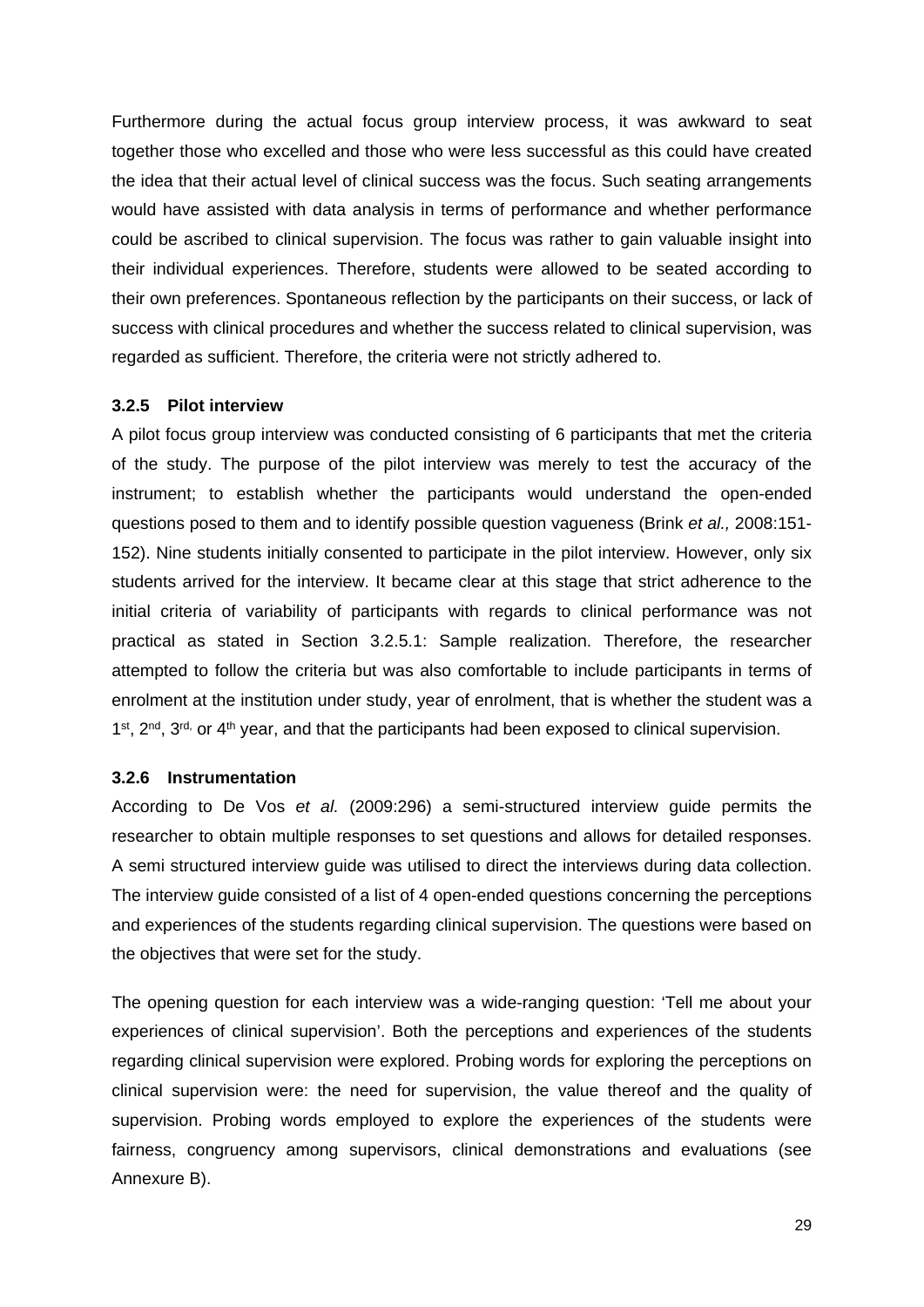Furthermore during the actual focus group interview process, it was awkward to seat together those who excelled and those who were less successful as this could have created the idea that their actual level of clinical success was the focus. Such seating arrangements would have assisted with data analysis in terms of performance and whether performance could be ascribed to clinical supervision. The focus was rather to gain valuable insight into their individual experiences. Therefore, students were allowed to be seated according to their own preferences. Spontaneous reflection by the participants on their success, or lack of success with clinical procedures and whether the success related to clinical supervision, was regarded as sufficient. Therefore, the criteria were not strictly adhered to.

### 3.2.5 Pilot interview

A pilot focus group interview was conducted consisting of 6 participants that met the criteria of the study. The purpose of the pilot interview was merely to test the accuracy of the instrument; to establish whether the participants would understand the open-ended questions posed to them and to identify possible question vagueness (Brink *et al.,* 2008:151-152). Nine students initially consented to participate in the pilot interview. However, only six students arrived for the interview. It became clear at this stage that strict adherence to the initial criteria of variability of participants with regards to clinical performance was not practical as stated in Section 3.2.5.1: Sample realization. Therefore, the researcher attempted to follow the criteria but was also comfortable to include participants in terms of enrolment at the institution under study, year of enrolment, that is whether the student was a 1st, 2nd, 3rd, or 4th year, and that the participants had been exposed to clinical supervision.

### 3.2.6 Instrumentation

According to De Vos *et al.* (2009:296) a semi-structured interview guide permits the researcher to obtain multiple responses to set questions and allows for detailed responses. A semi structured interview guide was utilised to direct the interviews during data collection. The interview guide consisted of a list of 4 open-ended questions concerning the perceptions and experiences of the students regarding clinical supervision. The questions were based on the objectives that were set for the study.

The opening question for each interview was a wide-ranging question: 'Tell me about your experiences of clinical supervision'. Both the perceptions and experiences of the students regarding clinical supervision were explored. Probing words for exploring the perceptions on clinical supervision were: the need for supervision, the value thereof and the quality of supervision. Probing words employed to explore the experiences of the students were fairness, congruency among supervisors, clinical demonstrations and evaluations (see Annexure B).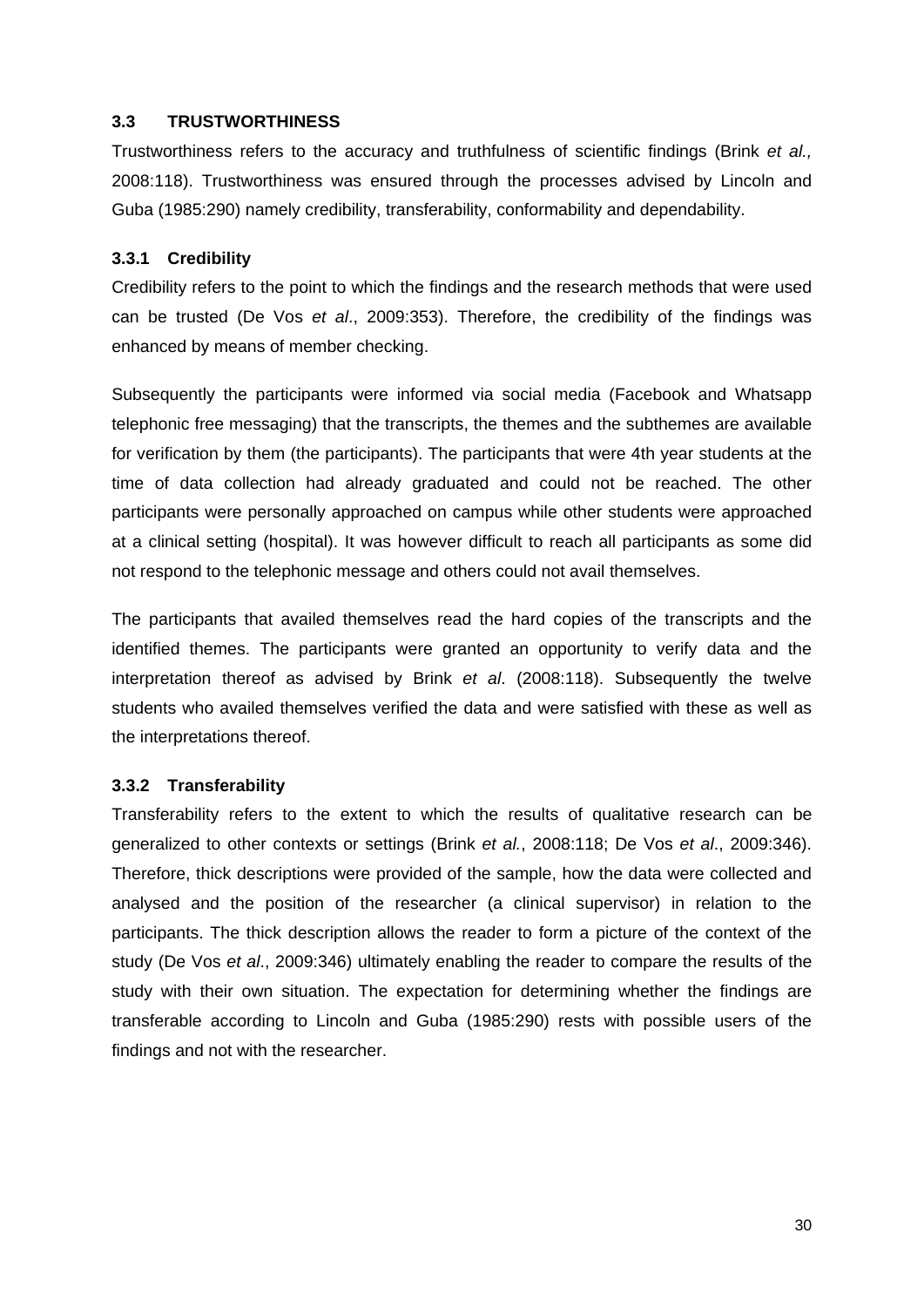### 3.3 TRUSTWORTHINESS

Trustworthiness refers to the accuracy and truthfulness of scientific findings (Brink *et al.,* 2008:118). Trustworthiness was ensured through the processes advised by Lincoln and Guba (1985:290) namely credibility, transferability, conformability and dependability.

#### 3.3.1 Credibility

Credibility refers to the point to which the findings and the research methods that were used can be trusted (De Vos *et al*., 2009:353). Therefore, the credibility of the findings was enhanced by means of member checking.

Subsequently the participants were informed via social media (Facebook and Whatsapp telephonic free messaging) that the transcripts, the themes and the subthemes are available for verification by them (the participants). The participants that were 4th year students at the time of data collection had already graduated and could not be reached. The other participants were personally approached on campus while other students were approached at a clinical setting (hospital). It was however difficult to reach all participants as some did not respond to the telephonic message and others could not avail themselves.

The participants that availed themselves read the hard copies of the transcripts and the identified themes. The participants were granted an opportunity to verify data and the interpretation thereof as advised by Brink *et al*. (2008:118). Subsequently the twelve students who availed themselves verified the data and were satisfied with these as well as the interpretations thereof.

#### 3.3.2 Transferability

Transferability refers to the extent to which the results of qualitative research can be generalized to other contexts or settings (Brink *et al.*, 2008:118; De Vos *et al*., 2009:346). Therefore, thick descriptions were provided of the sample, how the data were collected and analysed and the position of the researcher (a clinical supervisor) in relation to the participants. The thick description allows the reader to form a picture of the context of the study (De Vos *et al*., 2009:346) ultimately enabling the reader to compare the results of the study with their own situation. The expectation for determining whether the findings are transferable according to Lincoln and Guba (1985:290) rests with possible users of the findings and not with the researcher.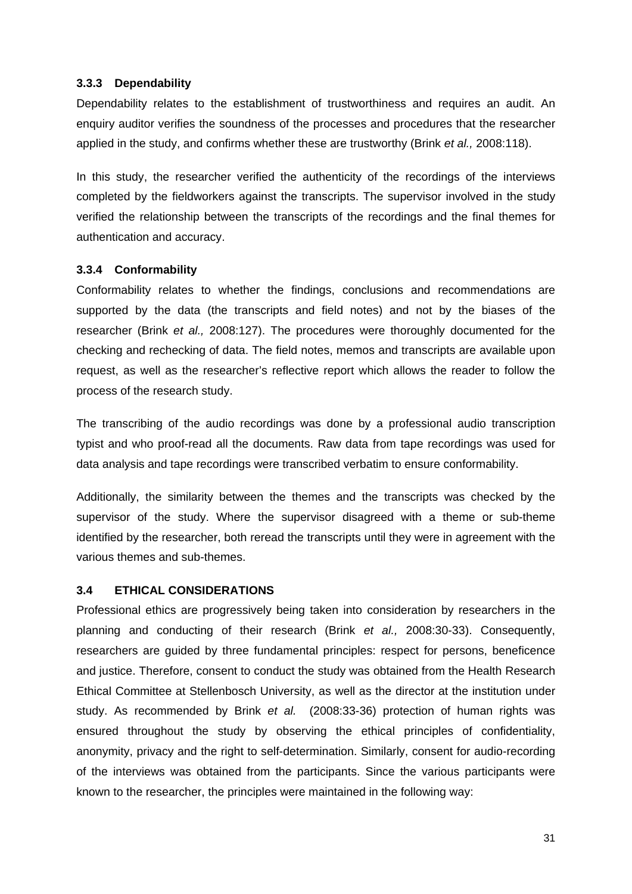### 3.3.3 Dependability

Dependability relates to the establishment of trustworthiness and requires an audit. An enquiry auditor verifies the soundness of the processes and procedures that the researcher applied in the study, and confirms whether these are trustworthy (Brink *et al.,* 2008:118).

In this study, the researcher verified the authenticity of the recordings of the interviews completed by the fieldworkers against the transcripts. The supervisor involved in the study verified the relationship between the transcripts of the recordings and the final themes for authentication and accuracy.

### 3.3.4 Conformability

Conformability relates to whether the findings, conclusions and recommendations are supported by the data (the transcripts and field notes) and not by the biases of the researcher (Brink *et al.,* 2008:127). The procedures were thoroughly documented for the checking and rechecking of data. The field notes, memos and transcripts are available upon request, as well as the researcher's reflective report which allows the reader to follow the process of the research study.

The transcribing of the audio recordings was done by a professional audio transcription typist and who proof-read all the documents. Raw data from tape recordings was used for data analysis and tape recordings were transcribed verbatim to ensure conformability.

Additionally, the similarity between the themes and the transcripts was checked by the supervisor of the study. Where the supervisor disagreed with a theme or sub-theme identified by the researcher, both reread the transcripts until they were in agreement with the various themes and sub-themes.

## 3.4 ETHICAL CONSIDERATIONS

Professional ethics are progressively being taken into consideration by researchers in the planning and conducting of their research (Brink *et al.,* 2008:30-33). Consequently, researchers are guided by three fundamental principles: respect for persons, beneficence and justice. Therefore, consent to conduct the study was obtained from the Health Research Ethical Committee at Stellenbosch University, as well as the director at the institution under study. As recommended by Brink *et al.* (2008:33-36) protection of human rights was ensured throughout the study by observing the ethical principles of confidentiality, anonymity, privacy and the right to self-determination. Similarly, consent for audio-recording of the interviews was obtained from the participants. Since the various participants were known to the researcher, the principles were maintained in the following way: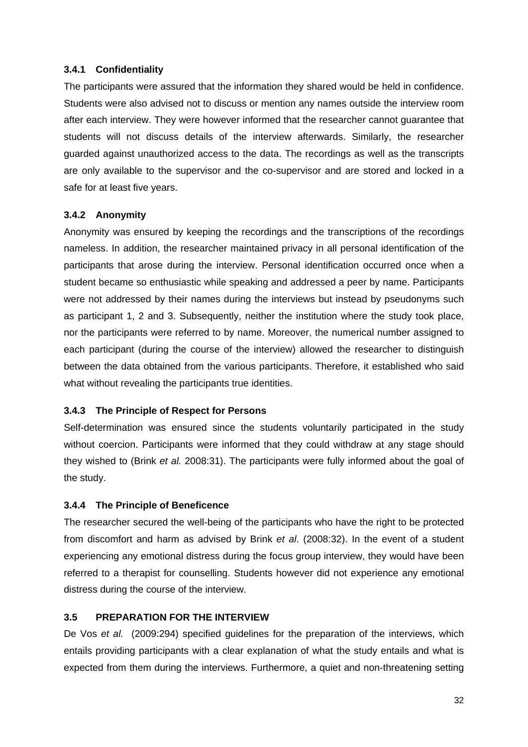### 3.4.1 Confidentiality

The participants were assured that the information they shared would be held in confidence. Students were also advised not to discuss or mention any names outside the interview room after each interview. They were however informed that the researcher cannot guarantee that students will not discuss details of the interview afterwards. Similarly, the researcher guarded against unauthorized access to the data. The recordings as well as the transcripts are only available to the supervisor and the co-supervisor and are stored and locked in a safe for at least five years.

### 3.4.2 Anonymity

Anonymity was ensured by keeping the recordings and the transcriptions of the recordings nameless. In addition, the researcher maintained privacy in all personal identification of the participants that arose during the interview. Personal identification occurred once when a student became so enthusiastic while speaking and addressed a peer by name. Participants were not addressed by their names during the interviews but instead by pseudonyms such as participant 1, 2 and 3. Subsequently, neither the institution where the study took place, nor the participants were referred to by name. Moreover, the numerical number assigned to each participant (during the course of the interview) allowed the researcher to distinguish between the data obtained from the various participants. Therefore, it established who said what without revealing the participants true identities.

### 3.4.3 The Principle of Respect for Persons

Self-determination was ensured since the students voluntarily participated in the study without coercion. Participants were informed that they could withdraw at any stage should they wished to (Brink *et al.* 2008:31). The participants were fully informed about the goal of the study.

### 3.4.4 The Principle of Beneficence

The researcher secured the well-being of the participants who have the right to be protected from discomfort and harm as advised by Brink *et al*. (2008:32). In the event of a student experiencing any emotional distress during the focus group interview, they would have been referred to a therapist for counselling. Students however did not experience any emotional distress during the course of the interview.

## 3.5 PREPARATION FOR THE INTERVIEW

De Vos *et al.* (2009:294) specified guidelines for the preparation of the interviews, which entails providing participants with a clear explanation of what the study entails and what is expected from them during the interviews. Furthermore, a quiet and non-threatening setting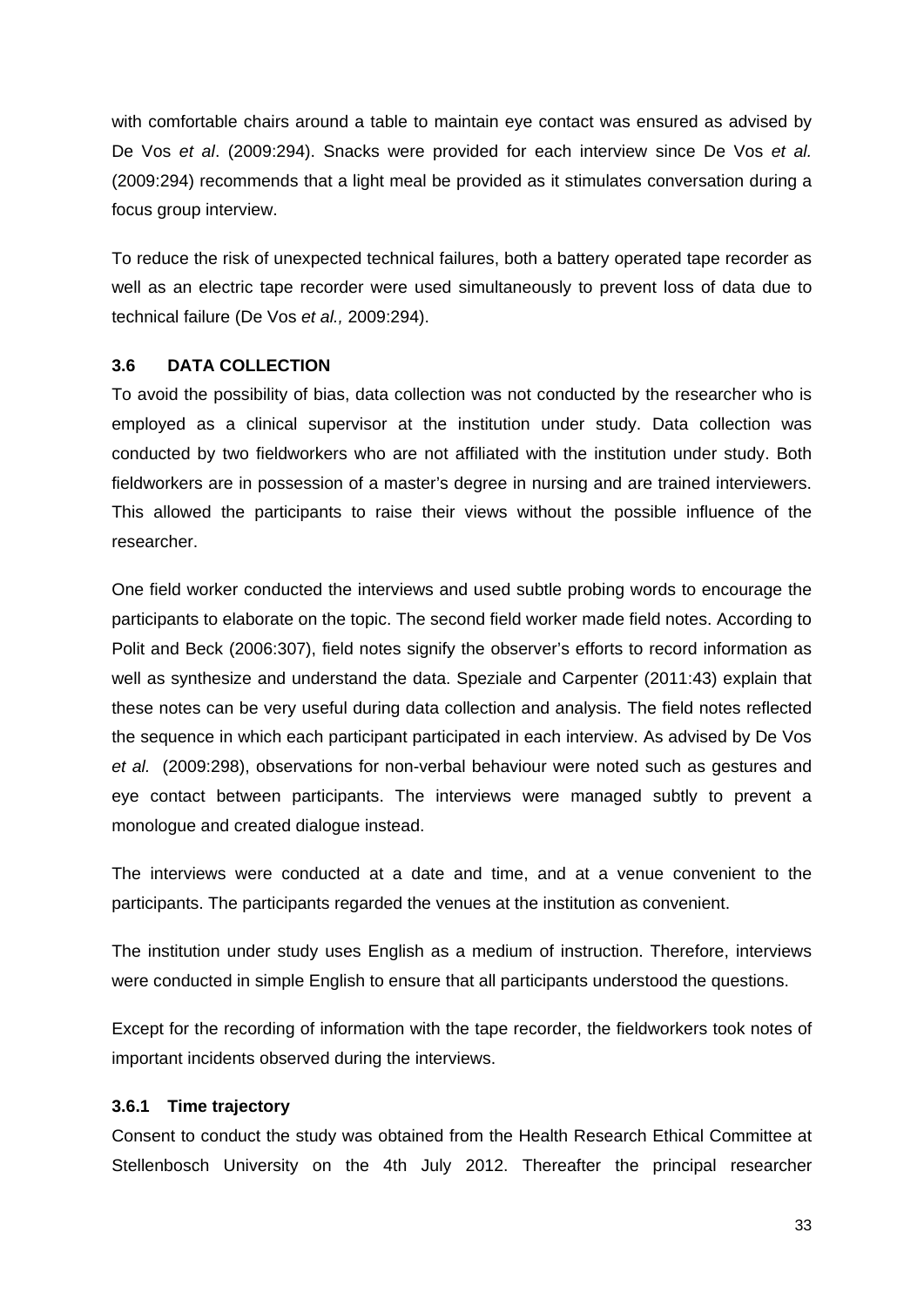with comfortable chairs around a table to maintain eye contact was ensured as advised by De Vos *et al*. (2009:294). Snacks were provided for each interview since De Vos *et al.* (2009:294) recommends that a light meal be provided as it stimulates conversation during a focus group interview.

To reduce the risk of unexpected technical failures, both a battery operated tape recorder as well as an electric tape recorder were used simultaneously to prevent loss of data due to technical failure (De Vos *et al.,* 2009:294).

### 3.6 DATA COLLECTION

To avoid the possibility of bias, data collection was not conducted by the researcher who is employed as a clinical supervisor at the institution under study. Data collection was conducted by two fieldworkers who are not affiliated with the institution under study. Both fieldworkers are in possession of a master's degree in nursing and are trained interviewers. This allowed the participants to raise their views without the possible influence of the researcher.

One field worker conducted the interviews and used subtle probing words to encourage the participants to elaborate on the topic. The second field worker made field notes. According to Polit and Beck (2006:307), field notes signify the observer's efforts to record information as well as synthesize and understand the data. Speziale and Carpenter (2011:43) explain that these notes can be very useful during data collection and analysis. The field notes reflected the sequence in which each participant participated in each interview. As advised by De Vos *et al.* (2009:298), observations for non-verbal behaviour were noted such as gestures and eye contact between participants. The interviews were managed subtly to prevent a monologue and created dialogue instead.

The interviews were conducted at a date and time, and at a venue convenient to the participants. The participants regarded the venues at the institution as convenient.

The institution under study uses English as a medium of instruction. Therefore, interviews were conducted in simple English to ensure that all participants understood the questions.

Except for the recording of information with the tape recorder, the fieldworkers took notes of important incidents observed during the interviews.

#### 3.6.1 Time trajectory

Consent to conduct the study was obtained from the Health Research Ethical Committee at Stellenbosch University on the 4th July 2012. Thereafter the principal researcher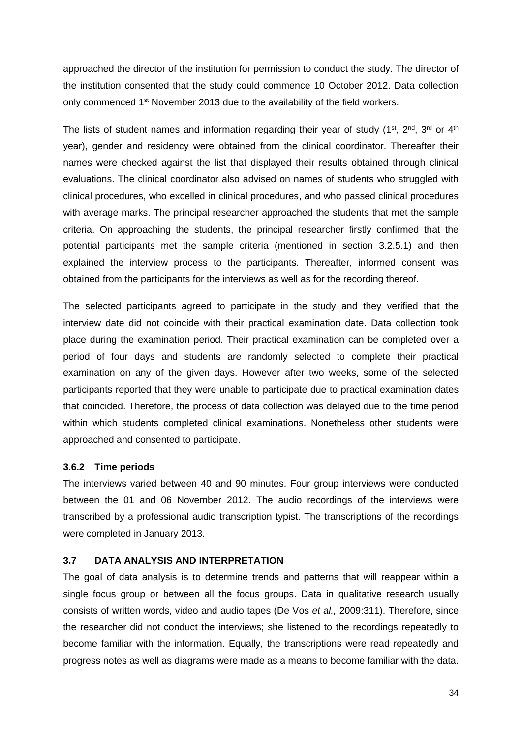approached the director of the institution for permission to conduct the study. The director of the institution consented that the study could commence 10 October 2012. Data collection only commenced 1st November 2013 due to the availability of the field workers.

The lists of student names and information regarding their year of study (1st, 2nd, 3rd or 4th year), gender and residency were obtained from the clinical coordinator. Thereafter their names were checked against the list that displayed their results obtained through clinical evaluations. The clinical coordinator also advised on names of students who struggled with clinical procedures, who excelled in clinical procedures, and who passed clinical procedures with average marks. The principal researcher approached the students that met the sample criteria. On approaching the students, the principal researcher firstly confirmed that the potential participants met the sample criteria (mentioned in section 3.2.5.1) and then explained the interview process to the participants. Thereafter, informed consent was obtained from the participants for the interviews as well as for the recording thereof.

The selected participants agreed to participate in the study and they verified that the interview date did not coincide with their practical examination date. Data collection took place during the examination period. Their practical examination can be completed over a period of four days and students are randomly selected to complete their practical examination on any of the given days. However after two weeks, some of the selected participants reported that they were unable to participate due to practical examination dates that coincided. Therefore, the process of data collection was delayed due to the time period within which students completed clinical examinations. Nonetheless other students were approached and consented to participate.

### 3.6.2 Time periods

The interviews varied between 40 and 90 minutes. Four group interviews were conducted between the 01 and 06 November 2012. The audio recordings of the interviews were transcribed by a professional audio transcription typist. The transcriptions of the recordings were completed in January 2013.

## 3.7 DATA ANALYSIS AND INTERPRETATION

The goal of data analysis is to determine trends and patterns that will reappear within a single focus group or between all the focus groups. Data in qualitative research usually consists of written words, video and audio tapes (De Vos *et al.,* 2009:311). Therefore, since the researcher did not conduct the interviews; she listened to the recordings repeatedly to become familiar with the information. Equally, the transcriptions were read repeatedly and progress notes as well as diagrams were made as a means to become familiar with the data.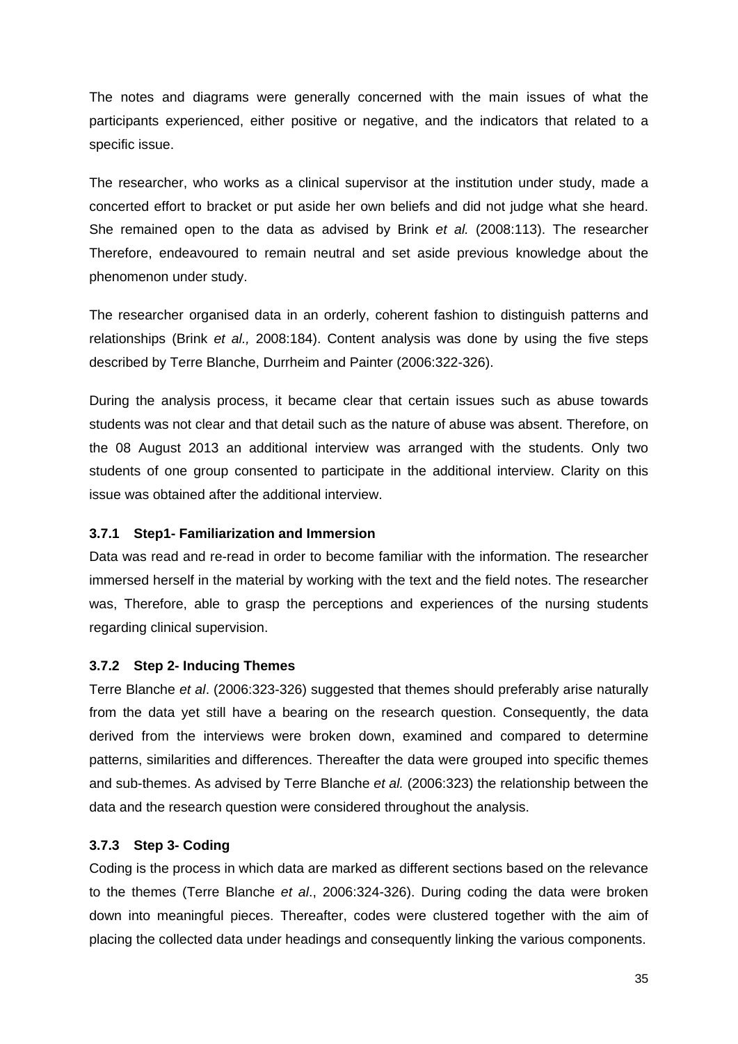The notes and diagrams were generally concerned with the main issues of what the participants experienced, either positive or negative, and the indicators that related to a specific issue.

The researcher, who works as a clinical supervisor at the institution under study, made a concerted effort to bracket or put aside her own beliefs and did not judge what she heard. She remained open to the data as advised by Brink *et al.* (2008:113). The researcher Therefore, endeavoured to remain neutral and set aside previous knowledge about the phenomenon under study.

The researcher organised data in an orderly, coherent fashion to distinguish patterns and relationships (Brink *et al.,* 2008:184). Content analysis was done by using the five steps described by Terre Blanche, Durrheim and Painter (2006:322-326).

During the analysis process, it became clear that certain issues such as abuse towards students was not clear and that detail such as the nature of abuse was absent. Therefore, on the 08 August 2013 an additional interview was arranged with the students. Only two students of one group consented to participate in the additional interview. Clarity on this issue was obtained after the additional interview.

### 3.7.1 Step1- Familiarization and Immersion

Data was read and re-read in order to become familiar with the information. The researcher immersed herself in the material by working with the text and the field notes. The researcher was, Therefore, able to grasp the perceptions and experiences of the nursing students regarding clinical supervision.

### 3.7.2 Step 2- Inducing Themes

Terre Blanche *et al*. (2006:323-326) suggested that themes should preferably arise naturally from the data yet still have a bearing on the research question. Consequently, the data derived from the interviews were broken down, examined and compared to determine patterns, similarities and differences. Thereafter the data were grouped into specific themes and sub-themes. As advised by Terre Blanche *et al.* (2006:323) the relationship between the data and the research question were considered throughout the analysis.

### 3.7.3 Step 3- Coding

Coding is the process in which data are marked as different sections based on the relevance to the themes (Terre Blanche *et al*., 2006:324-326). During coding the data were broken down into meaningful pieces. Thereafter, codes were clustered together with the aim of placing the collected data under headings and consequently linking the various components.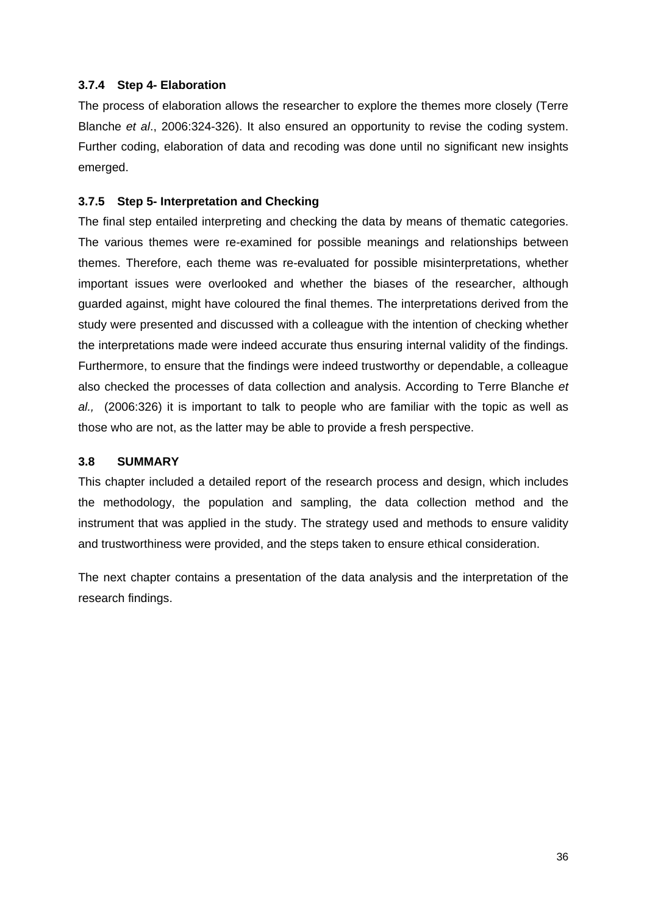### 3.7.4 Step 4- Elaboration

The process of elaboration allows the researcher to explore the themes more closely (Terre Blanche *et al*., 2006:324-326). It also ensured an opportunity to revise the coding system. Further coding, elaboration of data and recoding was done until no significant new insights emerged.

### 3.7.5 Step 5- Interpretation and Checking

The final step entailed interpreting and checking the data by means of thematic categories. The various themes were re-examined for possible meanings and relationships between themes. Therefore, each theme was re-evaluated for possible misinterpretations, whether important issues were overlooked and whether the biases of the researcher, although guarded against, might have coloured the final themes. The interpretations derived from the study were presented and discussed with a colleague with the intention of checking whether the interpretations made were indeed accurate thus ensuring internal validity of the findings. Furthermore, to ensure that the findings were indeed trustworthy or dependable, a colleague also checked the processes of data collection and analysis. According to Terre Blanche *et al.,* (2006:326) it is important to talk to people who are familiar with the topic as well as those who are not, as the latter may be able to provide a fresh perspective.

## 3.8 SUMMARY

This chapter included a detailed report of the research process and design, which includes the methodology, the population and sampling, the data collection method and the instrument that was applied in the study. The strategy used and methods to ensure validity and trustworthiness were provided, and the steps taken to ensure ethical consideration.

The next chapter contains a presentation of the data analysis and the interpretation of the research findings.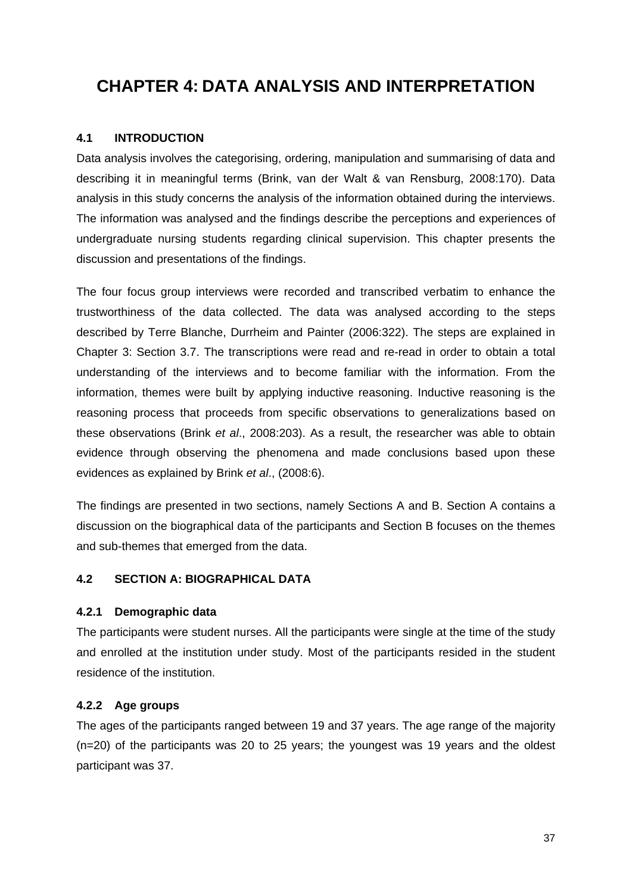# CHAPTER 4: DATA ANALYSIS AND INTERPRETATION

## 4.1 INTRODUCTION

Data analysis involves the categorising, ordering, manipulation and summarising of data and describing it in meaningful terms (Brink, van der Walt & van Rensburg, 2008:170). Data analysis in this study concerns the analysis of the information obtained during the interviews. The information was analysed and the findings describe the perceptions and experiences of undergraduate nursing students regarding clinical supervision. This chapter presents the discussion and presentations of the findings.

The four focus group interviews were recorded and transcribed verbatim to enhance the trustworthiness of the data collected. The data was analysed according to the steps described by Terre Blanche, Durrheim and Painter (2006:322). The steps are explained in Chapter 3: Section 3.7. The transcriptions were read and re-read in order to obtain a total understanding of the interviews and to become familiar with the information. From the information, themes were built by applying inductive reasoning. Inductive reasoning is the reasoning process that proceeds from specific observations to generalizations based on these observations (Brink *et al*., 2008:203). As a result, the researcher was able to obtain evidence through observing the phenomena and made conclusions based upon these evidences as explained by Brink *et al*., (2008:6).

The findings are presented in two sections, namely Sections A and B. Section A contains a discussion on the biographical data of the participants and Section B focuses on the themes and sub-themes that emerged from the data.

## 4.2 SECTION A: BIOGRAPHICAL DATA

### 4.2.1 Demographic data

The participants were student nurses. All the participants were single at the time of the study and enrolled at the institution under study. Most of the participants resided in the student residence of the institution.

### 4.2.2 Age groups

The ages of the participants ranged between 19 and 37 years. The age range of the majority (n=20) of the participants was 20 to 25 years; the youngest was 19 years and the oldest participant was 37.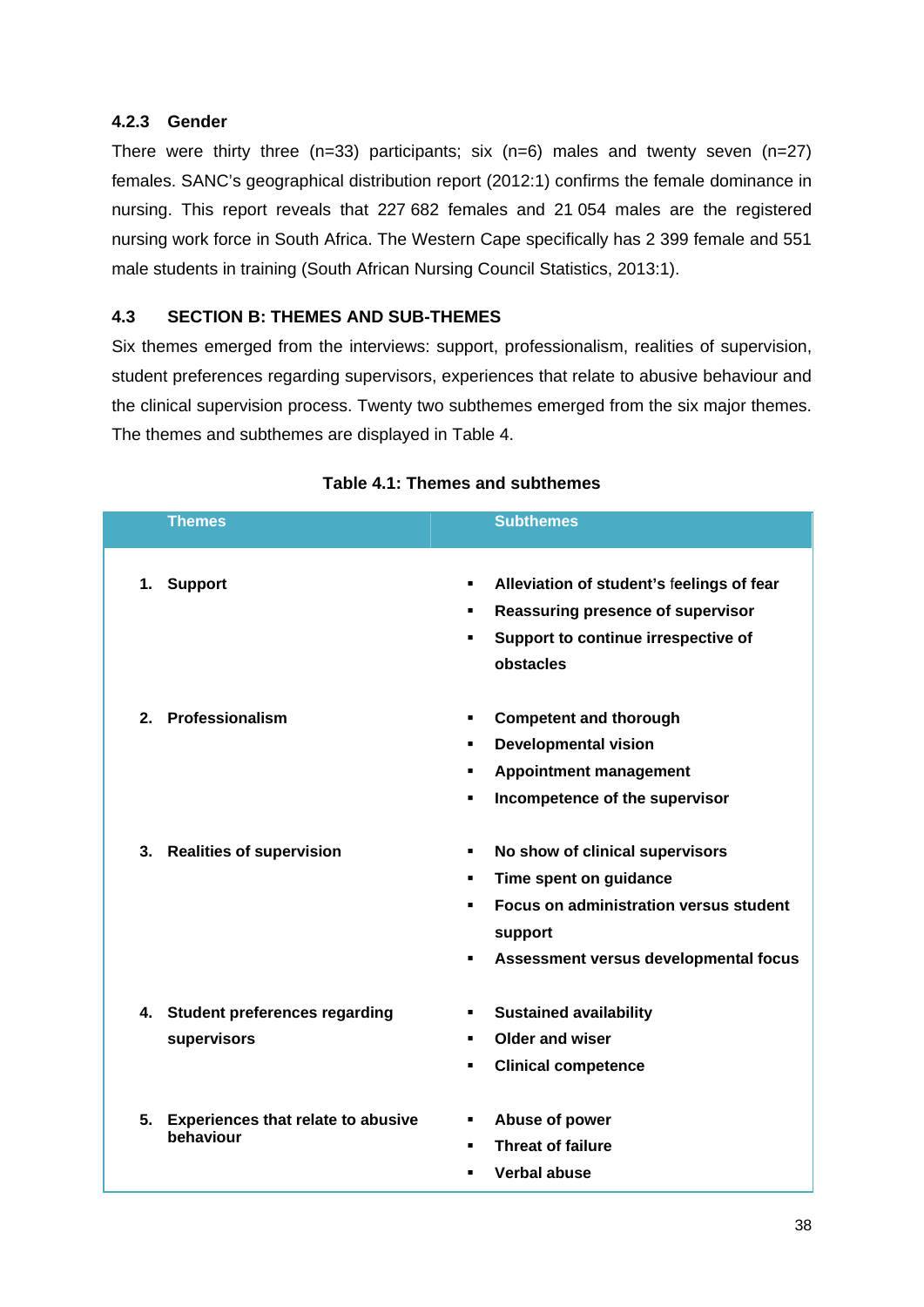### 4.2.3 Gender

There were thirty three (n=33) participants; six (n=6) males and twenty seven (n=27) females. SANC's geographical distribution report (2012:1) confirms the female dominance in nursing. This report reveals that 227 682 females and 21 054 males are the registered nursing work force in South Africa. The Western Cape specifically has 2 399 female and 551 male students in training (South African Nursing Council Statistics, 2013:1).

## 4.3 SECTION B: THEMES AND SUB-THEMES

Six themes emerged from the interviews: support, professionalism, realities of supervision, student preferences regarding supervisors, experiences that relate to abusive behaviour and the clinical supervision process. Twenty two subthemes emerged from the six major themes. The themes and subthemes are displayed in Table 4.

**Table 4.1: Themes and subthemes**

| Themes | Subthemes |
|---|---|
| **1. Support** | ▪ **Alleviation of student's feelings of fear**<br>▪ **Reassuring presence of supervisor**<br>▪ **Support to continue irrespective of obstacles** |
| **2. Professionalism** | ▪ **Competent and thorough**<br>▪ **Developmental vision**<br>▪ **Appointment management**<br>▪ **Incompetence of the supervisor** |
| **3. Realities of supervision** | ▪ **No show of clinical supervisors**<br>▪ **Time spent on guidance**<br>▪ **Focus on administration versus student support**<br>▪ **Assessment versus developmental focus** |
| **4. Student preferences regarding supervisors** | ▪ **Sustained availability**<br>▪ **Older and wiser**<br>▪ **Clinical competence** |
| **5. Experiences that relate to abusive behaviour** | ▪ **Abuse of power**<br>▪ **Threat of failure**<br>▪ **Verbal abuse** |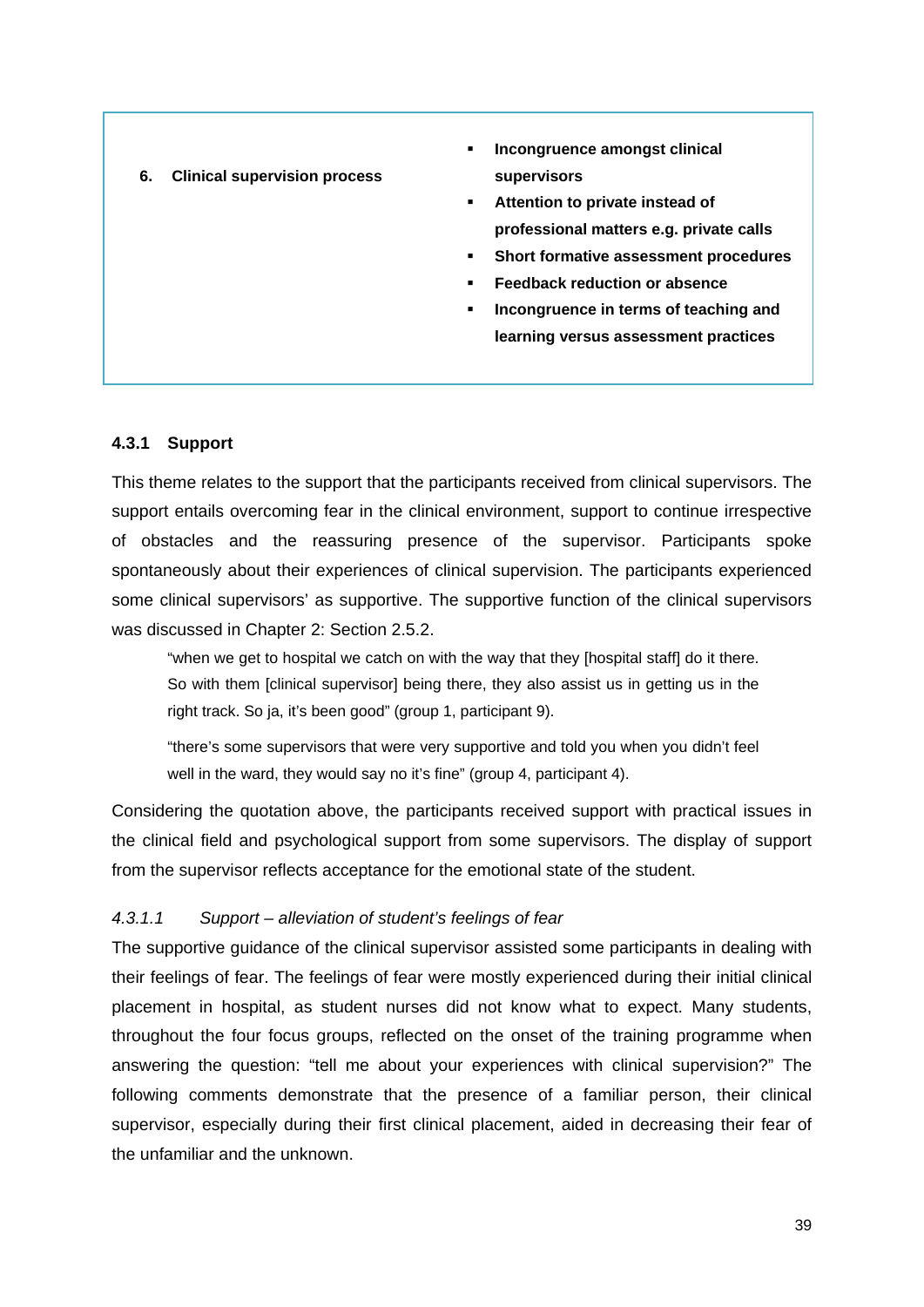| | |
|---|---|
| **6. Clinical supervision process** | ▪ **Incongruence amongst clinical supervisors**<br>▪ **Attention to private instead of professional matters e.g. private calls**<br>▪ **Short formative assessment procedures**<br>▪ **Feedback reduction or absence**<br>▪ **Incongruence in terms of teaching and learning versus assessment practices** |

### 4.3.1 Support

This theme relates to the support that the participants received from clinical supervisors. The support entails overcoming fear in the clinical environment, support to continue irrespective of obstacles and the reassuring presence of the supervisor. Participants spoke spontaneously about their experiences of clinical supervision. The participants experienced some clinical supervisors' as supportive. The supportive function of the clinical supervisors was discussed in Chapter 2: Section 2.5.2.

> "when we get to hospital we catch on with the way that they [hospital staff] do it there. So with them [clinical supervisor] being there, they also assist us in getting us in the right track. So ja, it's been good" (group 1, participant 9).

> "there's some supervisors that were very supportive and told you when you didn't feel well in the ward, they would say no it's fine" (group 4, participant 4).

Considering the quotation above, the participants received support with practical issues in the clinical field and psychological support from some supervisors. The display of support from the supervisor reflects acceptance for the emotional state of the student.

#### *4.3.1.1 Support – alleviation of student's feelings of fear*

The supportive guidance of the clinical supervisor assisted some participants in dealing with their feelings of fear. The feelings of fear were mostly experienced during their initial clinical placement in hospital, as student nurses did not know what to expect. Many students, throughout the four focus groups, reflected on the onset of the training programme when answering the question: "tell me about your experiences with clinical supervision?" The following comments demonstrate that the presence of a familiar person, their clinical supervisor, especially during their first clinical placement, aided in decreasing their fear of the unfamiliar and the unknown.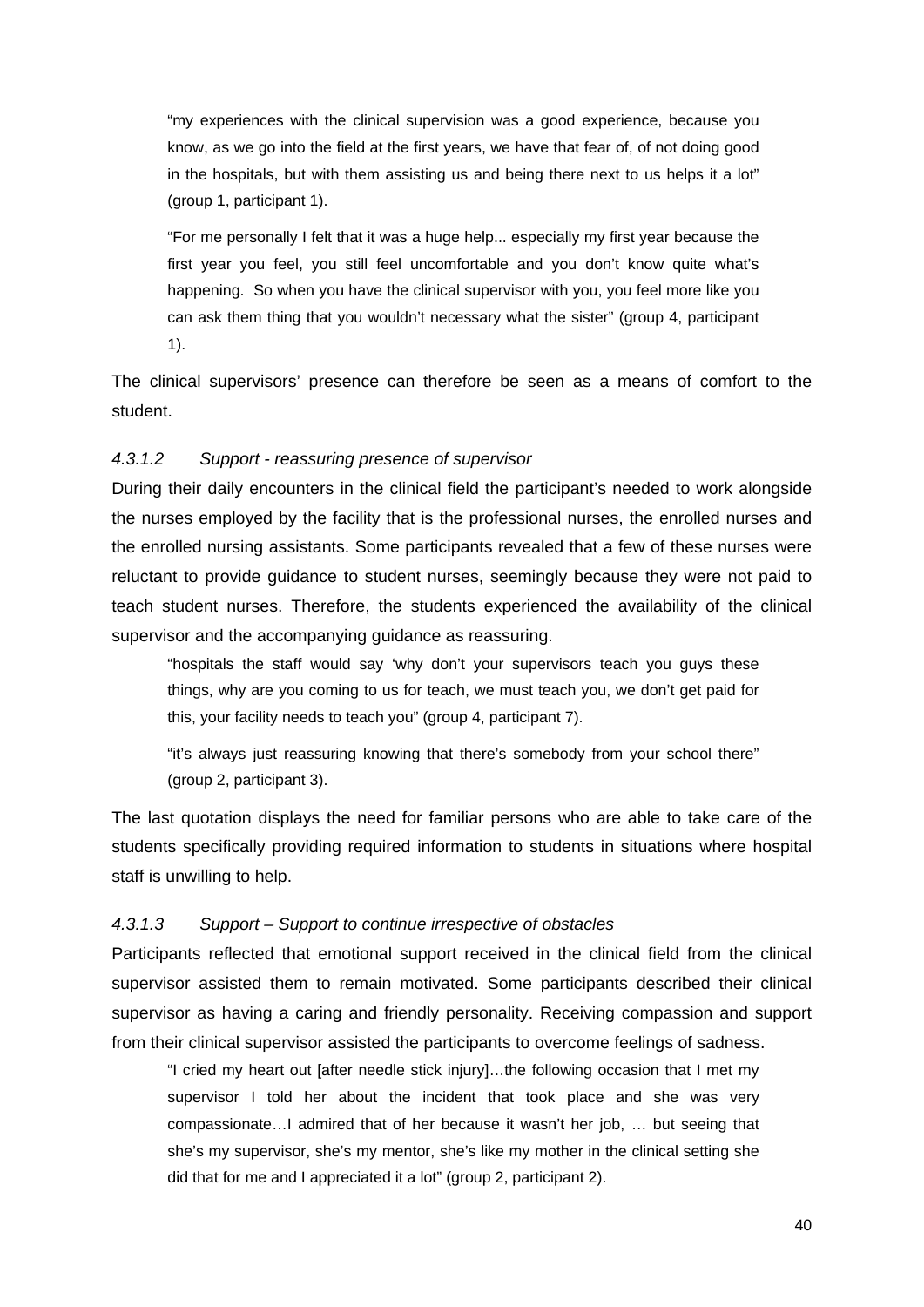> "my experiences with the clinical supervision was a good experience, because you know, as we go into the field at the first years, we have that fear of, of not doing good in the hospitals, but with them assisting us and being there next to us helps it a lot" (group 1, participant 1).

> "For me personally I felt that it was a huge help... especially my first year because the first year you feel, you still feel uncomfortable and you don't know quite what's happening. So when you have the clinical supervisor with you, you feel more like you can ask them thing that you wouldn't necessary what the sister" (group 4, participant 1).

The clinical supervisors' presence can therefore be seen as a means of comfort to the student.

#### *4.3.1.2 Support - reassuring presence of supervisor*

During their daily encounters in the clinical field the participant's needed to work alongside the nurses employed by the facility that is the professional nurses, the enrolled nurses and the enrolled nursing assistants. Some participants revealed that a few of these nurses were reluctant to provide guidance to student nurses, seemingly because they were not paid to teach student nurses. Therefore, the students experienced the availability of the clinical supervisor and the accompanying guidance as reassuring.

> "hospitals the staff would say 'why don't your supervisors teach you guys these things, why are you coming to us for teach, we must teach you, we don't get paid for this, your facility needs to teach you" (group 4, participant 7).

> "it's always just reassuring knowing that there's somebody from your school there" (group 2, participant 3).

The last quotation displays the need for familiar persons who are able to take care of the students specifically providing required information to students in situations where hospital staff is unwilling to help.

#### *4.3.1.3 Support – Support to continue irrespective of obstacles*

Participants reflected that emotional support received in the clinical field from the clinical supervisor assisted them to remain motivated. Some participants described their clinical supervisor as having a caring and friendly personality. Receiving compassion and support from their clinical supervisor assisted the participants to overcome feelings of sadness.

> "I cried my heart out [after needle stick injury]…the following occasion that I met my supervisor I told her about the incident that took place and she was very compassionate…I admired that of her because it wasn't her job, … but seeing that she's my supervisor, she's my mentor, she's like my mother in the clinical setting she did that for me and I appreciated it a lot" (group 2, participant 2).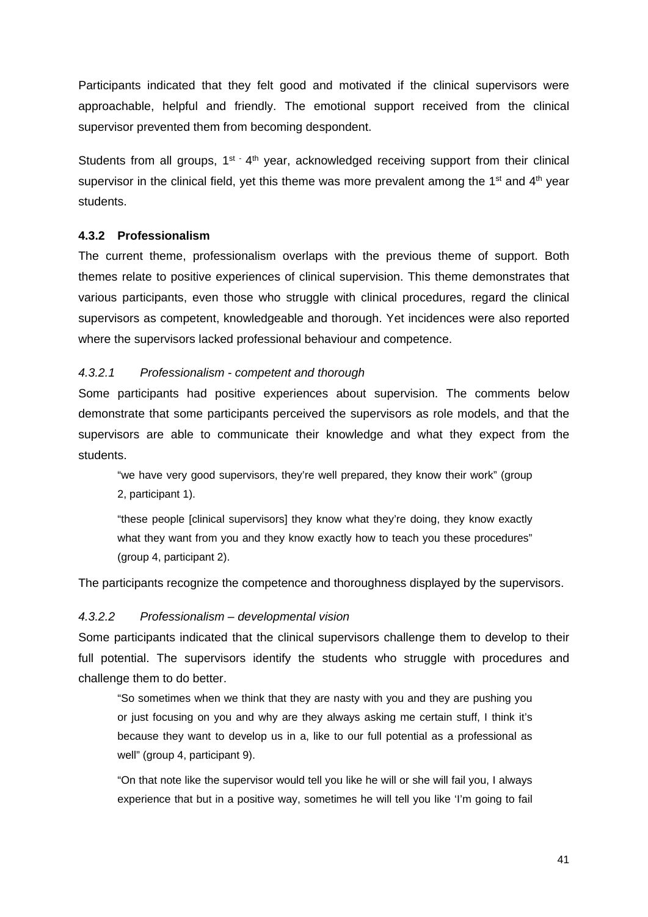Participants indicated that they felt good and motivated if the clinical supervisors were approachable, helpful and friendly. The emotional support received from the clinical supervisor prevented them from becoming despondent.

Students from all groups, 1st - 4th year, acknowledged receiving support from their clinical supervisor in the clinical field, yet this theme was more prevalent among the 1st and 4th year students.

### 4.3.2 Professionalism

The current theme, professionalism overlaps with the previous theme of support. Both themes relate to positive experiences of clinical supervision. This theme demonstrates that various participants, even those who struggle with clinical procedures, regard the clinical supervisors as competent, knowledgeable and thorough. Yet incidences were also reported where the supervisors lacked professional behaviour and competence.

#### *4.3.2.1 Professionalism - competent and thorough*

Some participants had positive experiences about supervision. The comments below demonstrate that some participants perceived the supervisors as role models, and that the supervisors are able to communicate their knowledge and what they expect from the students.

> "we have very good supervisors, they're well prepared, they know their work" (group 2, participant 1).

> "these people [clinical supervisors] they know what they're doing, they know exactly what they want from you and they know exactly how to teach you these procedures" (group 4, participant 2).

The participants recognize the competence and thoroughness displayed by the supervisors.

#### *4.3.2.2 Professionalism – developmental vision*

Some participants indicated that the clinical supervisors challenge them to develop to their full potential. The supervisors identify the students who struggle with procedures and challenge them to do better.

> "So sometimes when we think that they are nasty with you and they are pushing you or just focusing on you and why are they always asking me certain stuff, I think it's because they want to develop us in a, like to our full potential as a professional as well" (group 4, participant 9).

> "On that note like the supervisor would tell you like he will or she will fail you, I always experience that but in a positive way, sometimes he will tell you like 'I'm going to fail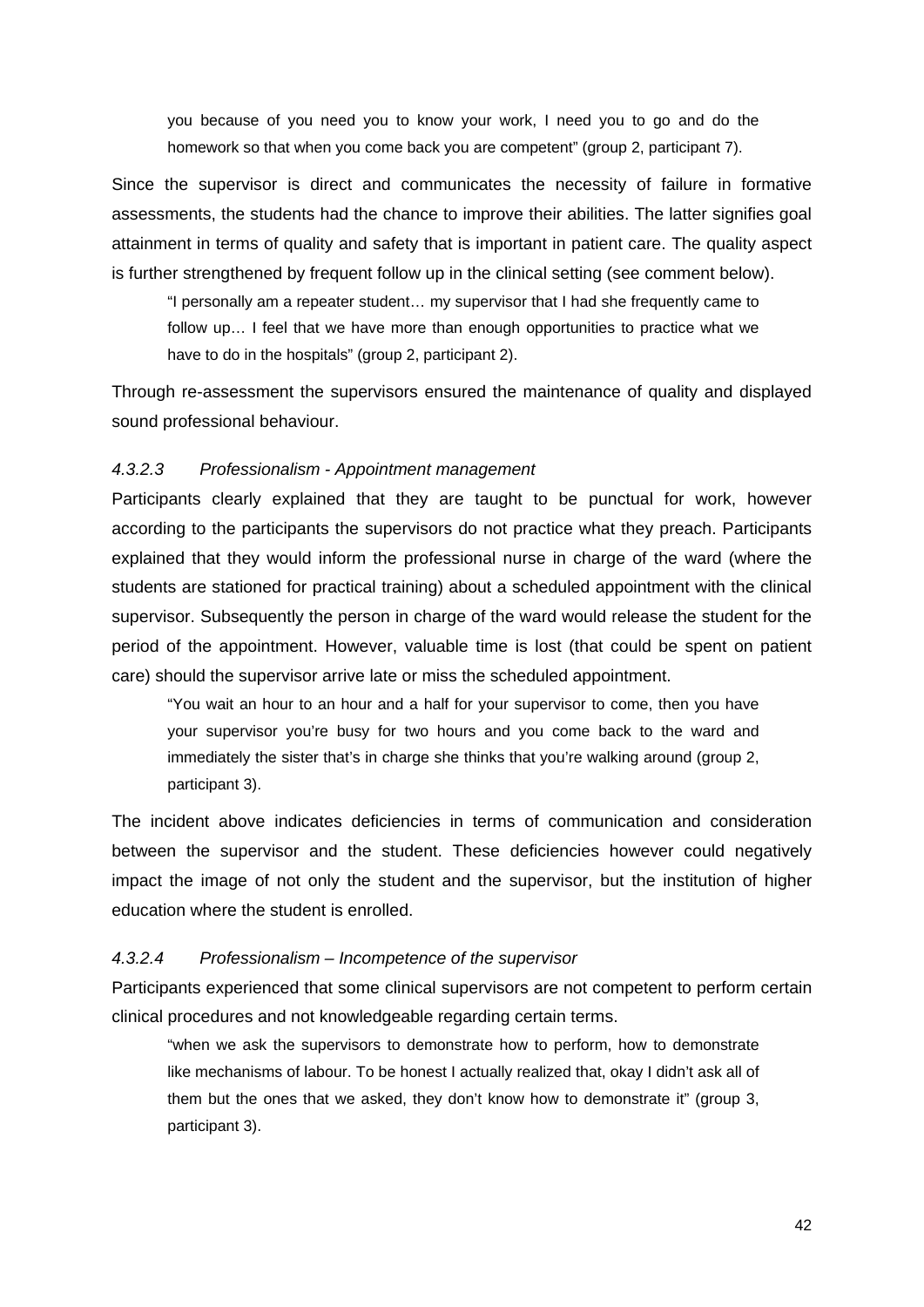> you because of you need you to know your work, I need you to go and do the homework so that when you come back you are competent" (group 2, participant 7).

Since the supervisor is direct and communicates the necessity of failure in formative assessments, the students had the chance to improve their abilities. The latter signifies goal attainment in terms of quality and safety that is important in patient care. The quality aspect is further strengthened by frequent follow up in the clinical setting (see comment below).

> "I personally am a repeater student… my supervisor that I had she frequently came to follow up… I feel that we have more than enough opportunities to practice what we have to do in the hospitals" (group 2, participant 2).

Through re-assessment the supervisors ensured the maintenance of quality and displayed sound professional behaviour.

#### *4.3.2.3 Professionalism - Appointment management*

Participants clearly explained that they are taught to be punctual for work, however according to the participants the supervisors do not practice what they preach. Participants explained that they would inform the professional nurse in charge of the ward (where the students are stationed for practical training) about a scheduled appointment with the clinical supervisor. Subsequently the person in charge of the ward would release the student for the period of the appointment. However, valuable time is lost (that could be spent on patient care) should the supervisor arrive late or miss the scheduled appointment.

> "You wait an hour to an hour and a half for your supervisor to come, then you have your supervisor you're busy for two hours and you come back to the ward and immediately the sister that's in charge she thinks that you're walking around (group 2, participant 3).

The incident above indicates deficiencies in terms of communication and consideration between the supervisor and the student. These deficiencies however could negatively impact the image of not only the student and the supervisor, but the institution of higher education where the student is enrolled.

#### *4.3.2.4 Professionalism – Incompetence of the supervisor*

Participants experienced that some clinical supervisors are not competent to perform certain clinical procedures and not knowledgeable regarding certain terms.

> "when we ask the supervisors to demonstrate how to perform, how to demonstrate like mechanisms of labour. To be honest I actually realized that, okay I didn't ask all of them but the ones that we asked, they don't know how to demonstrate it" (group 3, participant 3).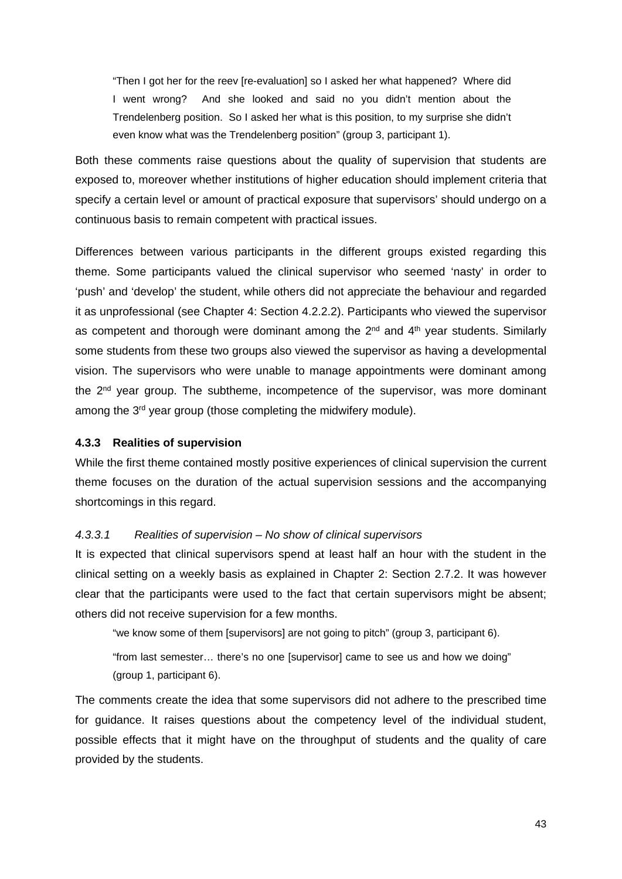> "Then I got her for the reev [re-evaluation] so I asked her what happened? Where did I went wrong? And she looked and said no you didn't mention about the Trendelenberg position. So I asked her what is this position, to my surprise she didn't even know what was the Trendelenberg position" (group 3, participant 1).

Both these comments raise questions about the quality of supervision that students are exposed to, moreover whether institutions of higher education should implement criteria that specify a certain level or amount of practical exposure that supervisors' should undergo on a continuous basis to remain competent with practical issues.

Differences between various participants in the different groups existed regarding this theme. Some participants valued the clinical supervisor who seemed 'nasty' in order to 'push' and 'develop' the student, while others did not appreciate the behaviour and regarded it as unprofessional (see Chapter 4: Section 4.2.2.2). Participants who viewed the supervisor as competent and thorough were dominant among the 2nd and 4th year students. Similarly some students from these two groups also viewed the supervisor as having a developmental vision. The supervisors who were unable to manage appointments were dominant among the 2nd year group. The subtheme, incompetence of the supervisor, was more dominant among the 3rd year group (those completing the midwifery module).

### 4.3.3 Realities of supervision

While the first theme contained mostly positive experiences of clinical supervision the current theme focuses on the duration of the actual supervision sessions and the accompanying shortcomings in this regard.

#### *4.3.3.1 Realities of supervision – No show of clinical supervisors*

It is expected that clinical supervisors spend at least half an hour with the student in the clinical setting on a weekly basis as explained in Chapter 2: Section 2.7.2. It was however clear that the participants were used to the fact that certain supervisors might be absent; others did not receive supervision for a few months.

> "we know some of them [supervisors] are not going to pitch" (group 3, participant 6).
>
> "from last semester… there's no one [supervisor] came to see us and how we doing" (group 1, participant 6).

The comments create the idea that some supervisors did not adhere to the prescribed time for guidance. It raises questions about the competency level of the individual student, possible effects that it might have on the throughput of students and the quality of care provided by the students.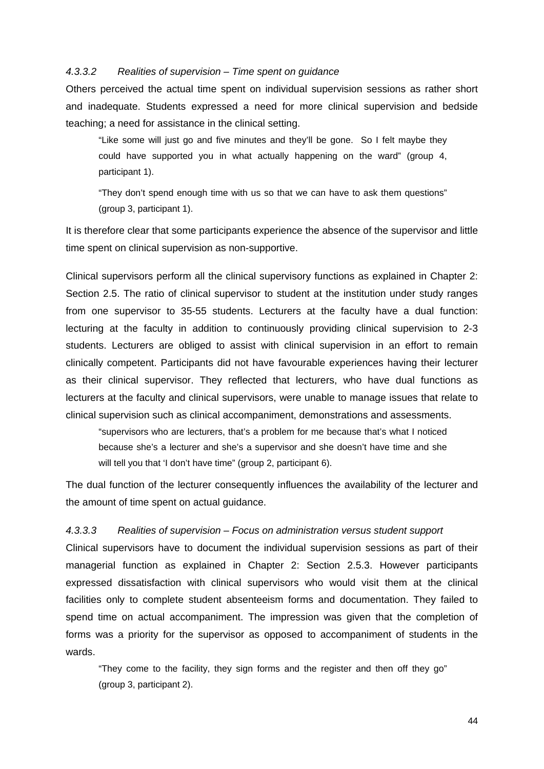#### *4.3.3.2 Realities of supervision – Time spent on guidance*

Others perceived the actual time spent on individual supervision sessions as rather short and inadequate. Students expressed a need for more clinical supervision and bedside teaching; a need for assistance in the clinical setting.

> "Like some will just go and five minutes and they'll be gone. So I felt maybe they could have supported you in what actually happening on the ward" (group 4, participant 1).

> "They don't spend enough time with us so that we can have to ask them questions" (group 3, participant 1).

It is therefore clear that some participants experience the absence of the supervisor and little time spent on clinical supervision as non-supportive.

Clinical supervisors perform all the clinical supervisory functions as explained in Chapter 2: Section 2.5. The ratio of clinical supervisor to student at the institution under study ranges from one supervisor to 35-55 students. Lecturers at the faculty have a dual function: lecturing at the faculty in addition to continuously providing clinical supervision to 2-3 students. Lecturers are obliged to assist with clinical supervision in an effort to remain clinically competent. Participants did not have favourable experiences having their lecturer as their clinical supervisor. They reflected that lecturers, who have dual functions as lecturers at the faculty and clinical supervisors, were unable to manage issues that relate to clinical supervision such as clinical accompaniment, demonstrations and assessments.

> "supervisors who are lecturers, that's a problem for me because that's what I noticed because she's a lecturer and she's a supervisor and she doesn't have time and she will tell you that 'I don't have time" (group 2, participant 6).

The dual function of the lecturer consequently influences the availability of the lecturer and the amount of time spent on actual guidance.

#### *4.3.3.3 Realities of supervision – Focus on administration versus student support*

Clinical supervisors have to document the individual supervision sessions as part of their managerial function as explained in Chapter 2: Section 2.5.3. However participants expressed dissatisfaction with clinical supervisors who would visit them at the clinical facilities only to complete student absenteeism forms and documentation. They failed to spend time on actual accompaniment. The impression was given that the completion of forms was a priority for the supervisor as opposed to accompaniment of students in the wards.

> "They come to the facility, they sign forms and the register and then off they go" (group 3, participant 2).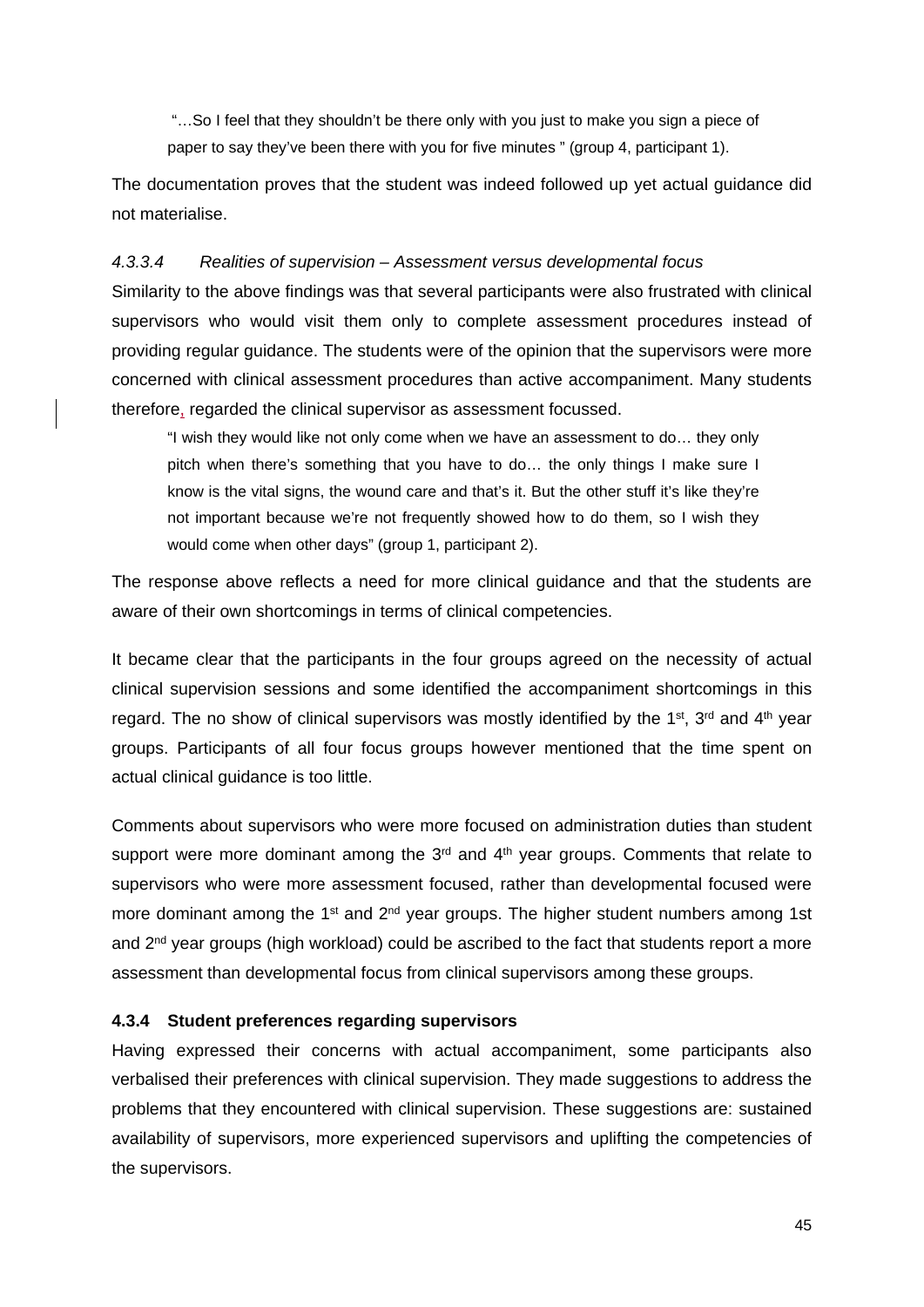> "…So I feel that they shouldn't be there only with you just to make you sign a piece of paper to say they've been there with you for five minutes " (group 4, participant 1).

The documentation proves that the student was indeed followed up yet actual guidance did not materialise.

#### *4.3.3.4 Realities of supervision – Assessment versus developmental focus*

Similarity to the above findings was that several participants were also frustrated with clinical supervisors who would visit them only to complete assessment procedures instead of providing regular guidance. The students were of the opinion that the supervisors were more concerned with clinical assessment procedures than active accompaniment. Many students therefore, regarded the clinical supervisor as assessment focussed.

> "I wish they would like not only come when we have an assessment to do… they only pitch when there's something that you have to do… the only things I make sure I know is the vital signs, the wound care and that's it. But the other stuff it's like they're not important because we're not frequently showed how to do them, so I wish they would come when other days" (group 1, participant 2).

The response above reflects a need for more clinical guidance and that the students are aware of their own shortcomings in terms of clinical competencies.

It became clear that the participants in the four groups agreed on the necessity of actual clinical supervision sessions and some identified the accompaniment shortcomings in this regard. The no show of clinical supervisors was mostly identified by the 1st, 3rd and 4th year groups. Participants of all four focus groups however mentioned that the time spent on actual clinical guidance is too little.

Comments about supervisors who were more focused on administration duties than student support were more dominant among the 3rd and 4th year groups. Comments that relate to supervisors who were more assessment focused, rather than developmental focused were more dominant among the 1st and 2nd year groups. The higher student numbers among 1st and 2nd year groups (high workload) could be ascribed to the fact that students report a more assessment than developmental focus from clinical supervisors among these groups.

### 4.3.4 Student preferences regarding supervisors

Having expressed their concerns with actual accompaniment, some participants also verbalised their preferences with clinical supervision. They made suggestions to address the problems that they encountered with clinical supervision. These suggestions are: sustained availability of supervisors, more experienced supervisors and uplifting the competencies of the supervisors.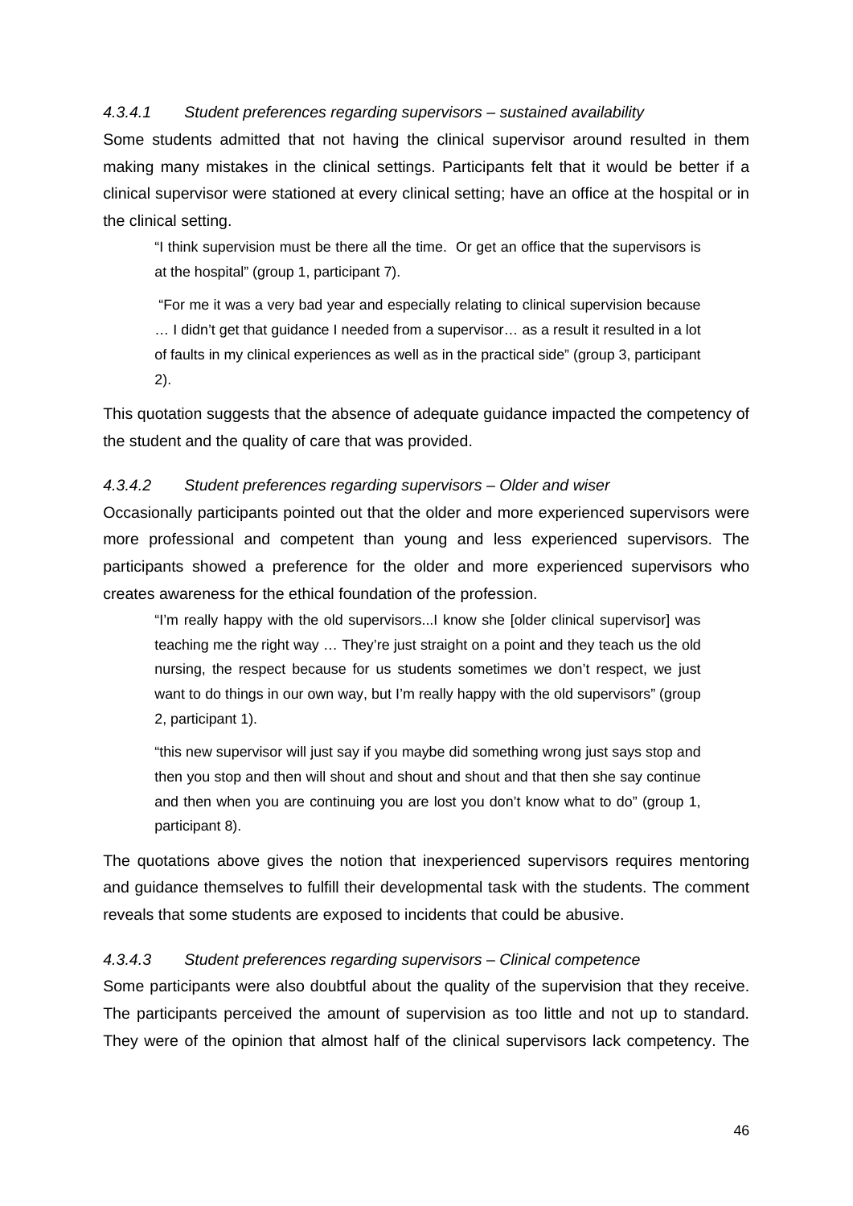#### *4.3.4.1 Student preferences regarding supervisors – sustained availability*

Some students admitted that not having the clinical supervisor around resulted in them making many mistakes in the clinical settings. Participants felt that it would be better if a clinical supervisor were stationed at every clinical setting; have an office at the hospital or in the clinical setting.

> "I think supervision must be there all the time. Or get an office that the supervisors is at the hospital" (group 1, participant 7).

> "For me it was a very bad year and especially relating to clinical supervision because … I didn't get that guidance I needed from a supervisor… as a result it resulted in a lot of faults in my clinical experiences as well as in the practical side" (group 3, participant 2).

This quotation suggests that the absence of adequate guidance impacted the competency of the student and the quality of care that was provided.

#### *4.3.4.2 Student preferences regarding supervisors – Older and wiser*

Occasionally participants pointed out that the older and more experienced supervisors were more professional and competent than young and less experienced supervisors. The participants showed a preference for the older and more experienced supervisors who creates awareness for the ethical foundation of the profession.

> "I'm really happy with the old supervisors...I know she [older clinical supervisor] was teaching me the right way … They're just straight on a point and they teach us the old nursing, the respect because for us students sometimes we don't respect, we just want to do things in our own way, but I'm really happy with the old supervisors" (group 2, participant 1).

> "this new supervisor will just say if you maybe did something wrong just says stop and then you stop and then will shout and shout and shout and that then she say continue and then when you are continuing you are lost you don't know what to do" (group 1, participant 8).

The quotations above gives the notion that inexperienced supervisors requires mentoring and guidance themselves to fulfill their developmental task with the students. The comment reveals that some students are exposed to incidents that could be abusive.

#### *4.3.4.3 Student preferences regarding supervisors – Clinical competence*

Some participants were also doubtful about the quality of the supervision that they receive. The participants perceived the amount of supervision as too little and not up to standard. They were of the opinion that almost half of the clinical supervisors lack competency. The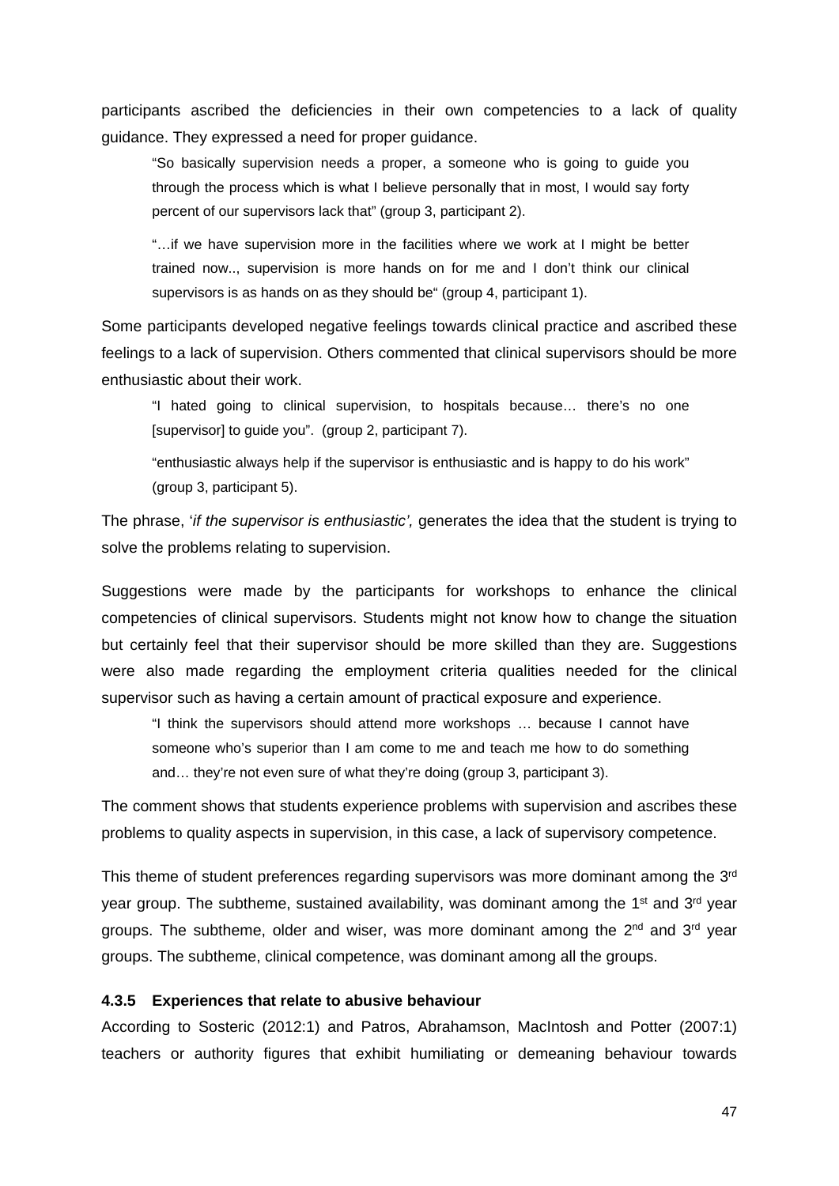participants ascribed the deficiencies in their own competencies to a lack of quality guidance. They expressed a need for proper guidance.

> "So basically supervision needs a proper, a someone who is going to guide you through the process which is what I believe personally that in most, I would say forty percent of our supervisors lack that" (group 3, participant 2).

> "…if we have supervision more in the facilities where we work at I might be better trained now.., supervision is more hands on for me and I don't think our clinical supervisors is as hands on as they should be" (group 4, participant 1).

Some participants developed negative feelings towards clinical practice and ascribed these feelings to a lack of supervision. Others commented that clinical supervisors should be more enthusiastic about their work.

> "I hated going to clinical supervision, to hospitals because… there's no one [supervisor] to guide you". (group 2, participant 7).

> "enthusiastic always help if the supervisor is enthusiastic and is happy to do his work" (group 3, participant 5).

The phrase, '*if the supervisor is enthusiastic',* generates the idea that the student is trying to solve the problems relating to supervision.

Suggestions were made by the participants for workshops to enhance the clinical competencies of clinical supervisors. Students might not know how to change the situation but certainly feel that their supervisor should be more skilled than they are. Suggestions were also made regarding the employment criteria qualities needed for the clinical supervisor such as having a certain amount of practical exposure and experience.

> "I think the supervisors should attend more workshops … because I cannot have someone who's superior than I am come to me and teach me how to do something and… they're not even sure of what they're doing (group 3, participant 3).

The comment shows that students experience problems with supervision and ascribes these problems to quality aspects in supervision, in this case, a lack of supervisory competence.

This theme of student preferences regarding supervisors was more dominant among the 3rd year group. The subtheme, sustained availability, was dominant among the 1st and 3rd year groups. The subtheme, older and wiser, was more dominant among the 2nd and 3rd year groups. The subtheme, clinical competence, was dominant among all the groups.

#### 4.3.5 Experiences that relate to abusive behaviour

According to Sosteric (2012:1) and Patros, Abrahamson, MacIntosh and Potter (2007:1) teachers or authority figures that exhibit humiliating or demeaning behaviour towards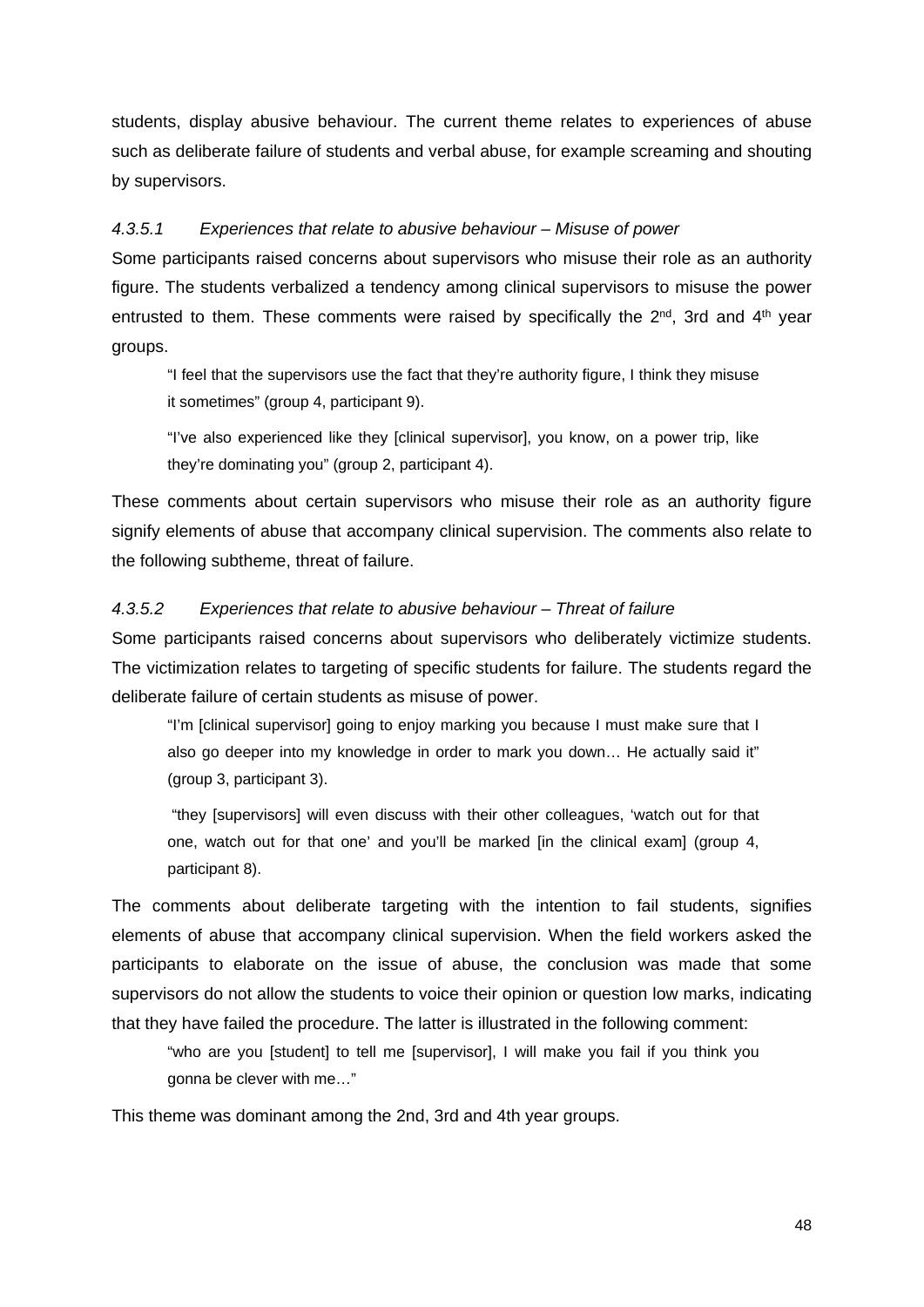students, display abusive behaviour. The current theme relates to experiences of abuse such as deliberate failure of students and verbal abuse, for example screaming and shouting by supervisors.

#### *4.3.5.1 Experiences that relate to abusive behaviour – Misuse of power*

Some participants raised concerns about supervisors who misuse their role as an authority figure. The students verbalized a tendency among clinical supervisors to misuse the power entrusted to them. These comments were raised by specifically the 2nd, 3rd and 4th year groups.

> "I feel that the supervisors use the fact that they're authority figure, I think they misuse it sometimes" (group 4, participant 9).

> "I've also experienced like they [clinical supervisor], you know, on a power trip, like they're dominating you" (group 2, participant 4).

These comments about certain supervisors who misuse their role as an authority figure signify elements of abuse that accompany clinical supervision. The comments also relate to the following subtheme, threat of failure.

#### *4.3.5.2 Experiences that relate to abusive behaviour – Threat of failure*

Some participants raised concerns about supervisors who deliberately victimize students. The victimization relates to targeting of specific students for failure. The students regard the deliberate failure of certain students as misuse of power.

> "I'm [clinical supervisor] going to enjoy marking you because I must make sure that I also go deeper into my knowledge in order to mark you down… He actually said it" (group 3, participant 3).

> "they [supervisors] will even discuss with their other colleagues, 'watch out for that one, watch out for that one' and you'll be marked [in the clinical exam] (group 4, participant 8).

The comments about deliberate targeting with the intention to fail students, signifies elements of abuse that accompany clinical supervision. When the field workers asked the participants to elaborate on the issue of abuse, the conclusion was made that some supervisors do not allow the students to voice their opinion or question low marks, indicating that they have failed the procedure. The latter is illustrated in the following comment:

> "who are you [student] to tell me [supervisor], I will make you fail if you think you gonna be clever with me…"

This theme was dominant among the 2nd, 3rd and 4th year groups.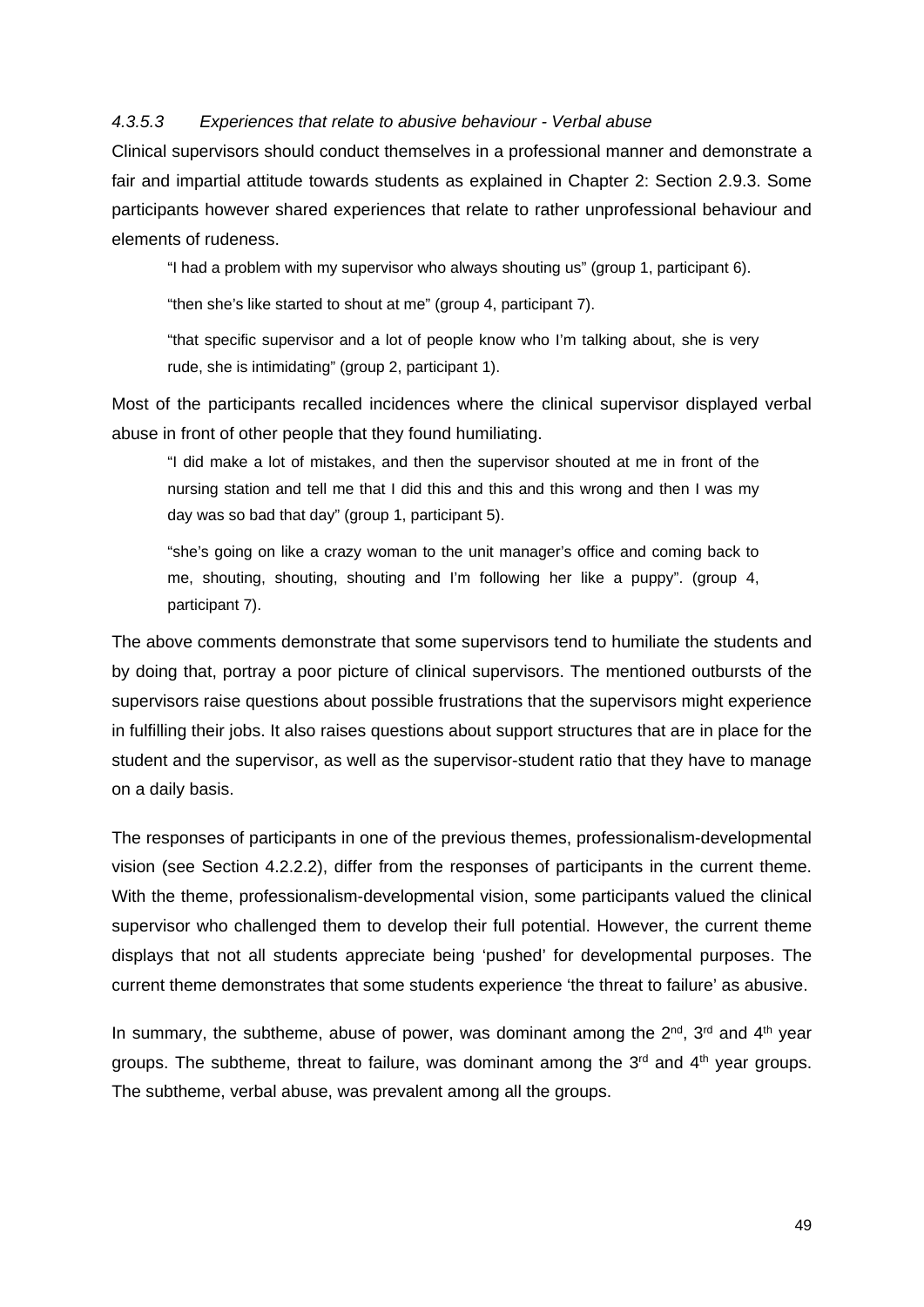#### *4.3.5.3 Experiences that relate to abusive behaviour - Verbal abuse*

Clinical supervisors should conduct themselves in a professional manner and demonstrate a fair and impartial attitude towards students as explained in Chapter 2: Section 2.9.3. Some participants however shared experiences that relate to rather unprofessional behaviour and elements of rudeness.

> "I had a problem with my supervisor who always shouting us" (group 1, participant 6).
>
> "then she's like started to shout at me" (group 4, participant 7).
>
> "that specific supervisor and a lot of people know who I'm talking about, she is very rude, she is intimidating" (group 2, participant 1).

Most of the participants recalled incidences where the clinical supervisor displayed verbal abuse in front of other people that they found humiliating.

> "I did make a lot of mistakes, and then the supervisor shouted at me in front of the nursing station and tell me that I did this and this and this wrong and then I was my day was so bad that day" (group 1, participant 5).
>
> "she's going on like a crazy woman to the unit manager's office and coming back to me, shouting, shouting, shouting and I'm following her like a puppy". (group 4, participant 7).

The above comments demonstrate that some supervisors tend to humiliate the students and by doing that, portray a poor picture of clinical supervisors. The mentioned outbursts of the supervisors raise questions about possible frustrations that the supervisors might experience in fulfilling their jobs. It also raises questions about support structures that are in place for the student and the supervisor, as well as the supervisor-student ratio that they have to manage on a daily basis.

The responses of participants in one of the previous themes, professionalism-developmental vision (see Section 4.2.2.2), differ from the responses of participants in the current theme. With the theme, professionalism-developmental vision, some participants valued the clinical supervisor who challenged them to develop their full potential. However, the current theme displays that not all students appreciate being 'pushed' for developmental purposes. The current theme demonstrates that some students experience 'the threat to failure' as abusive.

In summary, the subtheme, abuse of power, was dominant among the 2nd, 3rd and 4th year groups. The subtheme, threat to failure, was dominant among the 3rd and 4th year groups. The subtheme, verbal abuse, was prevalent among all the groups.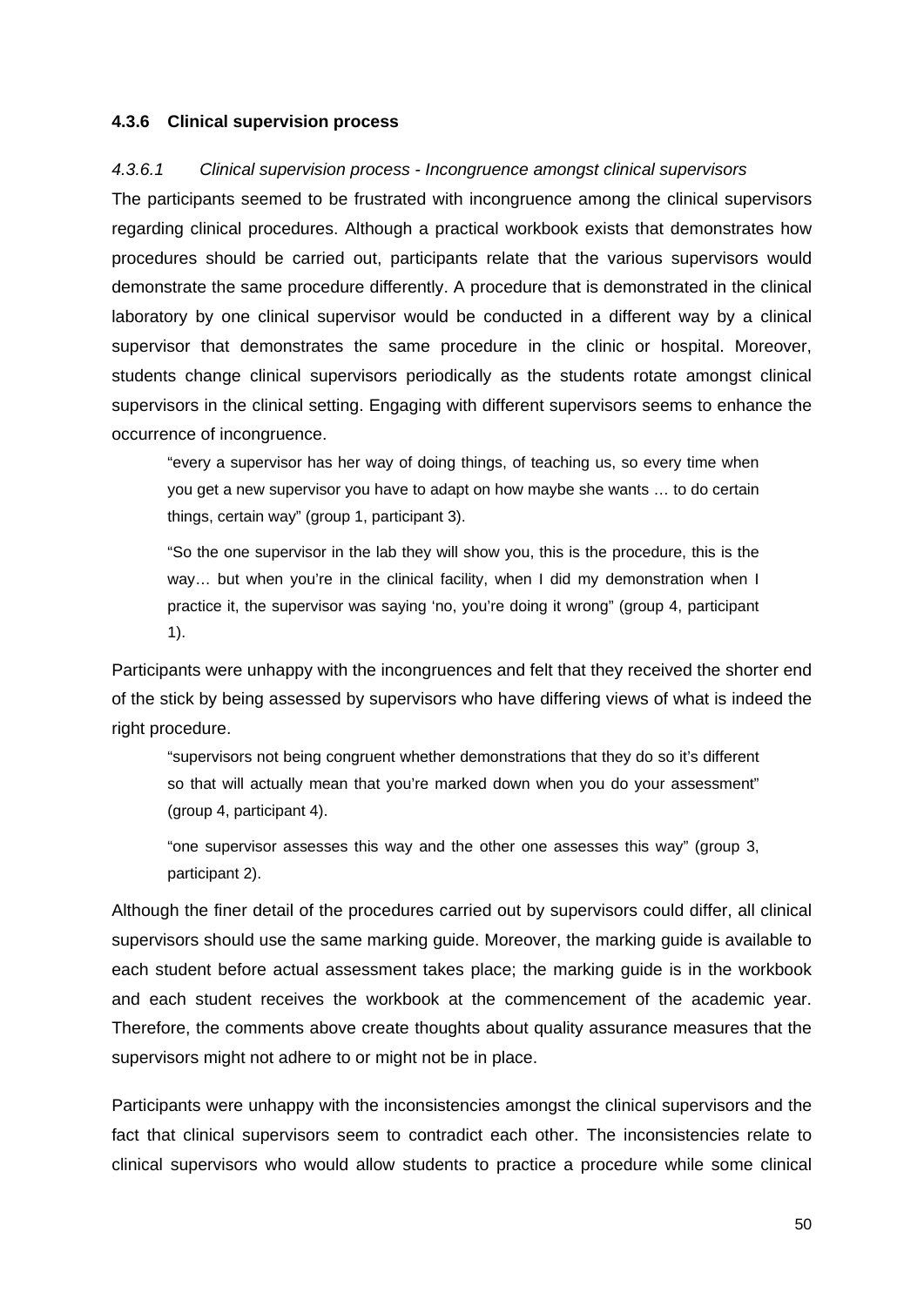### 4.3.6 Clinical supervision process

#### *4.3.6.1 Clinical supervision process - Incongruence amongst clinical supervisors*

The participants seemed to be frustrated with incongruence among the clinical supervisors regarding clinical procedures. Although a practical workbook exists that demonstrates how procedures should be carried out, participants relate that the various supervisors would demonstrate the same procedure differently. A procedure that is demonstrated in the clinical laboratory by one clinical supervisor would be conducted in a different way by a clinical supervisor that demonstrates the same procedure in the clinic or hospital. Moreover, students change clinical supervisors periodically as the students rotate amongst clinical supervisors in the clinical setting. Engaging with different supervisors seems to enhance the occurrence of incongruence.

> "every a supervisor has her way of doing things, of teaching us, so every time when you get a new supervisor you have to adapt on how maybe she wants … to do certain things, certain way" (group 1, participant 3).

> "So the one supervisor in the lab they will show you, this is the procedure, this is the way… but when you're in the clinical facility, when I did my demonstration when I practice it, the supervisor was saying 'no, you're doing it wrong" (group 4, participant 1).

Participants were unhappy with the incongruences and felt that they received the shorter end of the stick by being assessed by supervisors who have differing views of what is indeed the right procedure.

> "supervisors not being congruent whether demonstrations that they do so it's different so that will actually mean that you're marked down when you do your assessment" (group 4, participant 4).

> "one supervisor assesses this way and the other one assesses this way" (group 3, participant 2).

Although the finer detail of the procedures carried out by supervisors could differ, all clinical supervisors should use the same marking guide. Moreover, the marking guide is available to each student before actual assessment takes place; the marking guide is in the workbook and each student receives the workbook at the commencement of the academic year. Therefore, the comments above create thoughts about quality assurance measures that the supervisors might not adhere to or might not be in place.

Participants were unhappy with the inconsistencies amongst the clinical supervisors and the fact that clinical supervisors seem to contradict each other. The inconsistencies relate to clinical supervisors who would allow students to practice a procedure while some clinical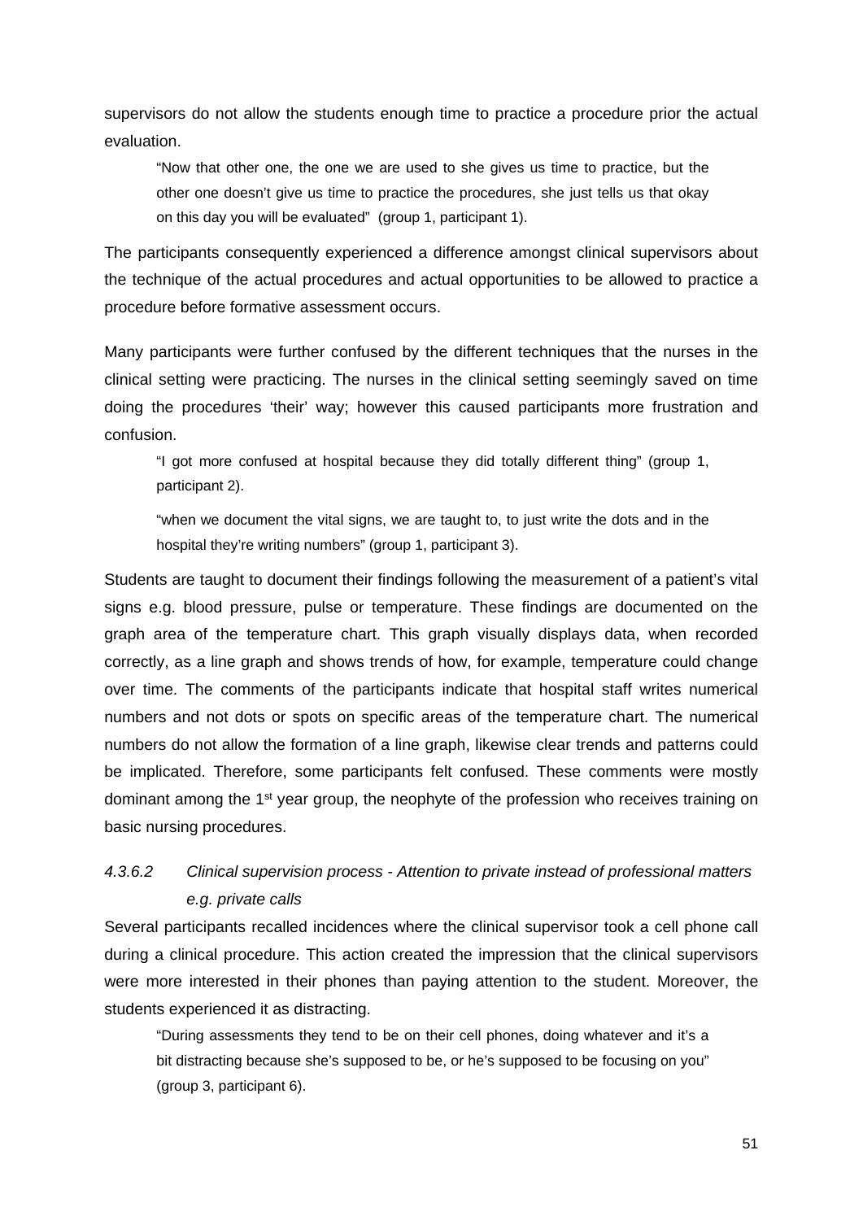supervisors do not allow the students enough time to practice a procedure prior the actual evaluation.

> "Now that other one, the one we are used to she gives us time to practice, but the other one doesn't give us time to practice the procedures, she just tells us that okay on this day you will be evaluated" (group 1, participant 1).

The participants consequently experienced a difference amongst clinical supervisors about the technique of the actual procedures and actual opportunities to be allowed to practice a procedure before formative assessment occurs.

Many participants were further confused by the different techniques that the nurses in the clinical setting were practicing. The nurses in the clinical setting seemingly saved on time doing the procedures 'their' way; however this caused participants more frustration and confusion.

> "I got more confused at hospital because they did totally different thing" (group 1, participant 2).

> "when we document the vital signs, we are taught to, to just write the dots and in the hospital they're writing numbers" (group 1, participant 3).

Students are taught to document their findings following the measurement of a patient's vital signs e.g. blood pressure, pulse or temperature. These findings are documented on the graph area of the temperature chart. This graph visually displays data, when recorded correctly, as a line graph and shows trends of how, for example, temperature could change over time. The comments of the participants indicate that hospital staff writes numerical numbers and not dots or spots on specific areas of the temperature chart. The numerical numbers do not allow the formation of a line graph, likewise clear trends and patterns could be implicated. Therefore, some participants felt confused. These comments were mostly dominant among the 1st year group, the neophyte of the profession who receives training on basic nursing procedures.

#### *4.3.6.2 Clinical supervision process - Attention to private instead of professional matters e.g. private calls*

Several participants recalled incidences where the clinical supervisor took a cell phone call during a clinical procedure. This action created the impression that the clinical supervisors were more interested in their phones than paying attention to the student. Moreover, the students experienced it as distracting.

> "During assessments they tend to be on their cell phones, doing whatever and it's a bit distracting because she's supposed to be, or he's supposed to be focusing on you" (group 3, participant 6).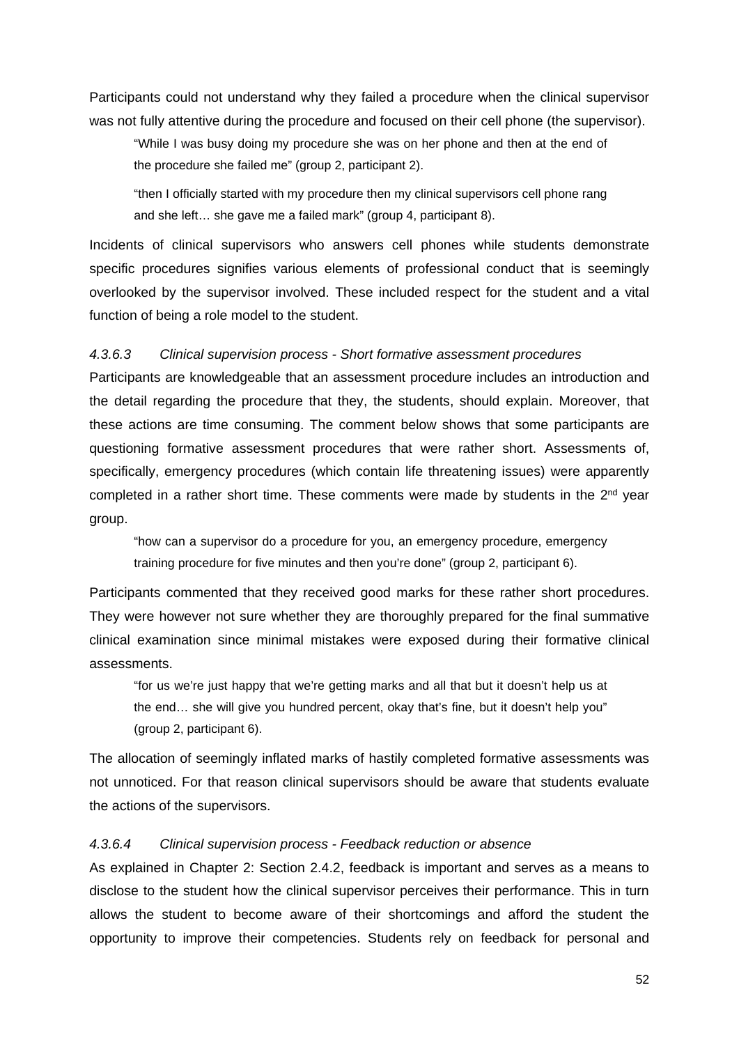Participants could not understand why they failed a procedure when the clinical supervisor was not fully attentive during the procedure and focused on their cell phone (the supervisor).

> "While I was busy doing my procedure she was on her phone and then at the end of the procedure she failed me" (group 2, participant 2).

> "then I officially started with my procedure then my clinical supervisors cell phone rang and she left… she gave me a failed mark" (group 4, participant 8).

Incidents of clinical supervisors who answers cell phones while students demonstrate specific procedures signifies various elements of professional conduct that is seemingly overlooked by the supervisor involved. These included respect for the student and a vital function of being a role model to the student.

#### *4.3.6.3 Clinical supervision process - Short formative assessment procedures*

Participants are knowledgeable that an assessment procedure includes an introduction and the detail regarding the procedure that they, the students, should explain. Moreover, that these actions are time consuming. The comment below shows that some participants are questioning formative assessment procedures that were rather short. Assessments of, specifically, emergency procedures (which contain life threatening issues) were apparently completed in a rather short time. These comments were made by students in the 2nd year group.

> "how can a supervisor do a procedure for you, an emergency procedure, emergency training procedure for five minutes and then you're done" (group 2, participant 6).

Participants commented that they received good marks for these rather short procedures. They were however not sure whether they are thoroughly prepared for the final summative clinical examination since minimal mistakes were exposed during their formative clinical assessments.

> "for us we're just happy that we're getting marks and all that but it doesn't help us at the end… she will give you hundred percent, okay that's fine, but it doesn't help you" (group 2, participant 6).

The allocation of seemingly inflated marks of hastily completed formative assessments was not unnoticed. For that reason clinical supervisors should be aware that students evaluate the actions of the supervisors.

#### *4.3.6.4 Clinical supervision process - Feedback reduction or absence*

As explained in Chapter 2: Section 2.4.2, feedback is important and serves as a means to disclose to the student how the clinical supervisor perceives their performance. This in turn allows the student to become aware of their shortcomings and afford the student the opportunity to improve their competencies. Students rely on feedback for personal and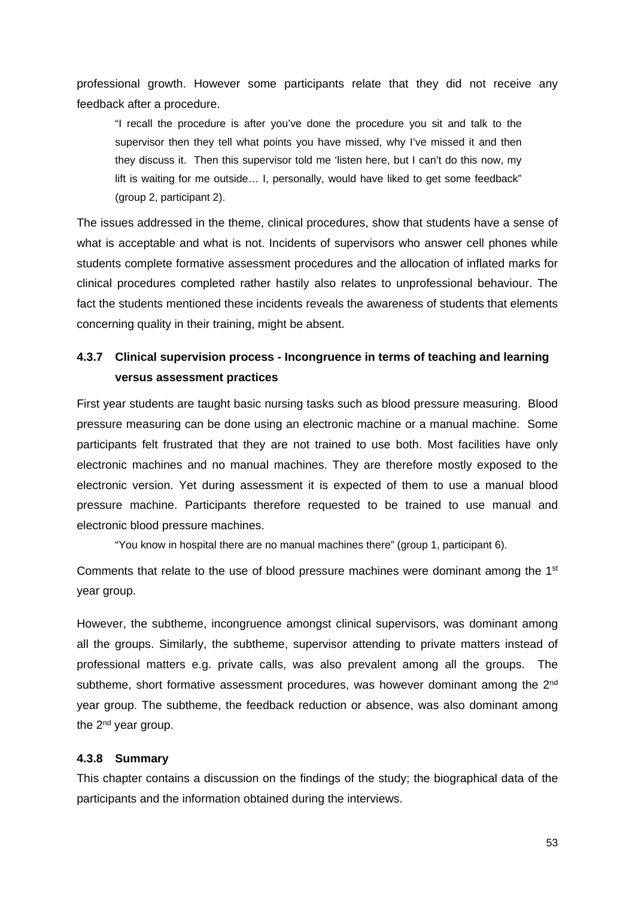professional growth. However some participants relate that they did not receive any feedback after a procedure.

> "I recall the procedure is after you've done the procedure you sit and talk to the supervisor then they tell what points you have missed, why I've missed it and then they discuss it. Then this supervisor told me 'listen here, but I can't do this now, my lift is waiting for me outside… I, personally, would have liked to get some feedback" (group 2, participant 2).

The issues addressed in the theme, clinical procedures, show that students have a sense of what is acceptable and what is not. Incidents of supervisors who answer cell phones while students complete formative assessment procedures and the allocation of inflated marks for clinical procedures completed rather hastily also relates to unprofessional behaviour. The fact the students mentioned these incidents reveals the awareness of students that elements concerning quality in their training, might be absent.

### 4.3.7 Clinical supervision process - Incongruence in terms of teaching and learning versus assessment practices

First year students are taught basic nursing tasks such as blood pressure measuring. Blood pressure measuring can be done using an electronic machine or a manual machine. Some participants felt frustrated that they are not trained to use both. Most facilities have only electronic machines and no manual machines. They are therefore mostly exposed to the electronic version. Yet during assessment it is expected of them to use a manual blood pressure machine. Participants therefore requested to be trained to use manual and electronic blood pressure machines.

> "You know in hospital there are no manual machines there" (group 1, participant 6).

Comments that relate to the use of blood pressure machines were dominant among the 1st year group.

However, the subtheme, incongruence amongst clinical supervisors, was dominant among all the groups. Similarly, the subtheme, supervisor attending to private matters instead of professional matters e.g. private calls, was also prevalent among all the groups. The subtheme, short formative assessment procedures, was however dominant among the 2nd year group. The subtheme, the feedback reduction or absence, was also dominant among the 2nd year group.

### 4.3.8 Summary

This chapter contains a discussion on the findings of the study; the biographical data of the participants and the information obtained during the interviews.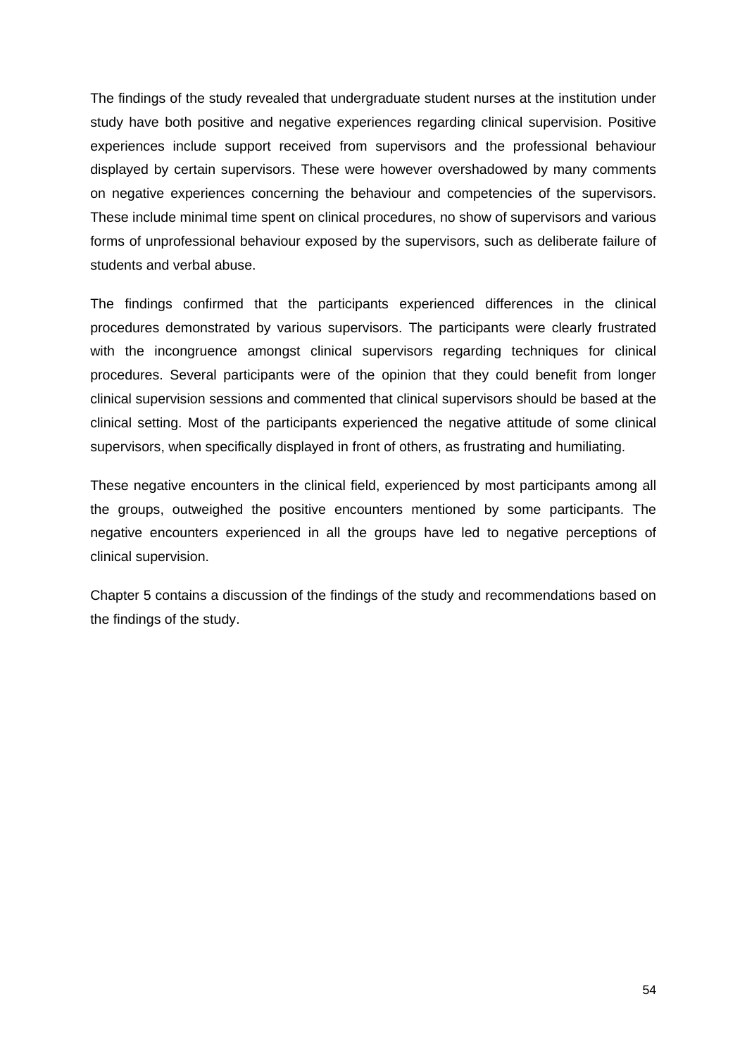The findings of the study revealed that undergraduate student nurses at the institution under study have both positive and negative experiences regarding clinical supervision. Positive experiences include support received from supervisors and the professional behaviour displayed by certain supervisors. These were however overshadowed by many comments on negative experiences concerning the behaviour and competencies of the supervisors. These include minimal time spent on clinical procedures, no show of supervisors and various forms of unprofessional behaviour exposed by the supervisors, such as deliberate failure of students and verbal abuse.

The findings confirmed that the participants experienced differences in the clinical procedures demonstrated by various supervisors. The participants were clearly frustrated with the incongruence amongst clinical supervisors regarding techniques for clinical procedures. Several participants were of the opinion that they could benefit from longer clinical supervision sessions and commented that clinical supervisors should be based at the clinical setting. Most of the participants experienced the negative attitude of some clinical supervisors, when specifically displayed in front of others, as frustrating and humiliating.

These negative encounters in the clinical field, experienced by most participants among all the groups, outweighed the positive encounters mentioned by some participants. The negative encounters experienced in all the groups have led to negative perceptions of clinical supervision.

Chapter 5 contains a discussion of the findings of the study and recommendations based on the findings of the study.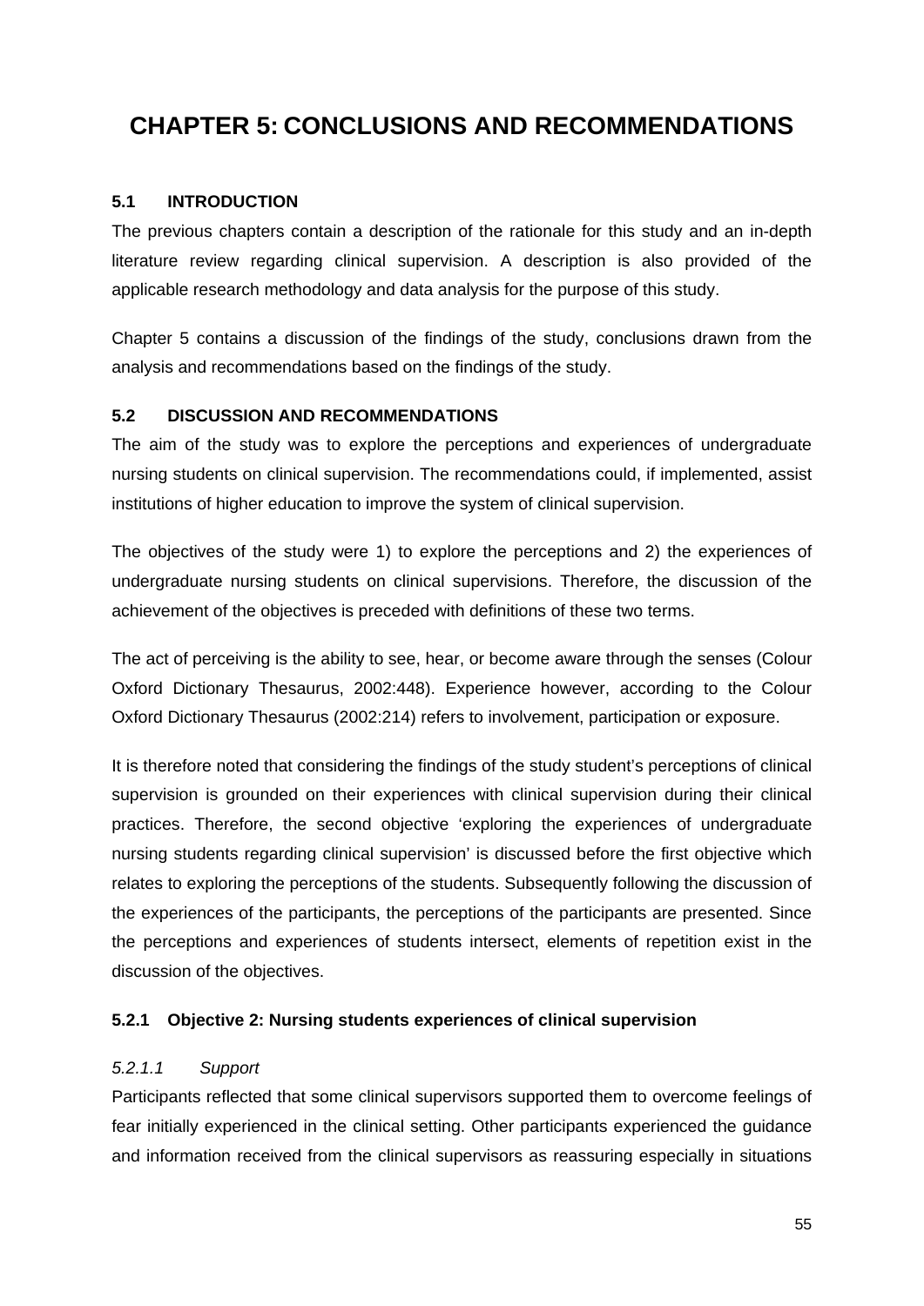# CHAPTER 5: CONCLUSIONS AND RECOMMENDATIONS

## 5.1 INTRODUCTION

The previous chapters contain a description of the rationale for this study and an in-depth literature review regarding clinical supervision. A description is also provided of the applicable research methodology and data analysis for the purpose of this study.

Chapter 5 contains a discussion of the findings of the study, conclusions drawn from the analysis and recommendations based on the findings of the study.

## 5.2 DISCUSSION AND RECOMMENDATIONS

The aim of the study was to explore the perceptions and experiences of undergraduate nursing students on clinical supervision. The recommendations could, if implemented, assist institutions of higher education to improve the system of clinical supervision.

The objectives of the study were 1) to explore the perceptions and 2) the experiences of undergraduate nursing students on clinical supervisions. Therefore, the discussion of the achievement of the objectives is preceded with definitions of these two terms.

The act of perceiving is the ability to see, hear, or become aware through the senses (Colour Oxford Dictionary Thesaurus, 2002:448). Experience however, according to the Colour Oxford Dictionary Thesaurus (2002:214) refers to involvement, participation or exposure.

It is therefore noted that considering the findings of the study student's perceptions of clinical supervision is grounded on their experiences with clinical supervision during their clinical practices. Therefore, the second objective 'exploring the experiences of undergraduate nursing students regarding clinical supervision' is discussed before the first objective which relates to exploring the perceptions of the students. Subsequently following the discussion of the experiences of the participants, the perceptions of the participants are presented. Since the perceptions and experiences of students intersect, elements of repetition exist in the discussion of the objectives.

### 5.2.1 Objective 2: Nursing students experiences of clinical supervision

#### *5.2.1.1 Support*

Participants reflected that some clinical supervisors supported them to overcome feelings of fear initially experienced in the clinical setting. Other participants experienced the guidance and information received from the clinical supervisors as reassuring especially in situations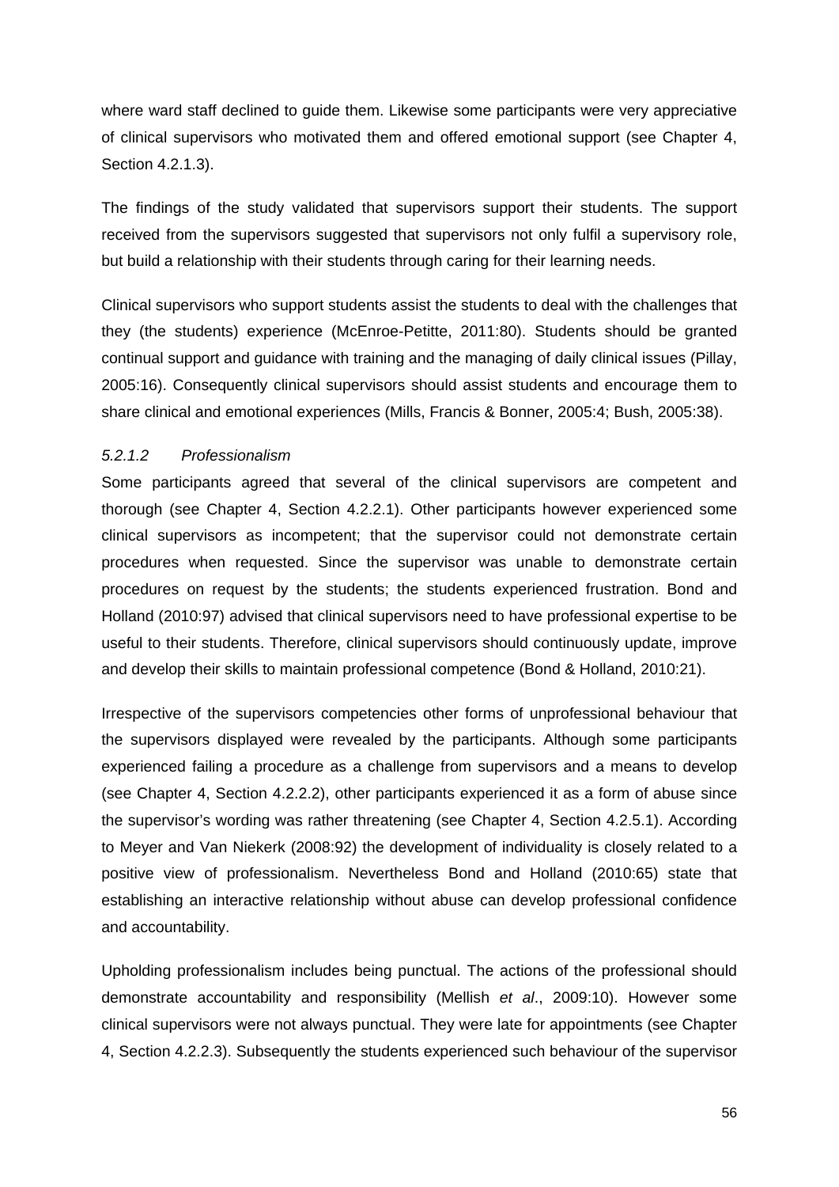where ward staff declined to guide them. Likewise some participants were very appreciative of clinical supervisors who motivated them and offered emotional support (see Chapter 4, Section 4.2.1.3).

The findings of the study validated that supervisors support their students. The support received from the supervisors suggested that supervisors not only fulfil a supervisory role, but build a relationship with their students through caring for their learning needs.

Clinical supervisors who support students assist the students to deal with the challenges that they (the students) experience (McEnroe-Petitte, 2011:80). Students should be granted continual support and guidance with training and the managing of daily clinical issues (Pillay, 2005:16). Consequently clinical supervisors should assist students and encourage them to share clinical and emotional experiences (Mills, Francis & Bonner, 2005:4; Bush, 2005:38).

#### *5.2.1.2 Professionalism*

Some participants agreed that several of the clinical supervisors are competent and thorough (see Chapter 4, Section 4.2.2.1). Other participants however experienced some clinical supervisors as incompetent; that the supervisor could not demonstrate certain procedures when requested. Since the supervisor was unable to demonstrate certain procedures on request by the students; the students experienced frustration. Bond and Holland (2010:97) advised that clinical supervisors need to have professional expertise to be useful to their students. Therefore, clinical supervisors should continuously update, improve and develop their skills to maintain professional competence (Bond & Holland, 2010:21).

Irrespective of the supervisors competencies other forms of unprofessional behaviour that the supervisors displayed were revealed by the participants. Although some participants experienced failing a procedure as a challenge from supervisors and a means to develop (see Chapter 4, Section 4.2.2.2), other participants experienced it as a form of abuse since the supervisor's wording was rather threatening (see Chapter 4, Section 4.2.5.1). According to Meyer and Van Niekerk (2008:92) the development of individuality is closely related to a positive view of professionalism. Nevertheless Bond and Holland (2010:65) state that establishing an interactive relationship without abuse can develop professional confidence and accountability.

Upholding professionalism includes being punctual. The actions of the professional should demonstrate accountability and responsibility (Mellish *et al*., 2009:10). However some clinical supervisors were not always punctual. They were late for appointments (see Chapter 4, Section 4.2.2.3). Subsequently the students experienced such behaviour of the supervisor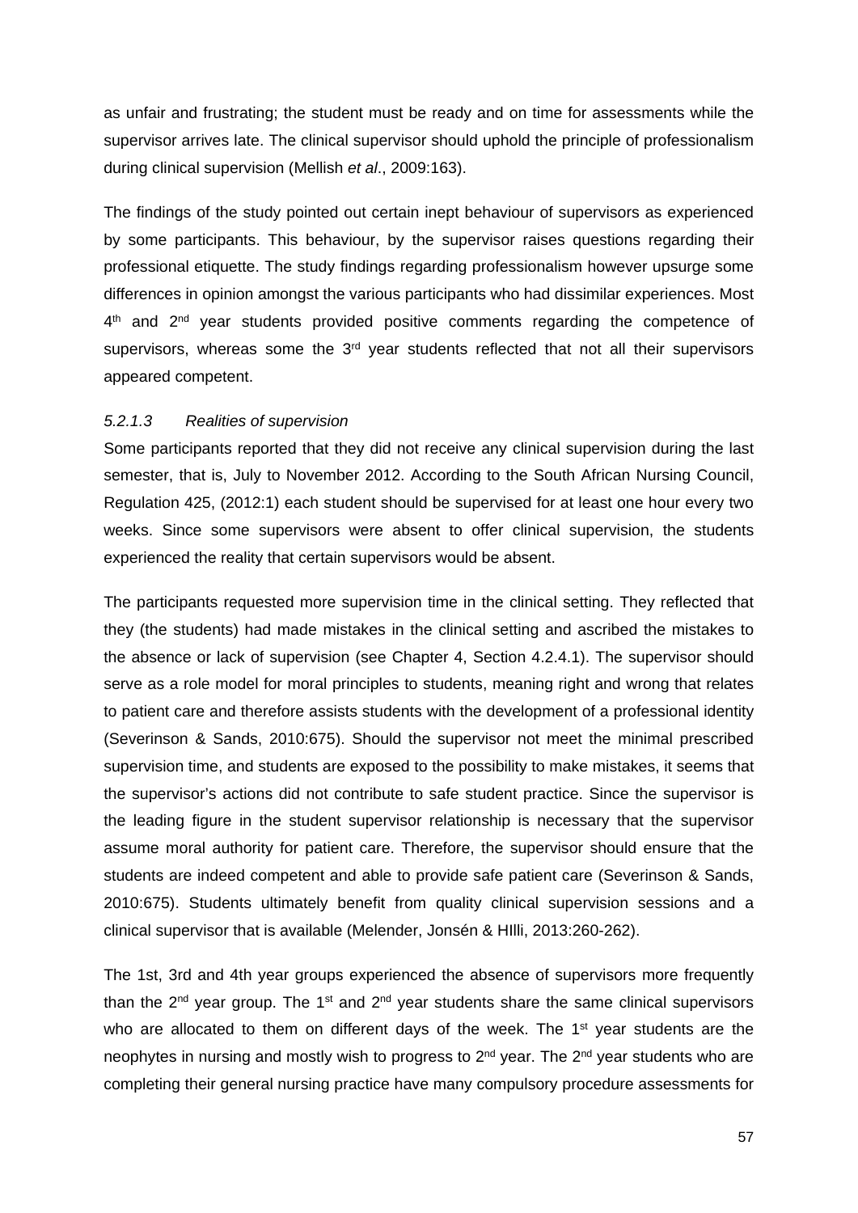as unfair and frustrating; the student must be ready and on time for assessments while the supervisor arrives late. The clinical supervisor should uphold the principle of professionalism during clinical supervision (Mellish *et al*., 2009:163).

The findings of the study pointed out certain inept behaviour of supervisors as experienced by some participants. This behaviour, by the supervisor raises questions regarding their professional etiquette. The study findings regarding professionalism however upsurge some differences in opinion amongst the various participants who had dissimilar experiences. Most 4th and 2nd year students provided positive comments regarding the competence of supervisors, whereas some the 3rd year students reflected that not all their supervisors appeared competent.

*5.2.1.3 Realities of supervision*

Some participants reported that they did not receive any clinical supervision during the last semester, that is, July to November 2012. According to the South African Nursing Council, Regulation 425, (2012:1) each student should be supervised for at least one hour every two weeks. Since some supervisors were absent to offer clinical supervision, the students experienced the reality that certain supervisors would be absent.

The participants requested more supervision time in the clinical setting. They reflected that they (the students) had made mistakes in the clinical setting and ascribed the mistakes to the absence or lack of supervision (see Chapter 4, Section 4.2.4.1). The supervisor should serve as a role model for moral principles to students, meaning right and wrong that relates to patient care and therefore assists students with the development of a professional identity (Severinson & Sands, 2010:675). Should the supervisor not meet the minimal prescribed supervision time, and students are exposed to the possibility to make mistakes, it seems that the supervisor's actions did not contribute to safe student practice. Since the supervisor is the leading figure in the student supervisor relationship is necessary that the supervisor assume moral authority for patient care. Therefore, the supervisor should ensure that the students are indeed competent and able to provide safe patient care (Severinson & Sands, 2010:675). Students ultimately benefit from quality clinical supervision sessions and a clinical supervisor that is available (Melender, Jonsén & HIlli, 2013:260-262).

The 1st, 3rd and 4th year groups experienced the absence of supervisors more frequently than the 2nd year group. The 1st and 2nd year students share the same clinical supervisors who are allocated to them on different days of the week. The 1st year students are the neophytes in nursing and mostly wish to progress to 2nd year. The 2nd year students who are completing their general nursing practice have many compulsory procedure assessments for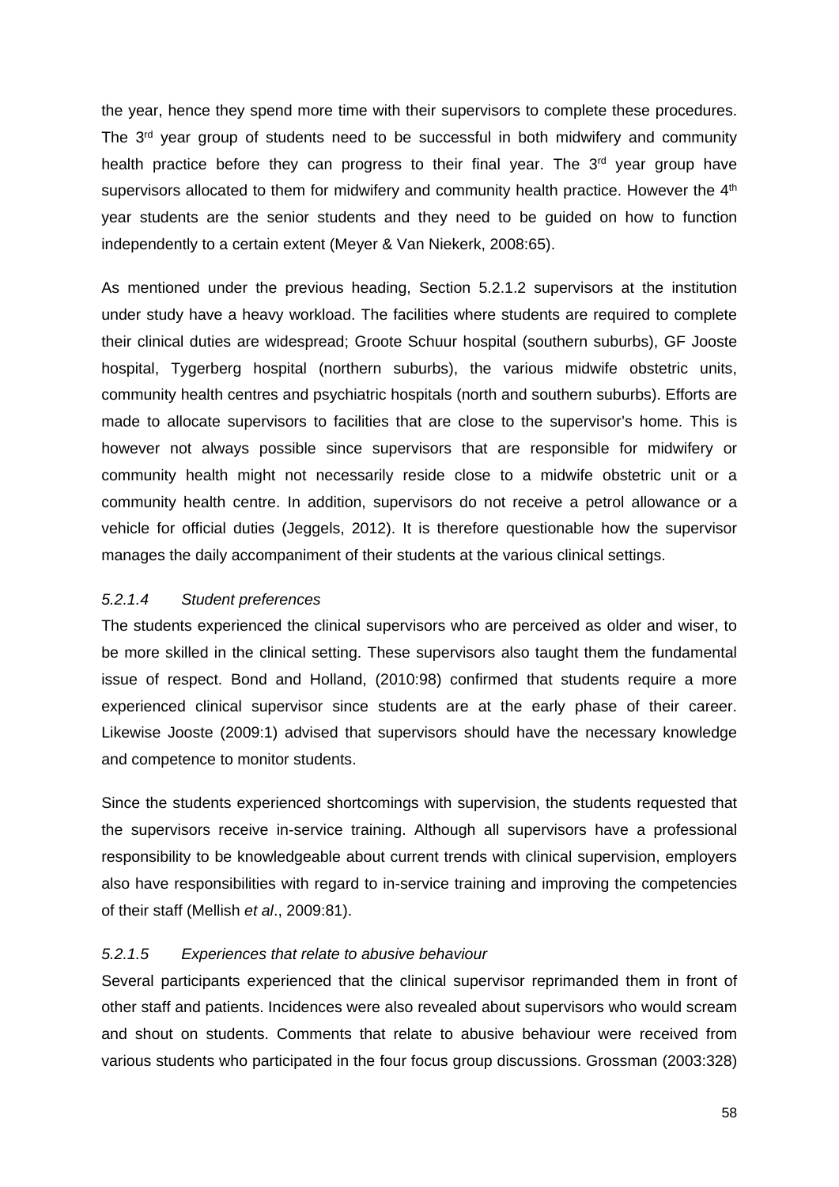the year, hence they spend more time with their supervisors to complete these procedures. The 3rd year group of students need to be successful in both midwifery and community health practice before they can progress to their final year. The 3rd year group have supervisors allocated to them for midwifery and community health practice. However the 4th year students are the senior students and they need to be guided on how to function independently to a certain extent (Meyer & Van Niekerk, 2008:65).

As mentioned under the previous heading, Section 5.2.1.2 supervisors at the institution under study have a heavy workload. The facilities where students are required to complete their clinical duties are widespread; Groote Schuur hospital (southern suburbs), GF Jooste hospital, Tygerberg hospital (northern suburbs), the various midwife obstetric units, community health centres and psychiatric hospitals (north and southern suburbs). Efforts are made to allocate supervisors to facilities that are close to the supervisor's home. This is however not always possible since supervisors that are responsible for midwifery or community health might not necessarily reside close to a midwife obstetric unit or a community health centre. In addition, supervisors do not receive a petrol allowance or a vehicle for official duties (Jeggels, 2012). It is therefore questionable how the supervisor manages the daily accompaniment of their students at the various clinical settings.

#### *5.2.1.4 Student preferences*

The students experienced the clinical supervisors who are perceived as older and wiser, to be more skilled in the clinical setting. These supervisors also taught them the fundamental issue of respect. Bond and Holland, (2010:98) confirmed that students require a more experienced clinical supervisor since students are at the early phase of their career. Likewise Jooste (2009:1) advised that supervisors should have the necessary knowledge and competence to monitor students.

Since the students experienced shortcomings with supervision, the students requested that the supervisors receive in-service training. Although all supervisors have a professional responsibility to be knowledgeable about current trends with clinical supervision, employers also have responsibilities with regard to in-service training and improving the competencies of their staff (Mellish *et al*., 2009:81).

#### *5.2.1.5 Experiences that relate to abusive behaviour*

Several participants experienced that the clinical supervisor reprimanded them in front of other staff and patients. Incidences were also revealed about supervisors who would scream and shout on students. Comments that relate to abusive behaviour were received from various students who participated in the four focus group discussions. Grossman (2003:328)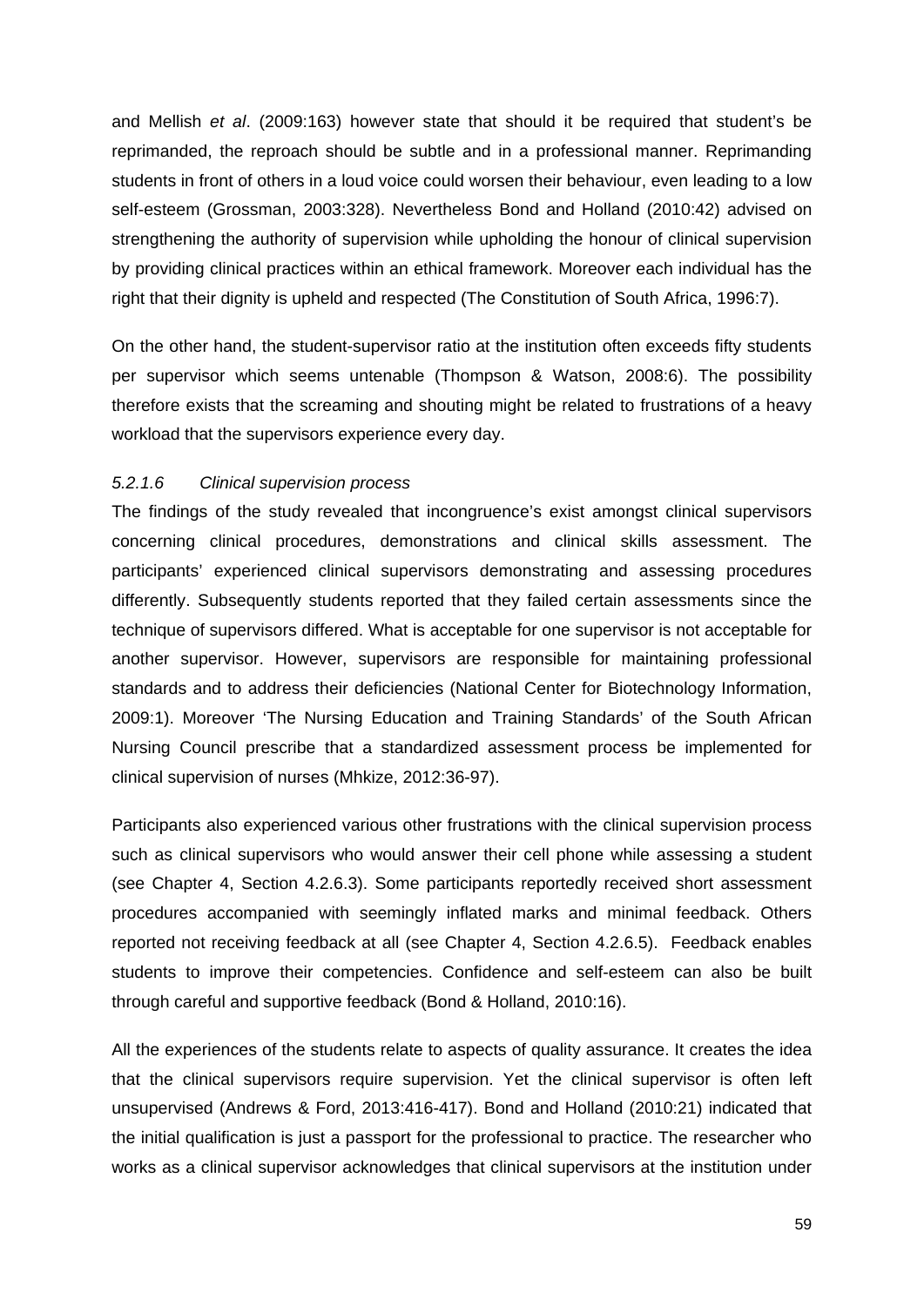and Mellish *et al*. (2009:163) however state that should it be required that student's be reprimanded, the reproach should be subtle and in a professional manner. Reprimanding students in front of others in a loud voice could worsen their behaviour, even leading to a low self-esteem (Grossman, 2003:328). Nevertheless Bond and Holland (2010:42) advised on strengthening the authority of supervision while upholding the honour of clinical supervision by providing clinical practices within an ethical framework. Moreover each individual has the right that their dignity is upheld and respected (The Constitution of South Africa, 1996:7).

On the other hand, the student-supervisor ratio at the institution often exceeds fifty students per supervisor which seems untenable (Thompson & Watson, 2008:6). The possibility therefore exists that the screaming and shouting might be related to frustrations of a heavy workload that the supervisors experience every day.

#### *5.2.1.6 Clinical supervision process*

The findings of the study revealed that incongruence's exist amongst clinical supervisors concerning clinical procedures, demonstrations and clinical skills assessment. The participants' experienced clinical supervisors demonstrating and assessing procedures differently. Subsequently students reported that they failed certain assessments since the technique of supervisors differed. What is acceptable for one supervisor is not acceptable for another supervisor. However, supervisors are responsible for maintaining professional standards and to address their deficiencies (National Center for Biotechnology Information, 2009:1). Moreover 'The Nursing Education and Training Standards' of the South African Nursing Council prescribe that a standardized assessment process be implemented for clinical supervision of nurses (Mhkize, 2012:36-97).

Participants also experienced various other frustrations with the clinical supervision process such as clinical supervisors who would answer their cell phone while assessing a student (see Chapter 4, Section 4.2.6.3). Some participants reportedly received short assessment procedures accompanied with seemingly inflated marks and minimal feedback. Others reported not receiving feedback at all (see Chapter 4, Section 4.2.6.5). Feedback enables students to improve their competencies. Confidence and self-esteem can also be built through careful and supportive feedback (Bond & Holland, 2010:16).

All the experiences of the students relate to aspects of quality assurance. It creates the idea that the clinical supervisors require supervision. Yet the clinical supervisor is often left unsupervised (Andrews & Ford, 2013:416-417). Bond and Holland (2010:21) indicated that the initial qualification is just a passport for the professional to practice. The researcher who works as a clinical supervisor acknowledges that clinical supervisors at the institution under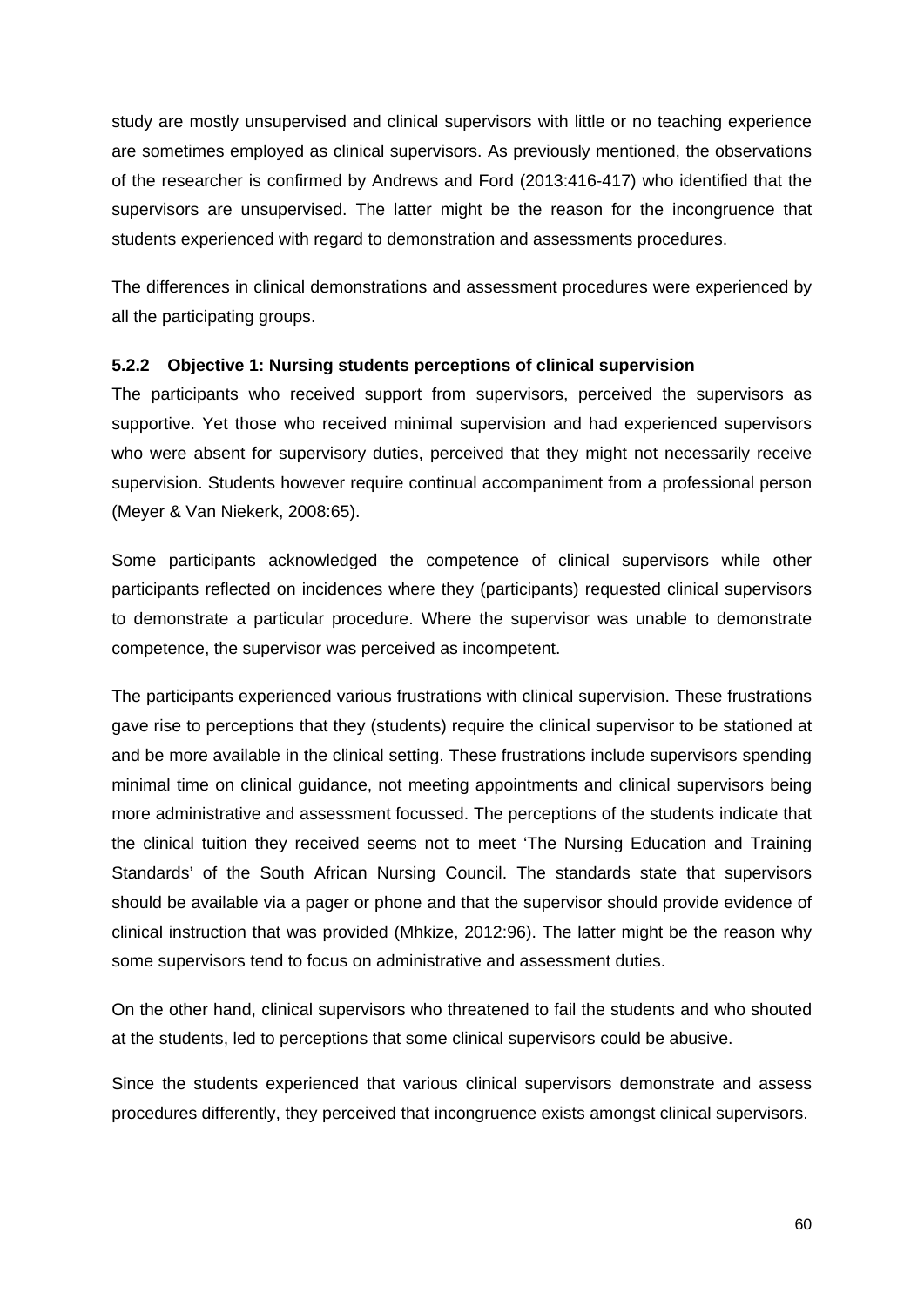study are mostly unsupervised and clinical supervisors with little or no teaching experience are sometimes employed as clinical supervisors. As previously mentioned, the observations of the researcher is confirmed by Andrews and Ford (2013:416-417) who identified that the supervisors are unsupervised. The latter might be the reason for the incongruence that students experienced with regard to demonstration and assessments procedures.

The differences in clinical demonstrations and assessment procedures were experienced by all the participating groups.

### 5.2.2 Objective 1: Nursing students perceptions of clinical supervision

The participants who received support from supervisors, perceived the supervisors as supportive. Yet those who received minimal supervision and had experienced supervisors who were absent for supervisory duties, perceived that they might not necessarily receive supervision. Students however require continual accompaniment from a professional person (Meyer & Van Niekerk, 2008:65).

Some participants acknowledged the competence of clinical supervisors while other participants reflected on incidences where they (participants) requested clinical supervisors to demonstrate a particular procedure. Where the supervisor was unable to demonstrate competence, the supervisor was perceived as incompetent.

The participants experienced various frustrations with clinical supervision. These frustrations gave rise to perceptions that they (students) require the clinical supervisor to be stationed at and be more available in the clinical setting. These frustrations include supervisors spending minimal time on clinical guidance, not meeting appointments and clinical supervisors being more administrative and assessment focussed. The perceptions of the students indicate that the clinical tuition they received seems not to meet 'The Nursing Education and Training Standards' of the South African Nursing Council. The standards state that supervisors should be available via a pager or phone and that the supervisor should provide evidence of clinical instruction that was provided (Mhkize, 2012:96). The latter might be the reason why some supervisors tend to focus on administrative and assessment duties.

On the other hand, clinical supervisors who threatened to fail the students and who shouted at the students, led to perceptions that some clinical supervisors could be abusive.

Since the students experienced that various clinical supervisors demonstrate and assess procedures differently, they perceived that incongruence exists amongst clinical supervisors.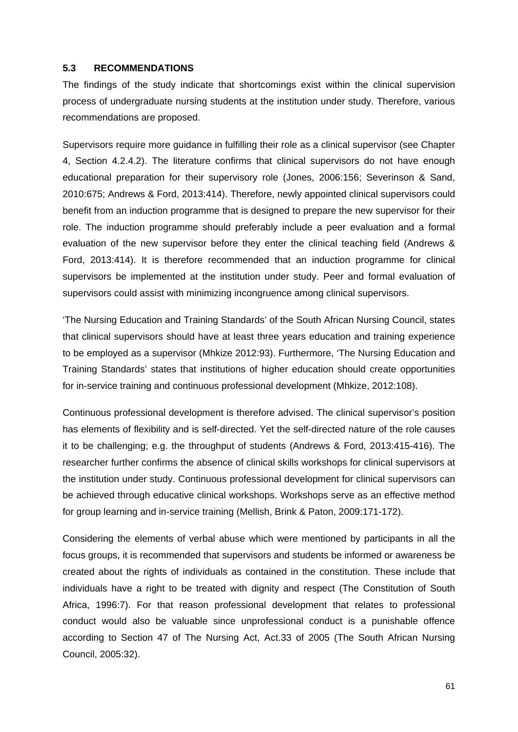## 5.3 RECOMMENDATIONS

The findings of the study indicate that shortcomings exist within the clinical supervision process of undergraduate nursing students at the institution under study. Therefore, various recommendations are proposed.

Supervisors require more guidance in fulfilling their role as a clinical supervisor (see Chapter 4, Section 4.2.4.2). The literature confirms that clinical supervisors do not have enough educational preparation for their supervisory role (Jones, 2006:156; Severinson & Sand, 2010:675; Andrews & Ford, 2013:414). Therefore, newly appointed clinical supervisors could benefit from an induction programme that is designed to prepare the new supervisor for their role. The induction programme should preferably include a peer evaluation and a formal evaluation of the new supervisor before they enter the clinical teaching field (Andrews & Ford, 2013:414). It is therefore recommended that an induction programme for clinical supervisors be implemented at the institution under study. Peer and formal evaluation of supervisors could assist with minimizing incongruence among clinical supervisors.

'The Nursing Education and Training Standards' of the South African Nursing Council, states that clinical supervisors should have at least three years education and training experience to be employed as a supervisor (Mhkize 2012:93). Furthermore, 'The Nursing Education and Training Standards' states that institutions of higher education should create opportunities for in-service training and continuous professional development (Mhkize, 2012:108).

Continuous professional development is therefore advised. The clinical supervisor's position has elements of flexibility and is self-directed. Yet the self-directed nature of the role causes it to be challenging; e.g. the throughput of students (Andrews & Ford, 2013:415-416). The researcher further confirms the absence of clinical skills workshops for clinical supervisors at the institution under study. Continuous professional development for clinical supervisors can be achieved through educative clinical workshops. Workshops serve as an effective method for group learning and in-service training (Mellish, Brink & Paton, 2009:171-172).

Considering the elements of verbal abuse which were mentioned by participants in all the focus groups, it is recommended that supervisors and students be informed or awareness be created about the rights of individuals as contained in the constitution. These include that individuals have a right to be treated with dignity and respect (The Constitution of South Africa, 1996:7). For that reason professional development that relates to professional conduct would also be valuable since unprofessional conduct is a punishable offence according to Section 47 of The Nursing Act, Act.33 of 2005 (The South African Nursing Council, 2005:32).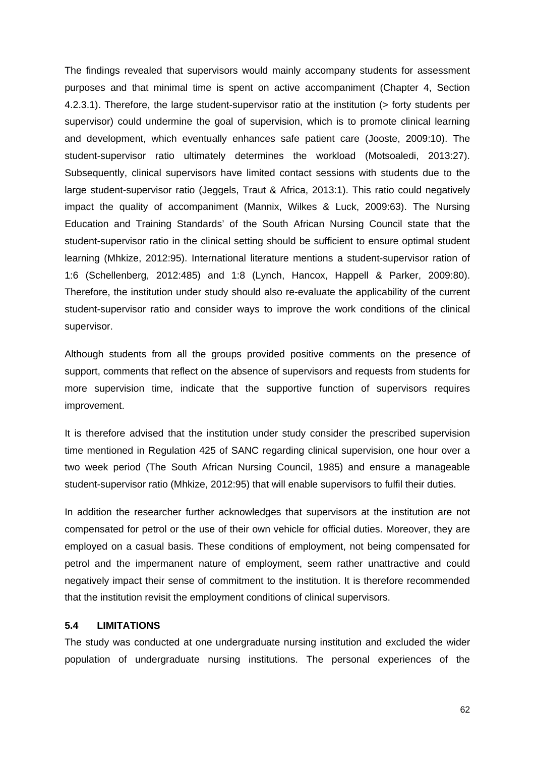The findings revealed that supervisors would mainly accompany students for assessment purposes and that minimal time is spent on active accompaniment (Chapter 4, Section 4.2.3.1). Therefore, the large student-supervisor ratio at the institution (> forty students per supervisor) could undermine the goal of supervision, which is to promote clinical learning and development, which eventually enhances safe patient care (Jooste, 2009:10). The student-supervisor ratio ultimately determines the workload (Motsoaledi, 2013:27). Subsequently, clinical supervisors have limited contact sessions with students due to the large student-supervisor ratio (Jeggels, Traut & Africa, 2013:1). This ratio could negatively impact the quality of accompaniment (Mannix, Wilkes & Luck, 2009:63). The Nursing Education and Training Standards' of the South African Nursing Council state that the student-supervisor ratio in the clinical setting should be sufficient to ensure optimal student learning (Mhkize, 2012:95). International literature mentions a student-supervisor ration of 1:6 (Schellenberg, 2012:485) and 1:8 (Lynch, Hancox, Happell & Parker, 2009:80). Therefore, the institution under study should also re-evaluate the applicability of the current student-supervisor ratio and consider ways to improve the work conditions of the clinical supervisor.

Although students from all the groups provided positive comments on the presence of support, comments that reflect on the absence of supervisors and requests from students for more supervision time, indicate that the supportive function of supervisors requires improvement.

It is therefore advised that the institution under study consider the prescribed supervision time mentioned in Regulation 425 of SANC regarding clinical supervision, one hour over a two week period (The South African Nursing Council, 1985) and ensure a manageable student-supervisor ratio (Mhkize, 2012:95) that will enable supervisors to fulfil their duties.

In addition the researcher further acknowledges that supervisors at the institution are not compensated for petrol or the use of their own vehicle for official duties. Moreover, they are employed on a casual basis. These conditions of employment, not being compensated for petrol and the impermanent nature of employment, seem rather unattractive and could negatively impact their sense of commitment to the institution. It is therefore recommended that the institution revisit the employment conditions of clinical supervisors.

## 5.4 LIMITATIONS

The study was conducted at one undergraduate nursing institution and excluded the wider population of undergraduate nursing institutions. The personal experiences of the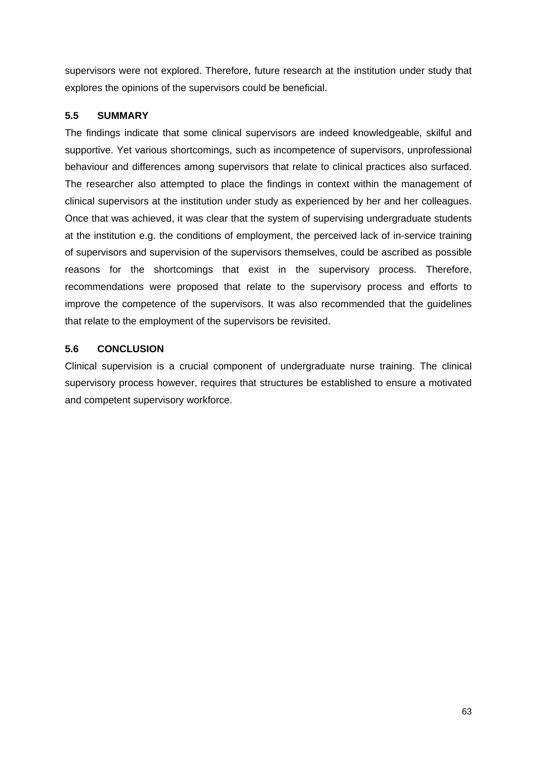supervisors were not explored. Therefore, future research at the institution under study that explores the opinions of the supervisors could be beneficial.

### 5.5 SUMMARY

The findings indicate that some clinical supervisors are indeed knowledgeable, skilful and supportive. Yet various shortcomings, such as incompetence of supervisors, unprofessional behaviour and differences among supervisors that relate to clinical practices also surfaced. The researcher also attempted to place the findings in context within the management of clinical supervisors at the institution under study as experienced by her and her colleagues. Once that was achieved, it was clear that the system of supervising undergraduate students at the institution e.g. the conditions of employment, the perceived lack of in-service training of supervisors and supervision of the supervisors themselves, could be ascribed as possible reasons for the shortcomings that exist in the supervisory process. Therefore, recommendations were proposed that relate to the supervisory process and efforts to improve the competence of the supervisors. It was also recommended that the guidelines that relate to the employment of the supervisors be revisited.

### 5.6 CONCLUSION

Clinical supervision is a crucial component of undergraduate nurse training. The clinical supervisory process however, requires that structures be established to ensure a motivated and competent supervisory workforce.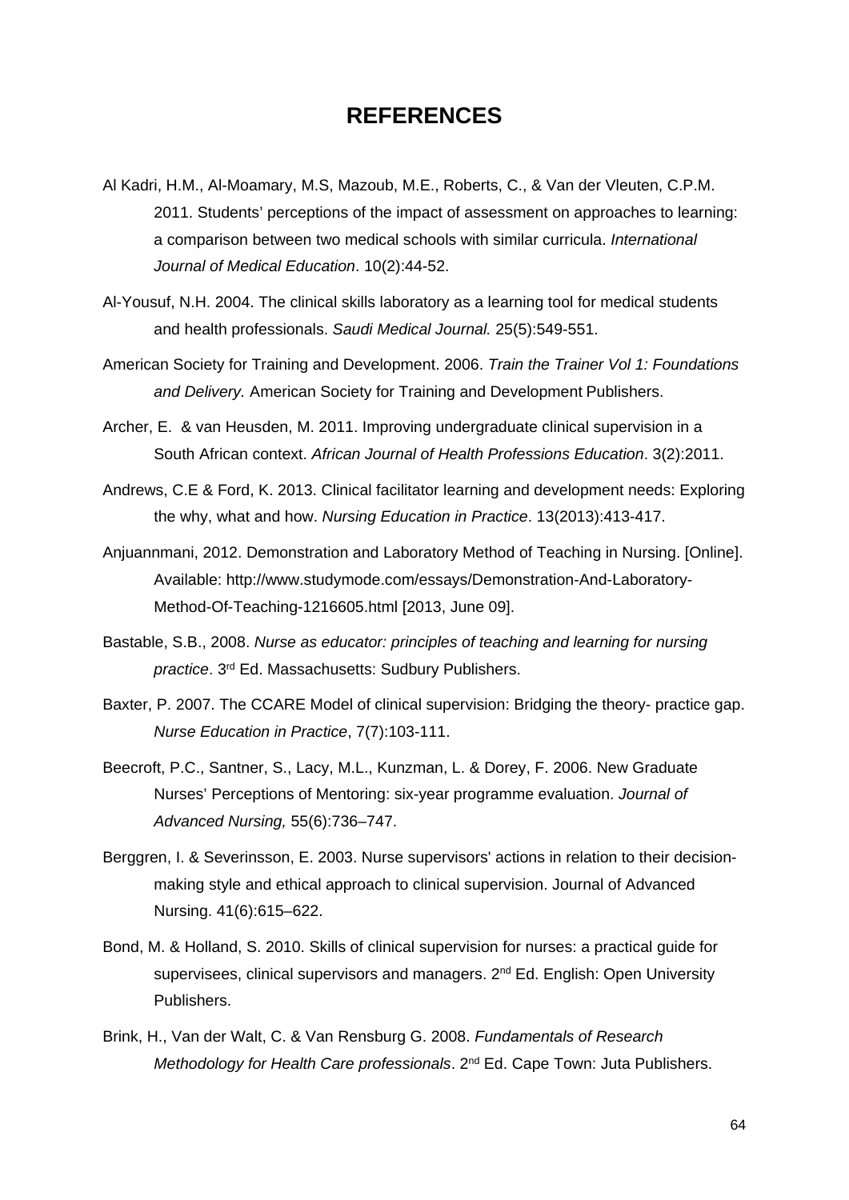# REFERENCES

Al Kadri, H.M., Al-Moamary, M.S, Mazoub, M.E., Roberts, C., & Van der Vleuten, C.P.M. 2011. Students' perceptions of the impact of assessment on approaches to learning: a comparison between two medical schools with similar curricula. *International Journal of Medical Education*. 10(2):44-52.

Al-Yousuf, N.H. 2004. The clinical skills laboratory as a learning tool for medical students and health professionals. *Saudi Medical Journal.* 25(5):549-551.

American Society for Training and Development. 2006. *Train the Trainer Vol 1: Foundations and Delivery.* American Society for Training and Development Publishers.

Archer, E. & van Heusden, M. 2011. Improving undergraduate clinical supervision in a South African context. *African Journal of Health Professions Education*. 3(2):2011.

Andrews, C.E & Ford, K. 2013. Clinical facilitator learning and development needs: Exploring the why, what and how. *Nursing Education in Practice*. 13(2013):413-417.

Anjuannmani, 2012. Demonstration and Laboratory Method of Teaching in Nursing. [Online]. Available: http://www.studymode.com/essays/Demonstration-And-Laboratory-Method-Of-Teaching-1216605.html [2013, June 09].

Bastable, S.B., 2008. *Nurse as educator: principles of teaching and learning for nursing practice*. 3rd Ed. Massachusetts: Sudbury Publishers.

Baxter, P. 2007. The CCARE Model of clinical supervision: Bridging the theory- practice gap. *Nurse Education in Practice*, 7(7):103-111.

Beecroft, P.C., Santner, S., Lacy, M.L., Kunzman, L. & Dorey, F. 2006. New Graduate Nurses' Perceptions of Mentoring: six-year programme evaluation. *Journal of Advanced Nursing,* 55(6):736–747.

Berggren, I. & Severinsson, E. 2003. Nurse supervisors' actions in relation to their decision-making style and ethical approach to clinical supervision. Journal of Advanced Nursing. 41(6):615–622.

Bond, M. & Holland, S. 2010. Skills of clinical supervision for nurses: a practical guide for supervisees, clinical supervisors and managers. 2nd Ed. English: Open University Publishers.

Brink, H., Van der Walt, C. & Van Rensburg G. 2008. *Fundamentals of Research Methodology for Health Care professionals*. 2nd Ed. Cape Town: Juta Publishers.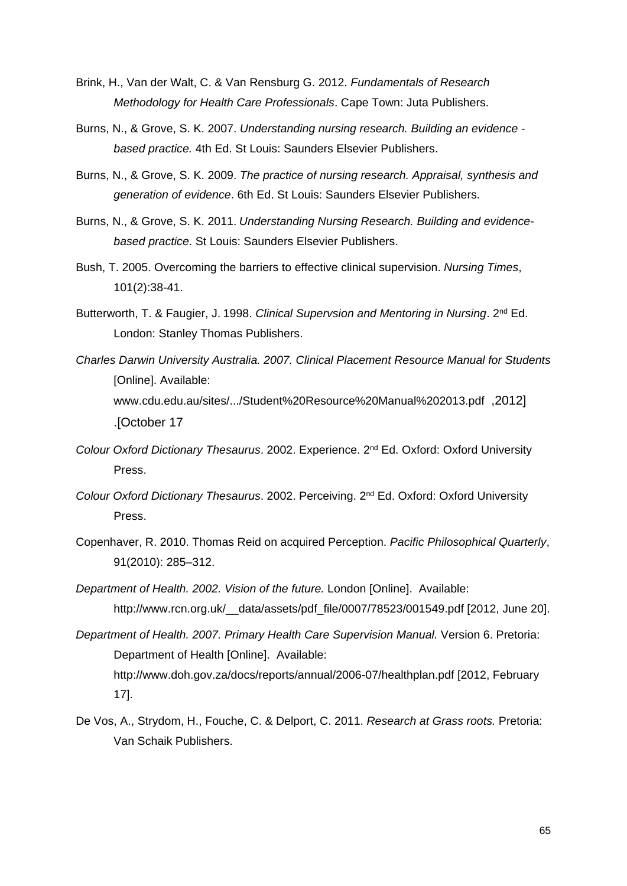Brink, H., Van der Walt, C. & Van Rensburg G. 2012. *Fundamentals of Research Methodology for Health Care Professionals*. Cape Town: Juta Publishers.

Burns, N., & Grove, S. K. 2007. *Understanding nursing research. Building an evidence - based practice.* 4th Ed. St Louis: Saunders Elsevier Publishers.

Burns, N., & Grove, S. K. 2009. *The practice of nursing research. Appraisal, synthesis and generation of evidence*. 6th Ed. St Louis: Saunders Elsevier Publishers.

Burns, N., & Grove, S. K. 2011. *Understanding Nursing Research. Building and evidence-based practice*. St Louis: Saunders Elsevier Publishers.

Bush, T. 2005. Overcoming the barriers to effective clinical supervision. *Nursing Times*, 101(2):38-41.

Butterworth, T. & Faugier, J. 1998. *Clinical Supervsion and Mentoring in Nursing*. 2nd Ed. London: Stanley Thomas Publishers.

*Charles Darwin University Australia. 2007. Clinical Placement Resource Manual for Students* [Online]. Available: www.cdu.edu.au/sites/.../Student%20Resource%20Manual%202013.pdf ,2012] .[October 17

*Colour Oxford Dictionary Thesaurus*. 2002. Experience. 2nd Ed. Oxford: Oxford University Press.

*Colour Oxford Dictionary Thesaurus*. 2002. Perceiving. 2nd Ed. Oxford: Oxford University Press.

Copenhaver, R. 2010. Thomas Reid on acquired Perception. *Pacific Philosophical Quarterly*, 91(2010): 285–312.

*Department of Health. 2002. Vision of the future.* London [Online]. Available: http://www.rcn.org.uk/__data/assets/pdf_file/0007/78523/001549.pdf [2012, June 20].

*Department of Health. 2007. Primary Health Care Supervision Manual.* Version 6. Pretoria: Department of Health [Online]. Available: http://www.doh.gov.za/docs/reports/annual/2006-07/healthplan.pdf [2012, February 17].

De Vos, A., Strydom, H., Fouche, C. & Delport, C. 2011. *Research at Grass roots.* Pretoria: Van Schaik Publishers.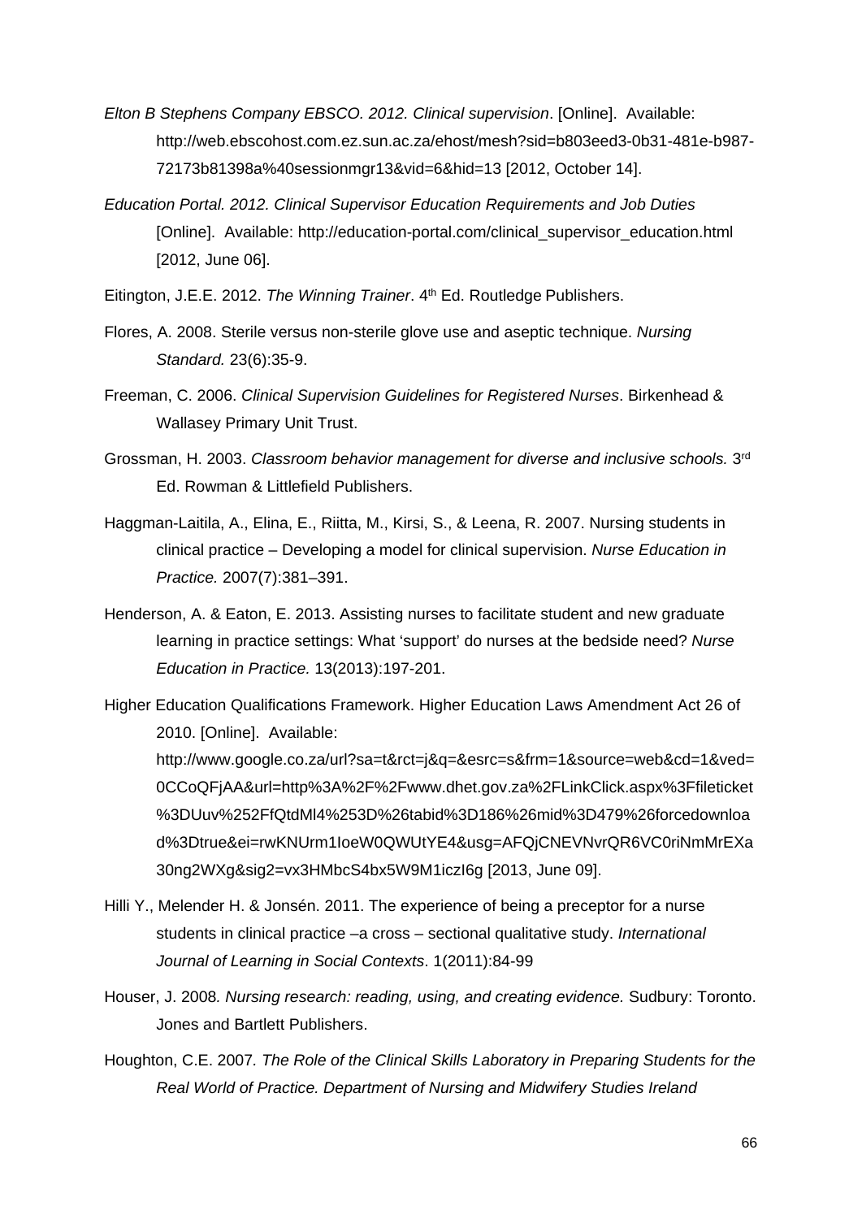*Elton B Stephens Company EBSCO. 2012. Clinical supervision*. [Online]. Available: http://web.ebscohost.com.ez.sun.ac.za/ehost/mesh?sid=b803eed3-0b31-481e-b987-72173b81398a%40sessionmgr13&vid=6&hid=13 [2012, October 14].

*Education Portal. 2012. Clinical Supervisor Education Requirements and Job Duties* [Online]. Available: http://education-portal.com/clinical_supervisor_education.html [2012, June 06].

Eitington, J.E.E. 2012. *The Winning Trainer*. 4th Ed. Routledge Publishers.

Flores, A. 2008. Sterile versus non-sterile glove use and aseptic technique. *Nursing Standard.* 23(6):35-9.

Freeman, C. 2006. *Clinical Supervision Guidelines for Registered Nurses*. Birkenhead & Wallasey Primary Unit Trust.

Grossman, H. 2003. *Classroom behavior management for diverse and inclusive schools.* 3rd Ed. Rowman & Littlefield Publishers.

Haggman-Laitila, A., Elina, E., Riitta, M., Kirsi, S., & Leena, R. 2007. Nursing students in clinical practice – Developing a model for clinical supervision. *Nurse Education in Practice.* 2007(7):381–391.

Henderson, A. & Eaton, E. 2013. Assisting nurses to facilitate student and new graduate learning in practice settings: What 'support' do nurses at the bedside need? *Nurse Education in Practice.* 13(2013):197-201.

Higher Education Qualifications Framework. Higher Education Laws Amendment Act 26 of 2010. [Online]. Available: http://www.google.co.za/url?sa=t&rct=j&q=&esrc=s&frm=1&source=web&cd=1&ved=0CCoQFjAA&url=http%3A%2F%2Fwww.dhet.gov.za%2FLinkClick.aspx%3Ffileticket%3DUuv%252FfQtdMl4%253D%26tabid%3D186%26mid%3D479%26forcedownload%3Dtrue&ei=rwKNUrm1IoeW0QWUtYE4&usg=AFQjCNEVNvrQR6VC0riNmMrEXa30ng2WXg&sig2=vx3HMbcS4bx5W9M1iczI6g [2013, June 09].

Hilli Y., Melender H. & Jonsén. 2011. The experience of being a preceptor for a nurse students in clinical practice –a cross – sectional qualitative study. *International Journal of Learning in Social Contexts*. 1(2011):84-99

Houser, J. 2008*. Nursing research: reading, using, and creating evidence.* Sudbury: Toronto. Jones and Bartlett Publishers.

Houghton, C.E. 2007*. The Role of the Clinical Skills Laboratory in Preparing Students for the Real World of Practice. Department of Nursing and Midwifery Studies Ireland*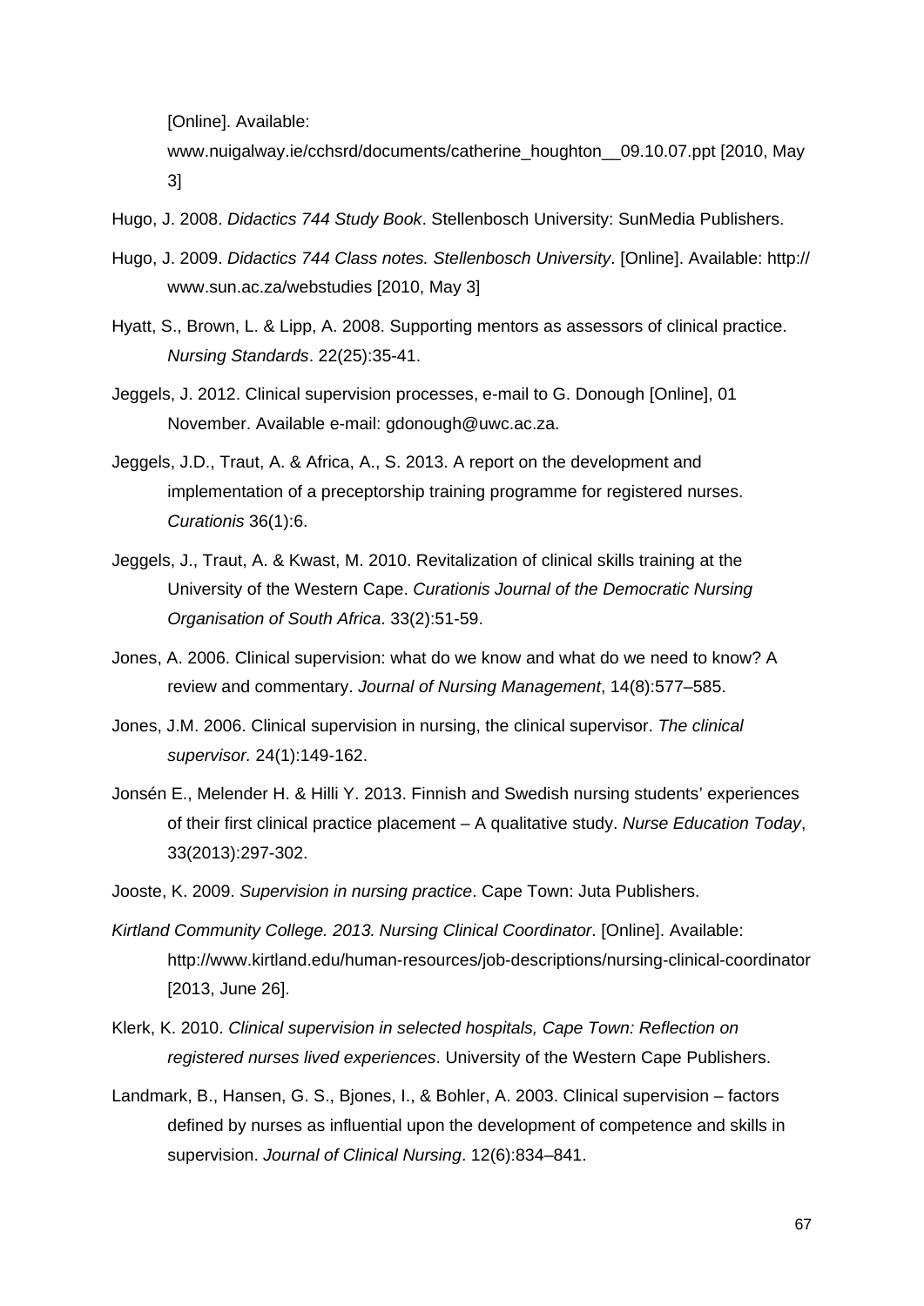[Online]. Available: www.nuigalway.ie/cchsrd/documents/catherine_houghton__09.10.07.ppt [2010, May 3]

Hugo, J. 2008. *Didactics 744 Study Book*. Stellenbosch University: SunMedia Publishers.

Hugo, J. 2009. *Didactics 744 Class notes. Stellenbosch University*. [Online]. Available: http://www.sun.ac.za/webstudies [2010, May 3]

Hyatt, S., Brown, L. & Lipp, A. 2008. Supporting mentors as assessors of clinical practice. *Nursing Standards*. 22(25):35-41.

Jeggels, J. 2012. Clinical supervision processes, e-mail to G. Donough [Online], 01 November. Available e-mail: gdonough@uwc.ac.za.

Jeggels, J.D., Traut, A. & Africa, A., S. 2013. A report on the development and implementation of a preceptorship training programme for registered nurses. *Curationis* 36(1):6.

Jeggels, J., Traut, A. & Kwast, M. 2010. Revitalization of clinical skills training at the University of the Western Cape. *Curationis Journal of the Democratic Nursing Organisation of South Africa*. 33(2):51-59.

Jones, A. 2006. Clinical supervision: what do we know and what do we need to know? A review and commentary. *Journal of Nursing Management*, 14(8):577–585.

Jones, J.M. 2006. Clinical supervision in nursing, the clinical supervisor. *The clinical supervisor.* 24(1):149-162.

Jonsén E., Melender H. & Hilli Y. 2013. Finnish and Swedish nursing students' experiences of their first clinical practice placement – A qualitative study. *Nurse Education Today*, 33(2013):297-302.

Jooste, K. 2009. *Supervision in nursing practice*. Cape Town: Juta Publishers.

*Kirtland Community College. 2013. Nursing Clinical Coordinator*. [Online]. Available: http://www.kirtland.edu/human-resources/job-descriptions/nursing-clinical-coordinator [2013, June 26].

Klerk, K. 2010. *Clinical supervision in selected hospitals, Cape Town: Reflection on registered nurses lived experiences*. University of the Western Cape Publishers.

Landmark, B., Hansen, G. S., Bjones, I., & Bohler, A. 2003. Clinical supervision – factors defined by nurses as influential upon the development of competence and skills in supervision. *Journal of Clinical Nursing*. 12(6):834–841.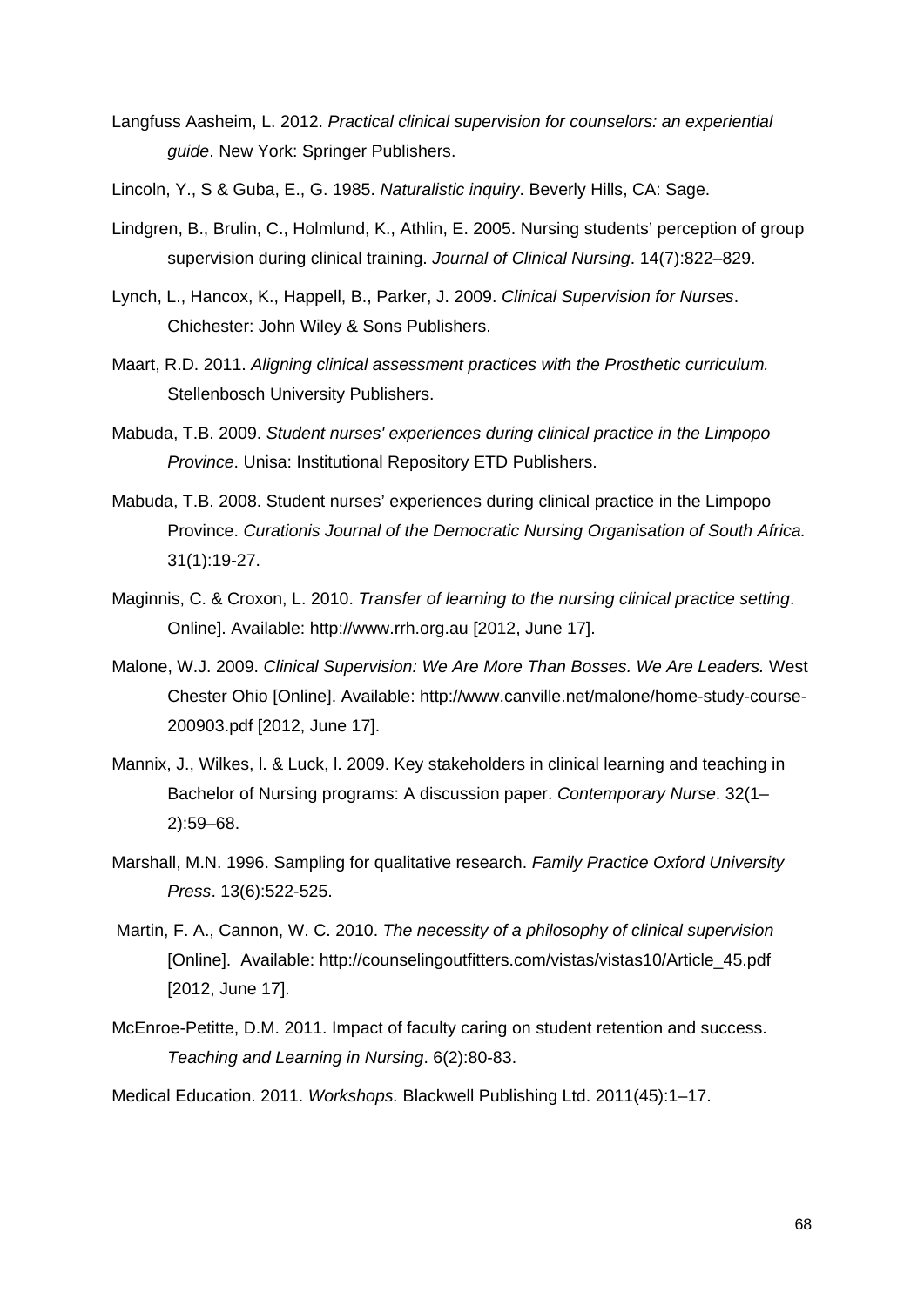Langfuss Aasheim, L. 2012. *Practical clinical supervision for counselors: an experiential guide*. New York: Springer Publishers.

Lincoln, Y., S & Guba, E., G. 1985. *Naturalistic inquiry*. Beverly Hills, CA: Sage.

Lindgren, B., Brulin, C., Holmlund, K., Athlin, E. 2005. Nursing students' perception of group supervision during clinical training. *Journal of Clinical Nursing*. 14(7):822–829.

Lynch, L., Hancox, K., Happell, B., Parker, J. 2009. *Clinical Supervision for Nurses*. Chichester: John Wiley & Sons Publishers.

Maart, R.D. 2011. *Aligning clinical assessment practices with the Prosthetic curriculum.* Stellenbosch University Publishers.

Mabuda, T.B. 2009. *Student nurses' experiences during clinical practice in the Limpopo Province*. Unisa: Institutional Repository ETD Publishers.

Mabuda, T.B. 2008. Student nurses' experiences during clinical practice in the Limpopo Province. *Curationis Journal of the Democratic Nursing Organisation of South Africa.* 31(1):19-27.

Maginnis, C. & Croxon, L. 2010. *Transfer of learning to the nursing clinical practice setting*. Online]. Available: http://www.rrh.org.au [2012, June 17].

Malone, W.J. 2009. *Clinical Supervision: We Are More Than Bosses. We Are Leaders.* West Chester Ohio [Online]. Available: http://www.canville.net/malone/home-study-course-200903.pdf [2012, June 17].

Mannix, J., Wilkes, l. & Luck, l. 2009. Key stakeholders in clinical learning and teaching in Bachelor of Nursing programs: A discussion paper. *Contemporary Nurse*. 32(1–2):59–68.

Marshall, M.N. 1996. Sampling for qualitative research. *Family Practice Oxford University Press*. 13(6):522-525.

Martin, F. A., Cannon, W. C. 2010. *The necessity of a philosophy of clinical supervision* [Online]. Available: http://counselingoutfitters.com/vistas/vistas10/Article_45.pdf [2012, June 17].

McEnroe-Petitte, D.M. 2011. Impact of faculty caring on student retention and success. *Teaching and Learning in Nursing*. 6(2):80-83.

Medical Education. 2011. *Workshops.* Blackwell Publishing Ltd. 2011(45):1–17.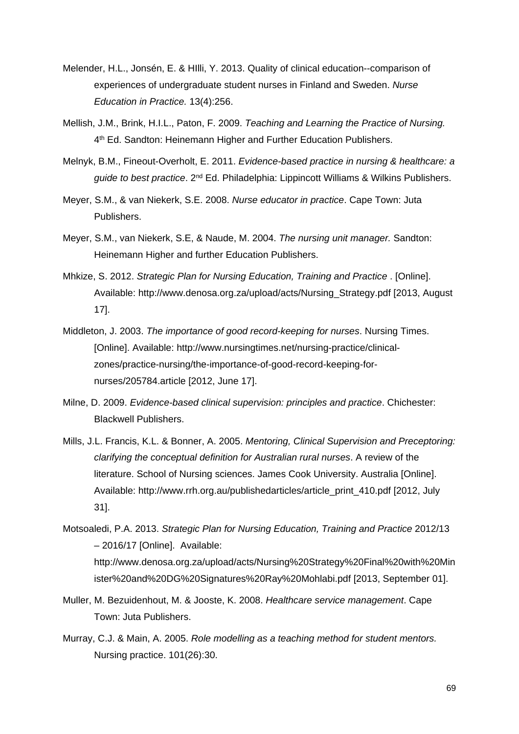Melender, H.L., Jonsén, E. & HIlli, Y. 2013. Quality of clinical education--comparison of experiences of undergraduate student nurses in Finland and Sweden. *Nurse Education in Practice.* 13(4):256.

Mellish, J.M., Brink, H.I.L., Paton, F. 2009. *Teaching and Learning the Practice of Nursing.* 4th Ed. Sandton: Heinemann Higher and Further Education Publishers.

Melnyk, B.M., Fineout-Overholt, E. 2011. *Evidence-based practice in nursing & healthcare: a guide to best practice*. 2nd Ed. Philadelphia: Lippincott Williams & Wilkins Publishers.

Meyer, S.M., & van Niekerk, S.E. 2008. *Nurse educator in practice*. Cape Town: Juta Publishers.

Meyer, S.M., van Niekerk, S.E, & Naude, M. 2004. *The nursing unit manager.* Sandton: Heinemann Higher and further Education Publishers.

Mhkize, S. 2012. *Strategic Plan for Nursing Education, Training and Practice* . [Online]. Available: http://www.denosa.org.za/upload/acts/Nursing_Strategy.pdf [2013, August 17].

Middleton, J. 2003. *The importance of good record-keeping for nurses*. Nursing Times. [Online]. Available: http://www.nursingtimes.net/nursing-practice/clinical-zones/practice-nursing/the-importance-of-good-record-keeping-for-nurses/205784.article [2012, June 17].

Milne, D. 2009. *Evidence-based clinical supervision: principles and practice*. Chichester: Blackwell Publishers.

Mills, J.L. Francis, K.L. & Bonner, A. 2005. *Mentoring, Clinical Supervision and Preceptoring: clarifying the conceptual definition for Australian rural nurses*. A review of the literature. School of Nursing sciences. James Cook University. Australia [Online]. Available: http://www.rrh.org.au/publishedarticles/article_print_410.pdf [2012, July 31].

Motsoaledi, P.A. 2013. *Strategic Plan for Nursing Education, Training and Practice* 2012/13 – 2016/17 [Online]. Available: http://www.denosa.org.za/upload/acts/Nursing%20Strategy%20Final%20with%20Minister%20and%20DG%20Signatures%20Ray%20Mohlabi.pdf [2013, September 01].

Muller, M. Bezuidenhout, M. & Jooste, K. 2008. *Healthcare service management*. Cape Town: Juta Publishers.

Murray, C.J. & Main, A. 2005. *Role modelling as a teaching method for student mentors.* Nursing practice. 101(26):30.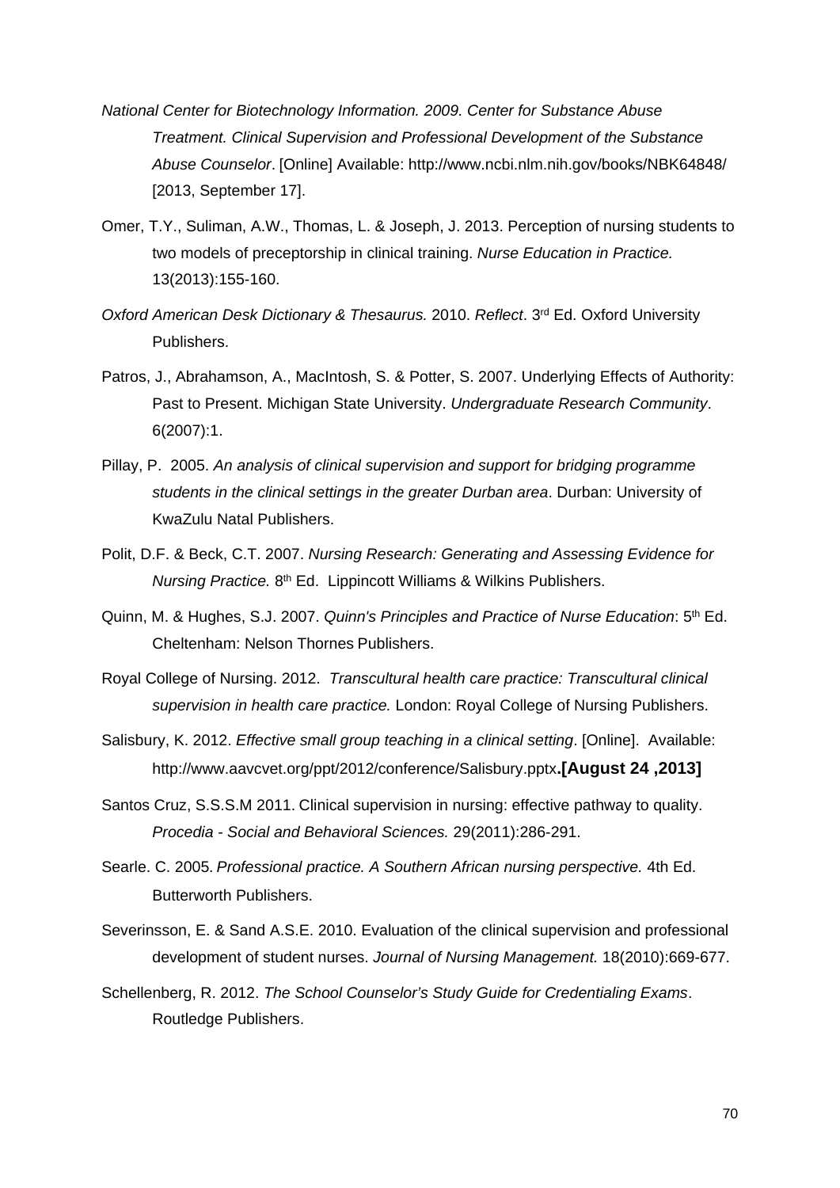*National Center for Biotechnology Information. 2009. Center for Substance Abuse Treatment. Clinical Supervision and Professional Development of the Substance Abuse Counselor*. [Online] Available: http://www.ncbi.nlm.nih.gov/books/NBK64848/ [2013, September 17].

Omer, T.Y., Suliman, A.W., Thomas, L. & Joseph, J. 2013. Perception of nursing students to two models of preceptorship in clinical training. *Nurse Education in Practice.* 13(2013):155-160.

*Oxford American Desk Dictionary & Thesaurus.* 2010. *Reflect*. 3rd Ed. Oxford University Publishers.

Patros, J., Abrahamson, A., MacIntosh, S. & Potter, S. 2007. Underlying Effects of Authority: Past to Present. Michigan State University. *Undergraduate Research Community*. 6(2007):1.

Pillay, P. 2005. *An analysis of clinical supervision and support for bridging programme students in the clinical settings in the greater Durban area*. Durban: University of KwaZulu Natal Publishers.

Polit, D.F. & Beck, C.T. 2007. *Nursing Research: Generating and Assessing Evidence for Nursing Practice.* 8th Ed. Lippincott Williams & Wilkins Publishers.

Quinn, M. & Hughes, S.J. 2007. *Quinn's Principles and Practice of Nurse Education*: 5th Ed. Cheltenham: Nelson Thornes Publishers.

Royal College of Nursing. 2012. *Transcultural health care practice: Transcultural clinical supervision in health care practice.* London: Royal College of Nursing Publishers.

Salisbury, K. 2012. *Effective small group teaching in a clinical setting*. [Online]. Available: http://www.aavcvet.org/ppt/2012/conference/Salisbury.pptx**.[August 24 ,2013]**

Santos Cruz, S.S.S.M 2011. Clinical supervision in nursing: effective pathway to quality. *Procedia - Social and Behavioral Sciences.* 29(2011):286-291.

Searle. C. 2005. *Professional practice. A Southern African nursing perspective.* 4th Ed. Butterworth Publishers.

Severinsson, E. & Sand A.S.E. 2010. Evaluation of the clinical supervision and professional development of student nurses. *Journal of Nursing Management.* 18(2010):669-677.

Schellenberg, R. 2012. *The School Counselor's Study Guide for Credentialing Exams*. Routledge Publishers.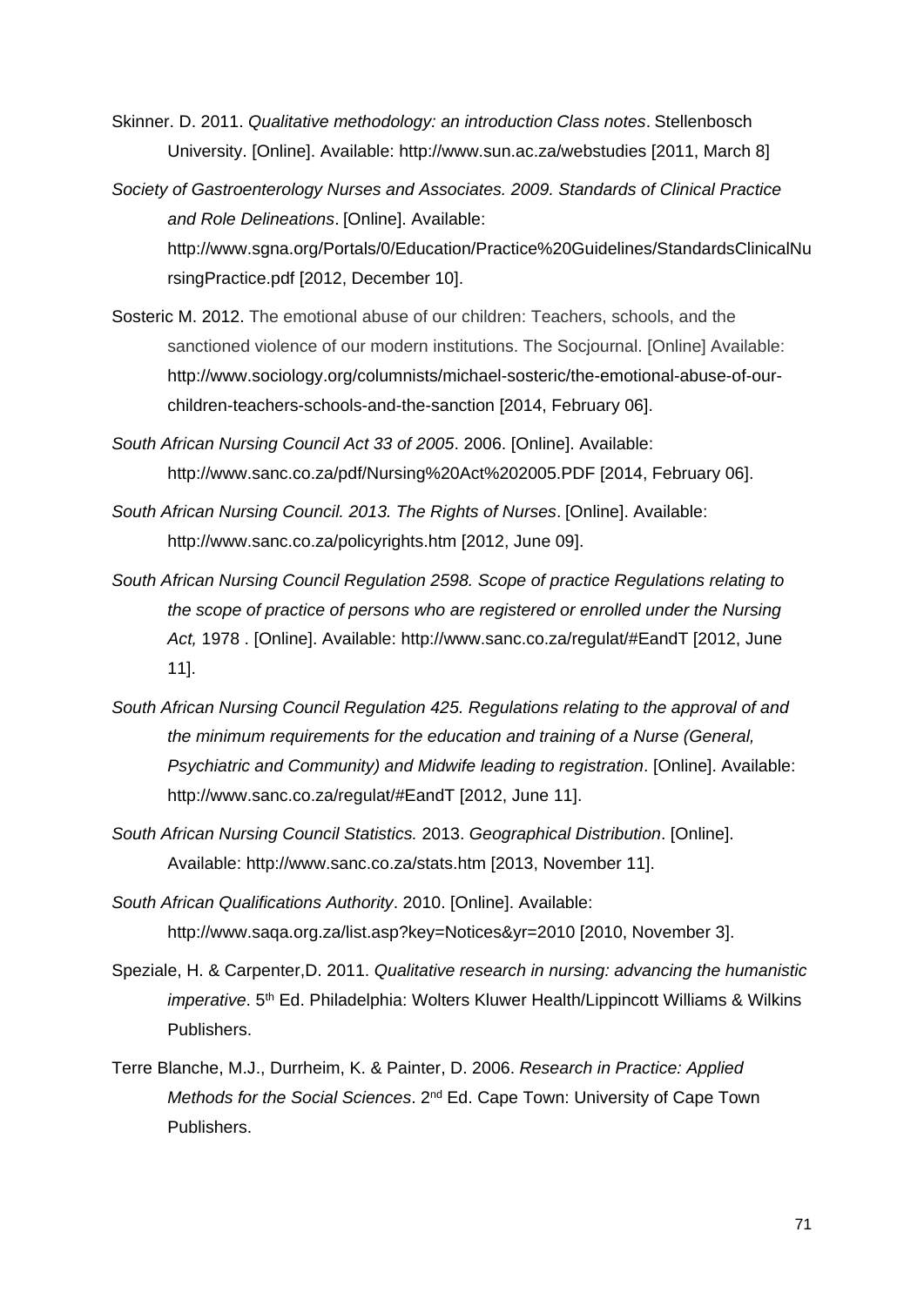Skinner. D. 2011. *Qualitative methodology: an introduction Class notes*. Stellenbosch University. [Online]. Available: http://www.sun.ac.za/webstudies [2011, March 8]

*Society of Gastroenterology Nurses and Associates. 2009. Standards of Clinical Practice and Role Delineations*. [Online]. Available: http://www.sgna.org/Portals/0/Education/Practice%20Guidelines/StandardsClinicalNursingPractice.pdf [2012, December 10].

Sosteric M. 2012. The emotional abuse of our children: Teachers, schools, and the sanctioned violence of our modern institutions. The Socjournal. [Online] Available: http://www.sociology.org/columnists/michael-sosteric/the-emotional-abuse-of-our-children-teachers-schools-and-the-sanction [2014, February 06].

*South African Nursing Council Act 33 of 2005*. 2006. [Online]. Available: http://www.sanc.co.za/pdf/Nursing%20Act%202005.PDF [2014, February 06].

*South African Nursing Council. 2013. The Rights of Nurses*. [Online]. Available: http://www.sanc.co.za/policyrights.htm [2012, June 09].

*South African Nursing Council Regulation 2598. Scope of practice Regulations relating to the scope of practice of persons who are registered or enrolled under the Nursing Act,* 1978 . [Online]. Available: http://www.sanc.co.za/regulat/#EandT [2012, June 11].

*South African Nursing Council Regulation 425. Regulations relating to the approval of and the minimum requirements for the education and training of a Nurse (General, Psychiatric and Community) and Midwife leading to registration*. [Online]. Available: http://www.sanc.co.za/regulat/#EandT [2012, June 11].

*South African Nursing Council Statistics.* 2013. *Geographical Distribution*. [Online]. Available: http://www.sanc.co.za/stats.htm [2013, November 11].

*South African Qualifications Authority*. 2010. [Online]. Available: http://www.saqa.org.za/list.asp?key=Notices&yr=2010 [2010, November 3].

Speziale, H. & Carpenter,D. 2011. *Qualitative research in nursing: advancing the humanistic imperative*. 5th Ed. Philadelphia: Wolters Kluwer Health/Lippincott Williams & Wilkins Publishers.

Terre Blanche, M.J., Durrheim, K. & Painter, D. 2006. *Research in Practice: Applied Methods for the Social Sciences*. 2nd Ed. Cape Town: University of Cape Town Publishers.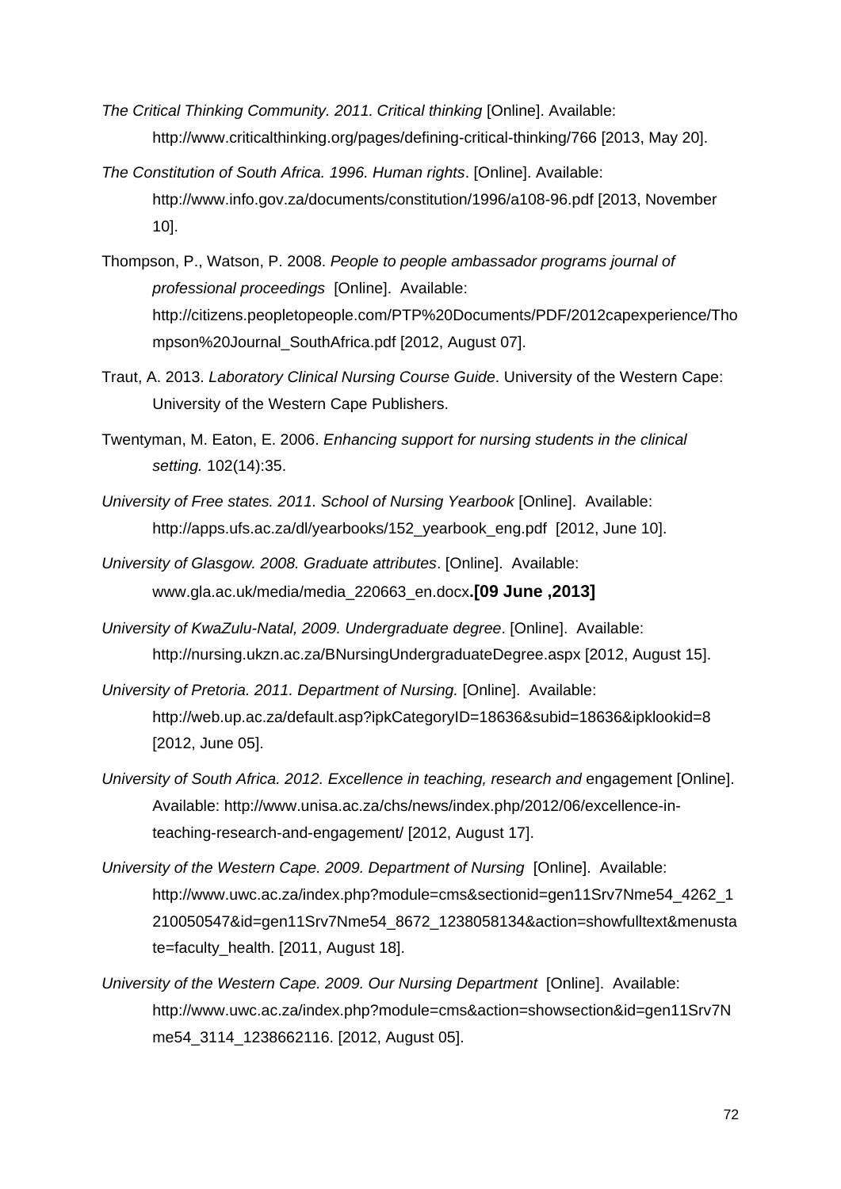*The Critical Thinking Community. 2011. Critical thinking* [Online]. Available: http://www.criticalthinking.org/pages/defining-critical-thinking/766 [2013, May 20].

*The Constitution of South Africa. 1996. Human rights*. [Online]. Available: http://www.info.gov.za/documents/constitution/1996/a108-96.pdf [2013, November 10].

Thompson, P., Watson, P. 2008. *People to people ambassador programs journal of professional proceedings* [Online]. Available: http://citizens.peopletopeople.com/PTP%20Documents/PDF/2012capexperience/Thompson%20Journal_SouthAfrica.pdf [2012, August 07].

Traut, A. 2013. *Laboratory Clinical Nursing Course Guide*. University of the Western Cape: University of the Western Cape Publishers.

Twentyman, M. Eaton, E. 2006. *Enhancing support for nursing students in the clinical setting.* 102(14):35.

*University of Free states. 2011. School of Nursing Yearbook* [Online]. Available: http://apps.ufs.ac.za/dl/yearbooks/152_yearbook_eng.pdf [2012, June 10].

*University of Glasgow. 2008. Graduate attributes*. [Online]. Available: www.gla.ac.uk/media/media_220663_en.docx**.[09 June ,2013]**

*University of KwaZulu-Natal, 2009. Undergraduate degree*. [Online]. Available: http://nursing.ukzn.ac.za/BNursingUndergraduateDegree.aspx [2012, August 15].

*University of Pretoria. 2011. Department of Nursing.* [Online]. Available: http://web.up.ac.za/default.asp?ipkCategoryID=18636&subid=18636&ipklookid=8 [2012, June 05].

*University of South Africa. 2012. Excellence in teaching, research and* engagement [Online]. Available: http://www.unisa.ac.za/chs/news/index.php/2012/06/excellence-in-teaching-research-and-engagement/ [2012, August 17].

*University of the Western Cape. 2009. Department of Nursing* [Online]. Available: http://www.uwc.ac.za/index.php?module=cms&sectionid=gen11Srv7Nme54_4262_1210050547&id=gen11Srv7Nme54_8672_1238058134&action=showfulltext&menustate=faculty_health. [2011, August 18].

*University of the Western Cape. 2009. Our Nursing Department* [Online]. Available: http://www.uwc.ac.za/index.php?module=cms&action=showsection&id=gen11Srv7Nme54_3114_1238662116. [2012, August 05].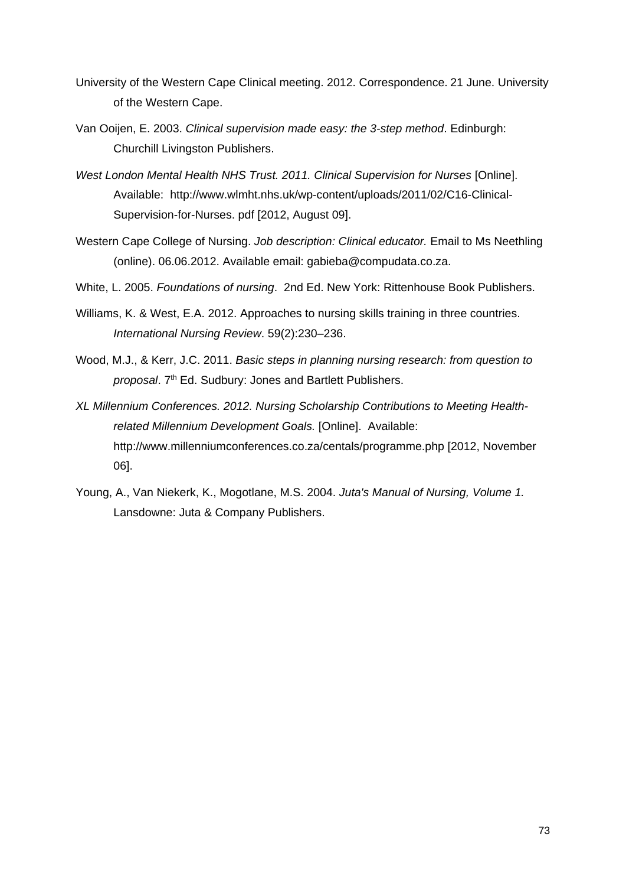University of the Western Cape Clinical meeting. 2012. Correspondence. 21 June. University of the Western Cape.

Van Ooijen, E. 2003. *Clinical supervision made easy: the 3-step method*. Edinburgh: Churchill Livingston Publishers.

*West London Mental Health NHS Trust. 2011. Clinical Supervision for Nurses* [Online]. Available: http://www.wlmht.nhs.uk/wp-content/uploads/2011/02/C16-Clinical-Supervision-for-Nurses. pdf [2012, August 09].

Western Cape College of Nursing. *Job description: Clinical educator.* Email to Ms Neethling (online). 06.06.2012. Available email: gabieba@compudata.co.za.

White, L. 2005. *Foundations of nursing*. 2nd Ed. New York: Rittenhouse Book Publishers.

Williams, K. & West, E.A. 2012. Approaches to nursing skills training in three countries. *International Nursing Review*. 59(2):230–236.

Wood, M.J., & Kerr, J.C. 2011. *Basic steps in planning nursing research: from question to proposal*. 7th Ed. Sudbury: Jones and Bartlett Publishers.

*XL Millennium Conferences. 2012. Nursing Scholarship Contributions to Meeting Health-related Millennium Development Goals.* [Online]. Available: http://www.millenniumconferences.co.za/centals/programme.php [2012, November 06].

Young, A., Van Niekerk, K., Mogotlane, M.S. 2004. *Juta's Manual of Nursing, Volume 1.* Lansdowne: Juta & Company Publishers.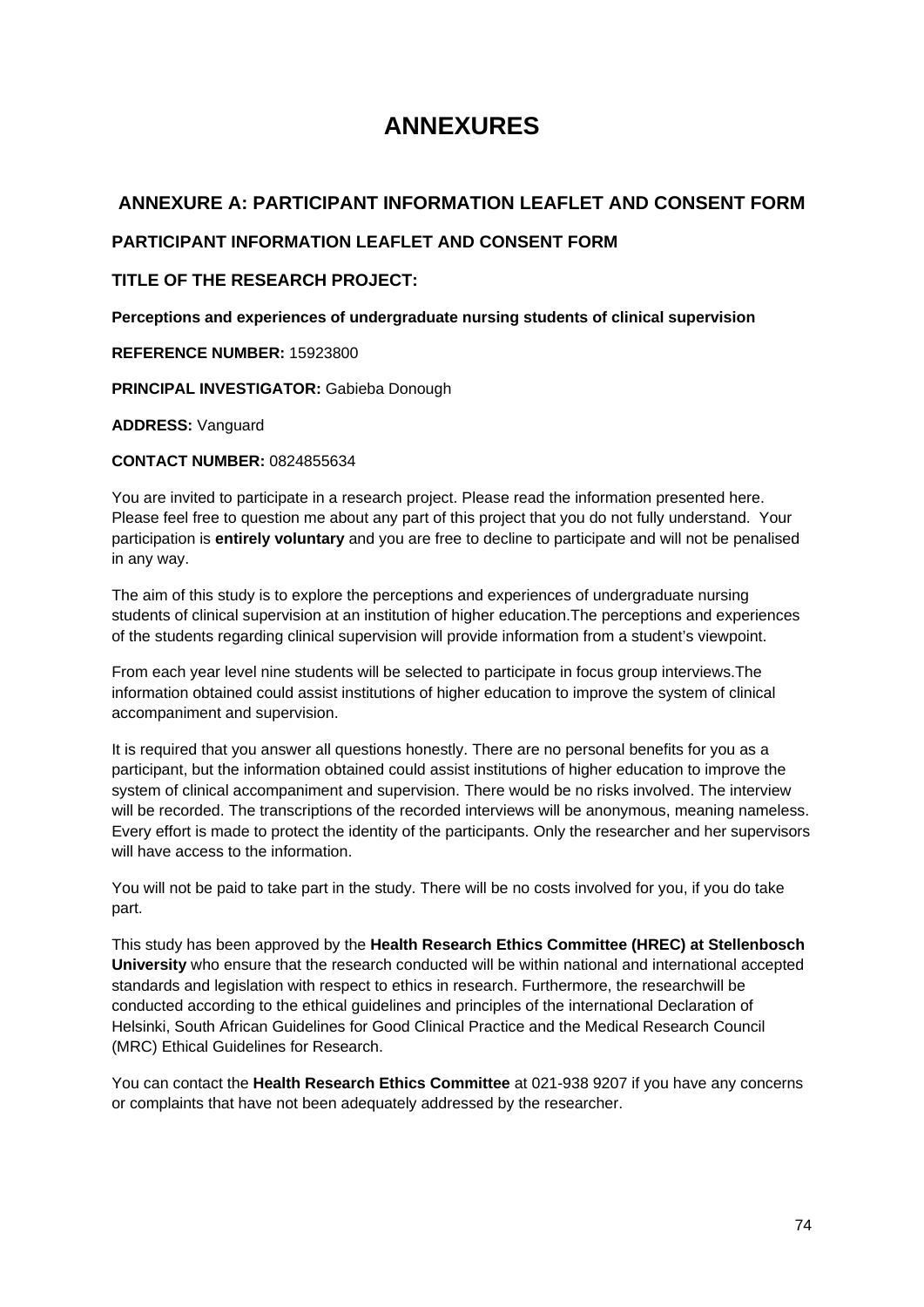# ANNEXURES

## ANNEXURE A: PARTICIPANT INFORMATION LEAFLET AND CONSENT FORM

### PARTICIPANT INFORMATION LEAFLET AND CONSENT FORM

### TITLE OF THE RESEARCH PROJECT:

**Perceptions and experiences of undergraduate nursing students of clinical supervision**

**REFERENCE NUMBER:** 15923800

**PRINCIPAL INVESTIGATOR:** Gabieba Donough

**ADDRESS:** Vanguard

**CONTACT NUMBER:** 0824855634

You are invited to participate in a research project. Please read the information presented here. Please feel free to question me about any part of this project that you do not fully understand. Your participation is **entirely voluntary** and you are free to decline to participate and will not be penalised in any way.

The aim of this study is to explore the perceptions and experiences of undergraduate nursing students of clinical supervision at an institution of higher education.The perceptions and experiences of the students regarding clinical supervision will provide information from a student's viewpoint.

From each year level nine students will be selected to participate in focus group interviews.The information obtained could assist institutions of higher education to improve the system of clinical accompaniment and supervision.

It is required that you answer all questions honestly. There are no personal benefits for you as a participant, but the information obtained could assist institutions of higher education to improve the system of clinical accompaniment and supervision. There would be no risks involved. The interview will be recorded. The transcriptions of the recorded interviews will be anonymous, meaning nameless. Every effort is made to protect the identity of the participants. Only the researcher and her supervisors will have access to the information.

You will not be paid to take part in the study. There will be no costs involved for you, if you do take part.

This study has been approved by the **Health Research Ethics Committee (HREC) at Stellenbosch University** who ensure that the research conducted will be within national and international accepted standards and legislation with respect to ethics in research. Furthermore, the researchwill be conducted according to the ethical guidelines and principles of the international Declaration of Helsinki, South African Guidelines for Good Clinical Practice and the Medical Research Council (MRC) Ethical Guidelines for Research.

You can contact the **Health Research Ethics Committee** at 021-938 9207 if you have any concerns or complaints that have not been adequately addressed by the researcher.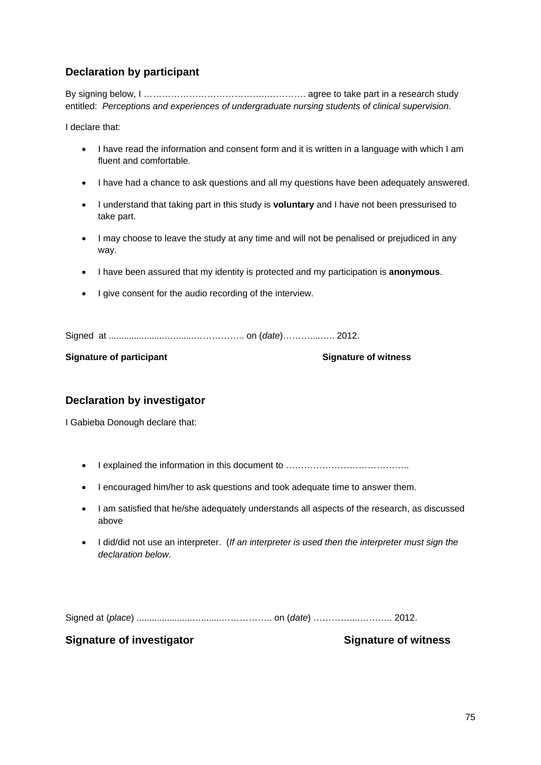## Declaration by participant

By signing below, I …………………………………..………… agree to take part in a research study entitled: *Perceptions and experiences of undergraduate nursing students of clinical supervision*.

I declare that:

- I have read the information and consent form and it is written in a language with which I am fluent and comfortable.
- I have had a chance to ask questions and all my questions have been adequately answered.
- I understand that taking part in this study is **voluntary** and I have not been pressurised to take part.
- I may choose to leave the study at any time and will not be penalised or prejudiced in any way.
- I have been assured that my identity is protected and my participation is **anonymous**.
- I give consent for the audio recording of the interview.

Signed at .....................….......…………….. on (*date*)………...….. 2012.

**Signature of participant** **Signature of witness**

## Declaration by investigator

I Gabieba Donough declare that:

- I explained the information in this document to …………………………………..
- I encouraged him/her to ask questions and took adequate time to answer them.
- I am satisfied that he/she adequately understands all aspects of the research, as discussed above
- I did/did not use an interpreter. (*If an interpreter is used then the interpreter must sign the declaration below.*

Signed at (*place*) .....................….......…………….. on (*date*) …………....……….. 2012.

**Signature of investigator** **Signature of witness**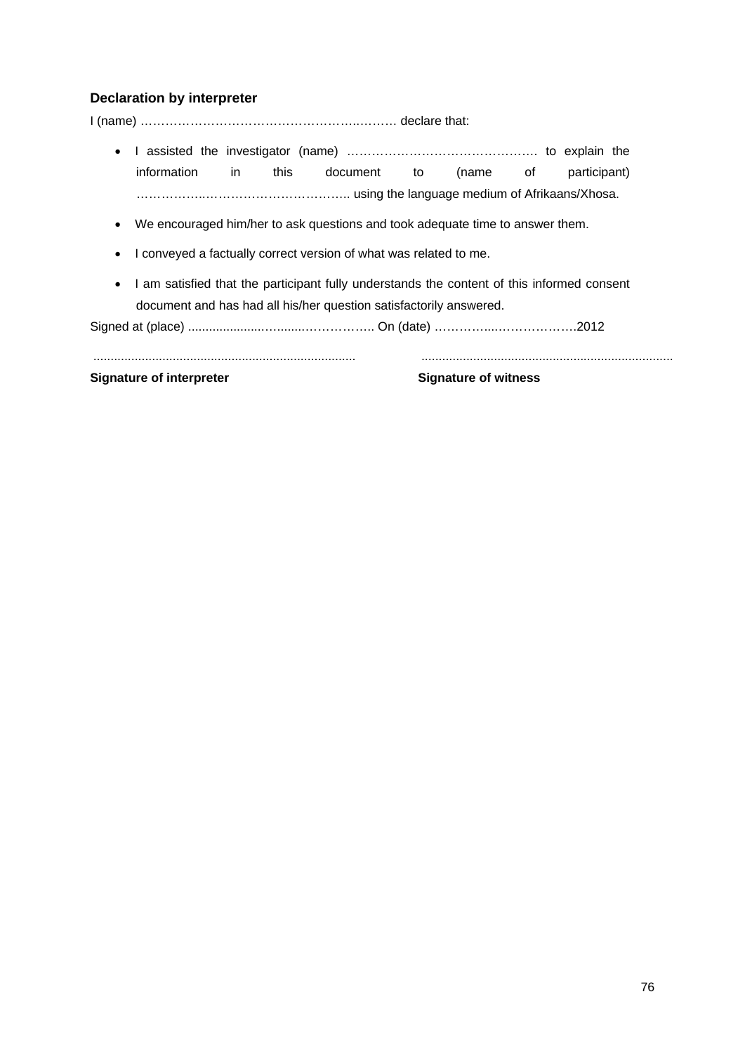### Declaration by interpreter

I (name) ……………………………………………………..……… declare that:

- I assisted the investigator (name) ………………………………………. to explain the information in this document to (name of participant) ……………..……………………………….. using the language medium of Afrikaans/Xhosa.
- We encouraged him/her to ask questions and took adequate time to answer them.
- I conveyed a factually correct version of what was related to me.
- I am satisfied that the participant fully understands the content of this informed consent document and has had all his/her question satisfactorily answered.

Signed at (place) ......................…........…………….. On (date) …………...…………………2012

............................................................................ ........................................................................

**Signature of interpreter** **Signature of witness**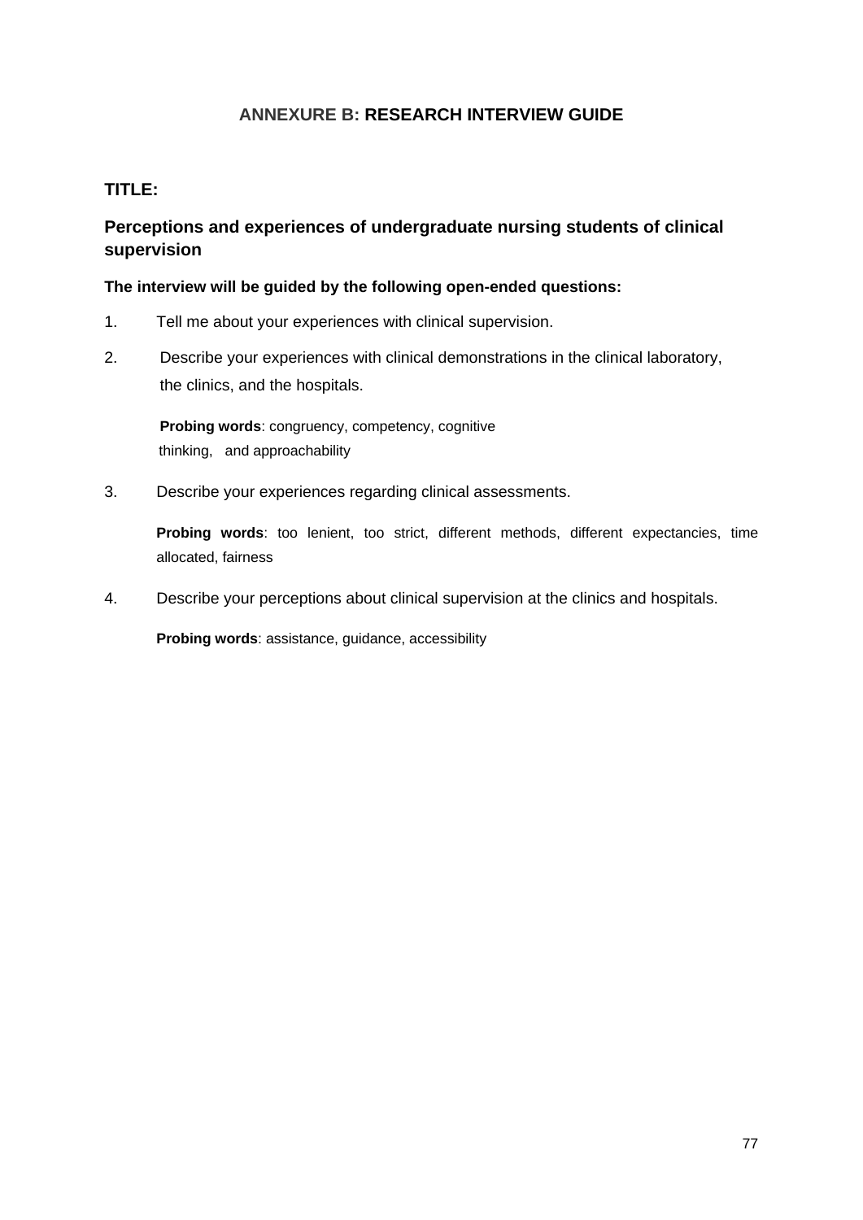## ANNEXURE B: RESEARCH INTERVIEW GUIDE

**TITLE:**

**Perceptions and experiences of undergraduate nursing students of clinical supervision**

**The interview will be guided by the following open-ended questions:**

1. Tell me about your experiences with clinical supervision.

2. Describe your experiences with clinical demonstrations in the clinical laboratory, the clinics, and the hospitals.

   **Probing words**: congruency, competency, cognitive thinking, and approachability

3. Describe your experiences regarding clinical assessments.

   **Probing words**: too lenient, too strict, different methods, different expectancies, time allocated, fairness

4. Describe your perceptions about clinical supervision at the clinics and hospitals.

   **Probing words**: assistance, guidance, accessibility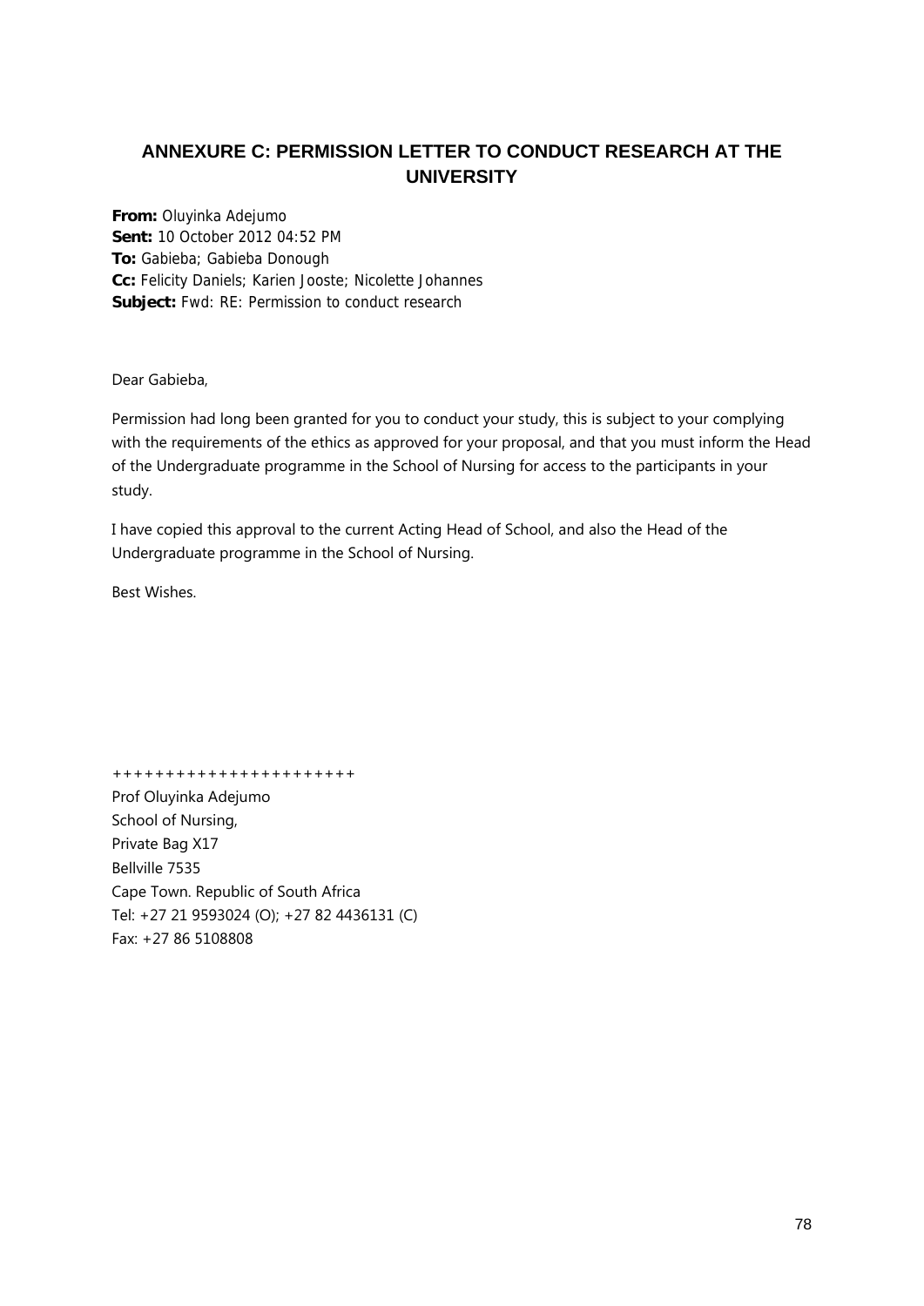## ANNEXURE C: PERMISSION LETTER TO CONDUCT RESEARCH AT THE UNIVERSITY

**From:** Oluyinka Adejumo
**Sent:** 10 October 2012 04:52 PM
**To:** Gabieba; Gabieba Donough
**Cc:** Felicity Daniels; Karien Jooste; Nicolette Johannes
**Subject:** Fwd: RE: Permission to conduct research

Dear Gabieba,

Permission had long been granted for you to conduct your study, this is subject to your complying with the requirements of the ethics as approved for your proposal, and that you must inform the Head of the Undergraduate programme in the School of Nursing for access to the participants in your study.

I have copied this approval to the current Acting Head of School, and also the Head of the Undergraduate programme in the School of Nursing.

Best Wishes.

++++++++++++++++++++++

Prof Oluyinka Adejumo
School of Nursing,
Private Bag X17
Bellville 7535
Cape Town. Republic of South Africa
Tel: +27 21 9593024 (O); +27 82 4436131 (C)
Fax: +27 86 5108808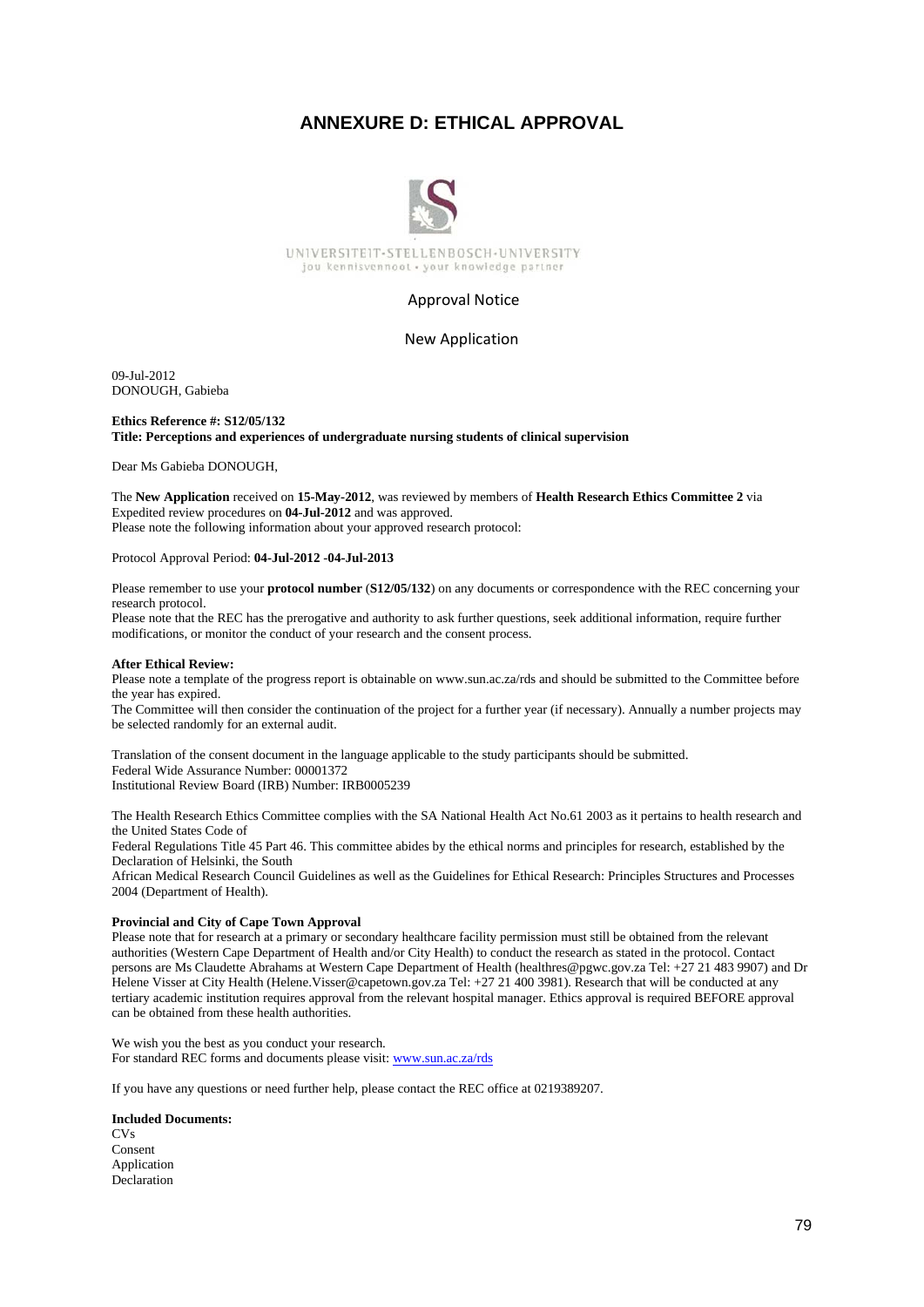# ANNEXURE D: ETHICAL APPROVAL

UNIVERSITEIT·STELLENBOSCH·UNIVERSITY
jou kennisvennoot • your knowledge partner

Approval Notice

New Application

09-Jul-2012
DONOUGH, Gabieba

**Ethics Reference #: S12/05/132**
**Title: Perceptions and experiences of undergraduate nursing students of clinical supervision**

Dear Ms Gabieba DONOUGH,

The **New Application** received on **15-May-2012**, was reviewed by members of **Health Research Ethics Committee 2** via Expedited review procedures on **04-Jul-2012** and was approved.
Please note the following information about your approved research protocol:

Protocol Approval Period: **04-Jul-2012 -04-Jul-2013**

Please remember to use your **protocol number** (**S12/05/132**) on any documents or correspondence with the REC concerning your research protocol.
Please note that the REC has the prerogative and authority to ask further questions, seek additional information, require further modifications, or monitor the conduct of your research and the consent process.

**After Ethical Review:**
Please note a template of the progress report is obtainable on www.sun.ac.za/rds and should be submitted to the Committee before the year has expired.
The Committee will then consider the continuation of the project for a further year (if necessary). Annually a number projects may be selected randomly for an external audit.

Translation of the consent document in the language applicable to the study participants should be submitted.
Federal Wide Assurance Number: 00001372
Institutional Review Board (IRB) Number: IRB0005239

The Health Research Ethics Committee complies with the SA National Health Act No.61 2003 as it pertains to health research and the United States Code of
Federal Regulations Title 45 Part 46. This committee abides by the ethical norms and principles for research, established by the Declaration of Helsinki, the South
African Medical Research Council Guidelines as well as the Guidelines for Ethical Research: Principles Structures and Processes 2004 (Department of Health).

**Provincial and City of Cape Town Approval**
Please note that for research at a primary or secondary healthcare facility permission must still be obtained from the relevant authorities (Western Cape Department of Health and/or City Health) to conduct the research as stated in the protocol. Contact persons are Ms Claudette Abrahams at Western Cape Department of Health (healthres@pgwc.gov.za Tel: +27 21 483 9907) and Dr Helene Visser at City Health (Helene.Visser@capetown.gov.za Tel: +27 21 400 3981). Research that will be conducted at any tertiary academic institution requires approval from the relevant hospital manager. Ethics approval is required BEFORE approval can be obtained from these health authorities.

We wish you the best as you conduct your research.
For standard REC forms and documents please visit: www.sun.ac.za/rds

If you have any questions or need further help, please contact the REC office at 0219389207.

**Included Documents:**
CVs
Consent
Application
Declaration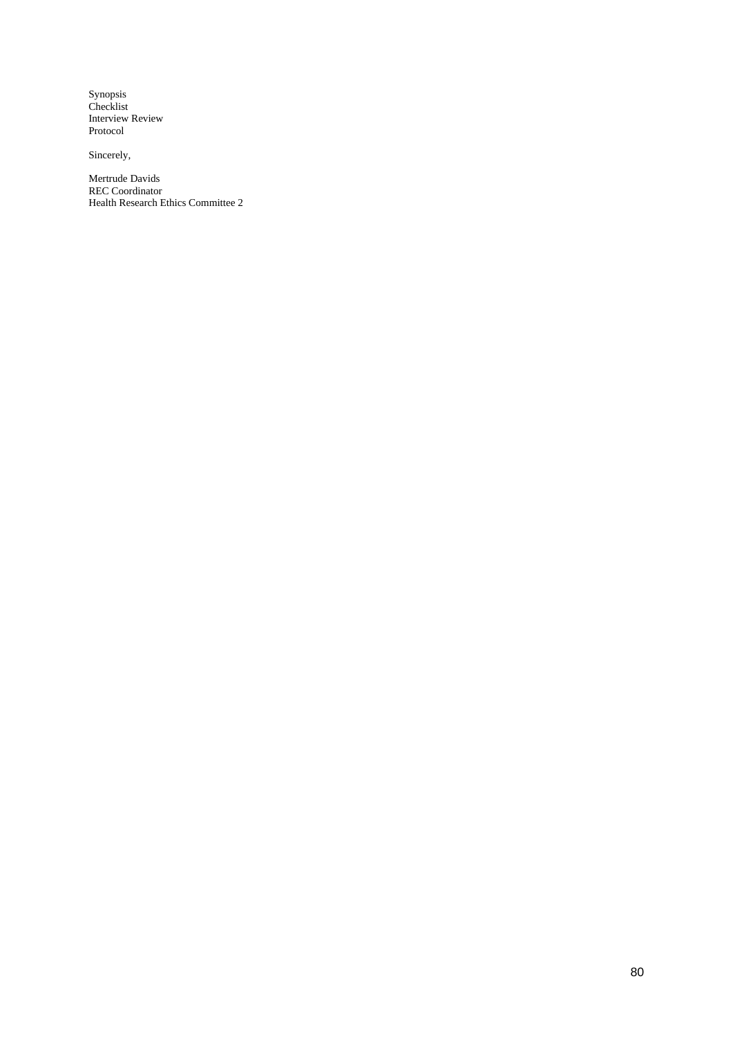Synopsis  
Checklist  
Interview Review  
Protocol

Sincerely,

Mertrude Davids  
REC Coordinator  
Health Research Ethics Committee 2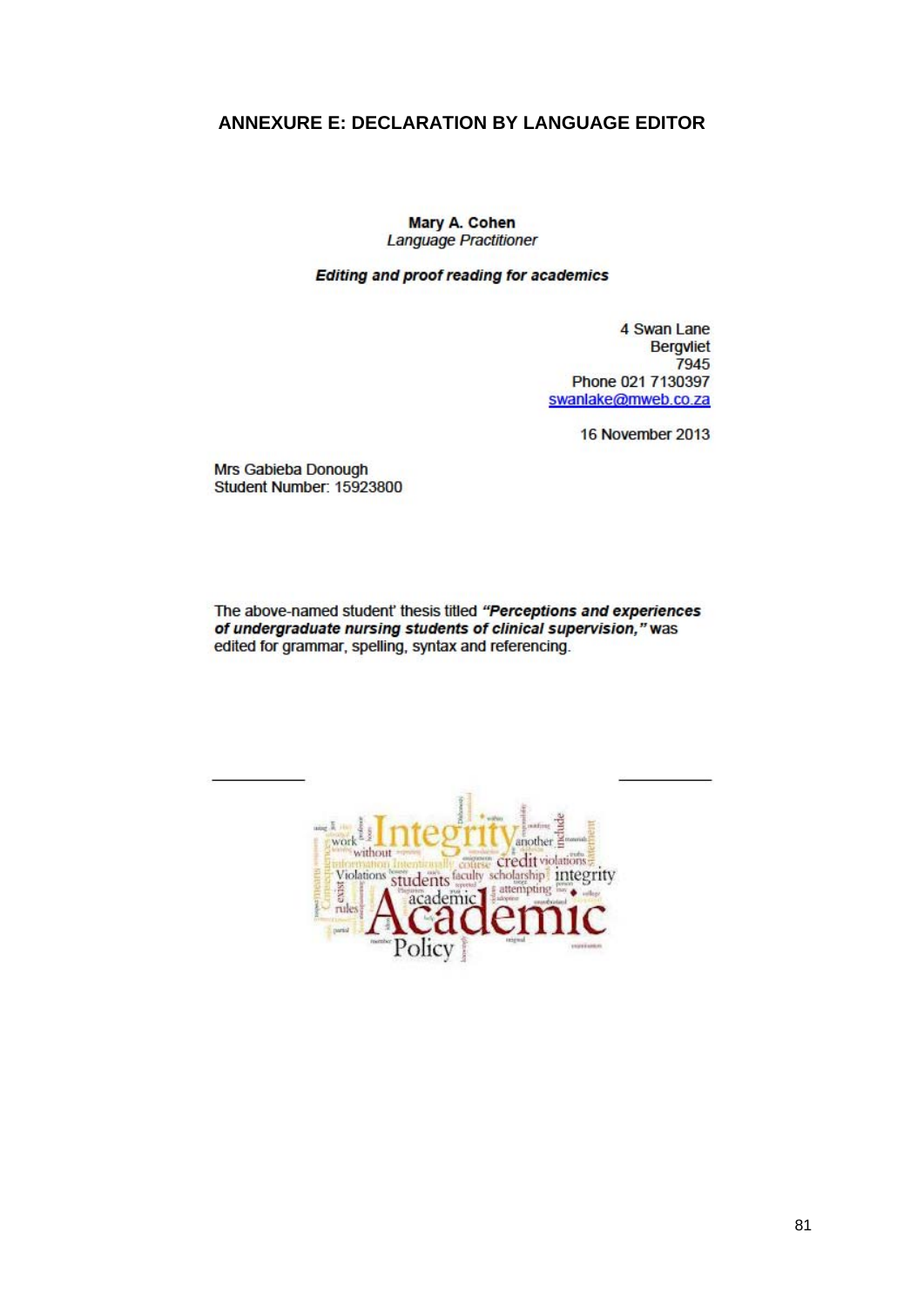## ANNEXURE E: DECLARATION BY LANGUAGE EDITOR

**Mary A. Cohen**
*Language Practitioner*

***Editing and proof reading for academics***

4 Swan Lane
Bergvliet
7945
Phone 021 7130397
swanlake@mweb.co.za

16 November 2013

Mrs Gabieba Donough
Student Number: 15923800

The above-named student' thesis titled ***"Perceptions and experiences of undergraduate nursing students of clinical supervision,"*** was edited for grammar, spelling, syntax and referencing.

__________ __________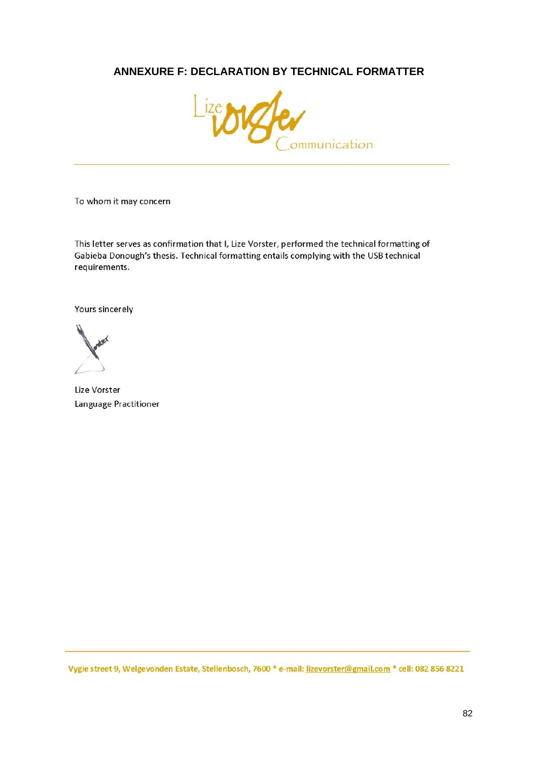## ANNEXURE F: DECLARATION BY TECHNICAL FORMATTER

Lize Vorster Communication

To whom it may concern

This letter serves as confirmation that I, Lize Vorster, performed the technical formatting of Gabieba Donough's thesis. Technical formatting entails complying with the USB technical requirements.

Yours sincerely

Lize Vorster
Language Practitioner

Vygie street 9, Welgevonden Estate, Stellenbosch, 7600 * e-mail: lizevorster@gmail.com * cell: 082 856 8221